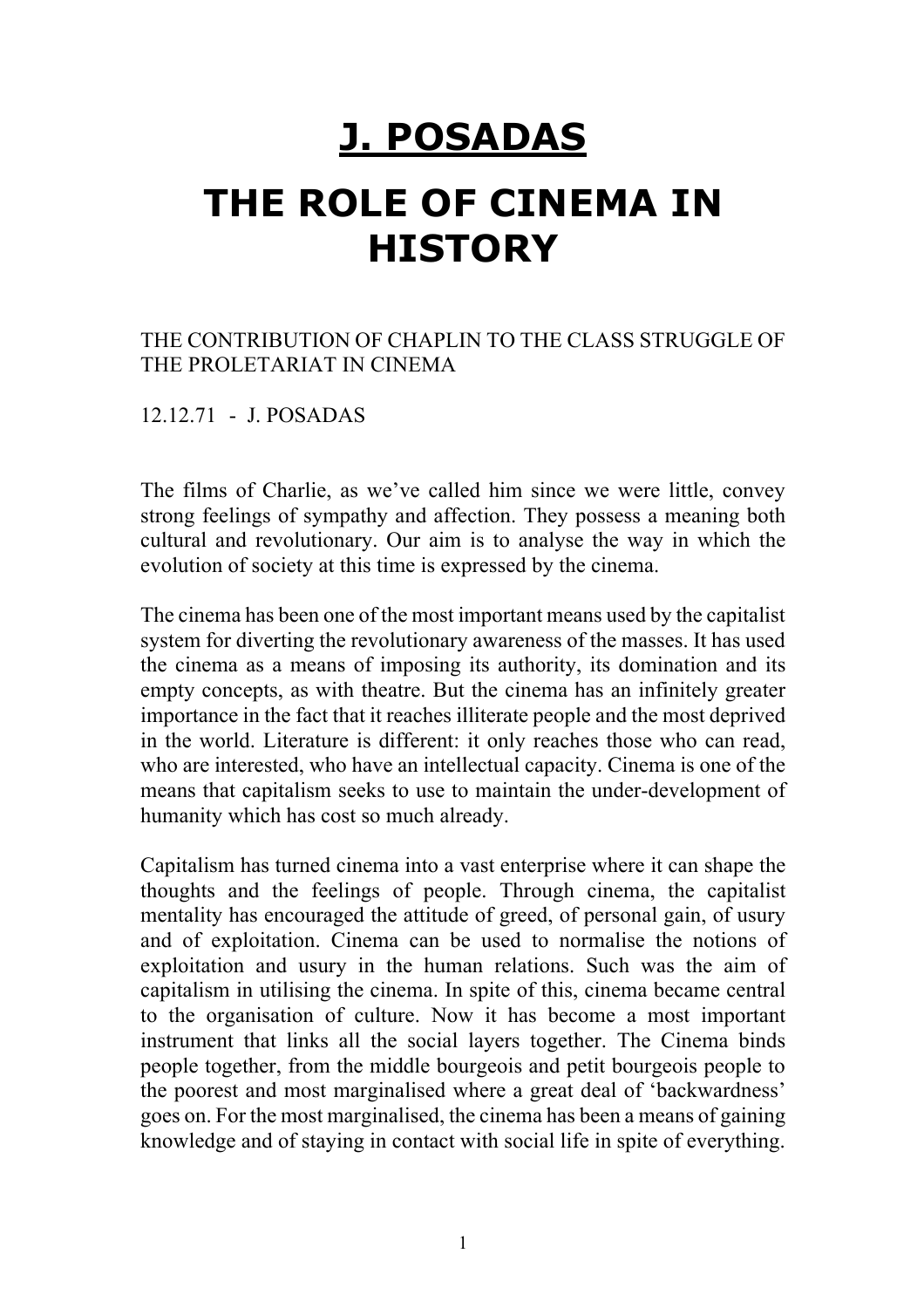# J. POSADAS

# THE ROLE OF CINEMA IN HISTORY

THE CONTRIBUTION OF CHAPLIN TO THE CLASS STRUGGLE OF THE PROLETARIAT IN CINEMA

12.12.71 - J. POSADAS

The films of Charlie, as we've called him since we were little, convey strong feelings of sympathy and affection. They possess a meaning both cultural and revolutionary. Our aim is to analyse the way in which the evolution of society at this time is expressed by the cinema.

The cinema has been one of the most important means used by the capitalist system for diverting the revolutionary awareness of the masses. It has used the cinema as a means of imposing its authority, its domination and its empty concepts, as with theatre. But the cinema has an infinitely greater importance in the fact that it reaches illiterate people and the most deprived in the world. Literature is different: it only reaches those who can read, who are interested, who have an intellectual capacity. Cinema is one of the means that capitalism seeks to use to maintain the under-development of humanity which has cost so much already.

Capitalism has turned cinema into a vast enterprise where it can shape the thoughts and the feelings of people. Through cinema, the capitalist mentality has encouraged the attitude of greed, of personal gain, of usury and of exploitation. Cinema can be used to normalise the notions of exploitation and usury in the human relations. Such was the aim of capitalism in utilising the cinema. In spite of this, cinema became central to the organisation of culture. Now it has become a most important instrument that links all the social layers together. The Cinema binds people together, from the middle bourgeois and petit bourgeois people to the poorest and most marginalised where a great deal of 'backwardness' goes on. For the most marginalised, the cinema has been a means of gaining knowledge and of staying in contact with social life in spite of everything.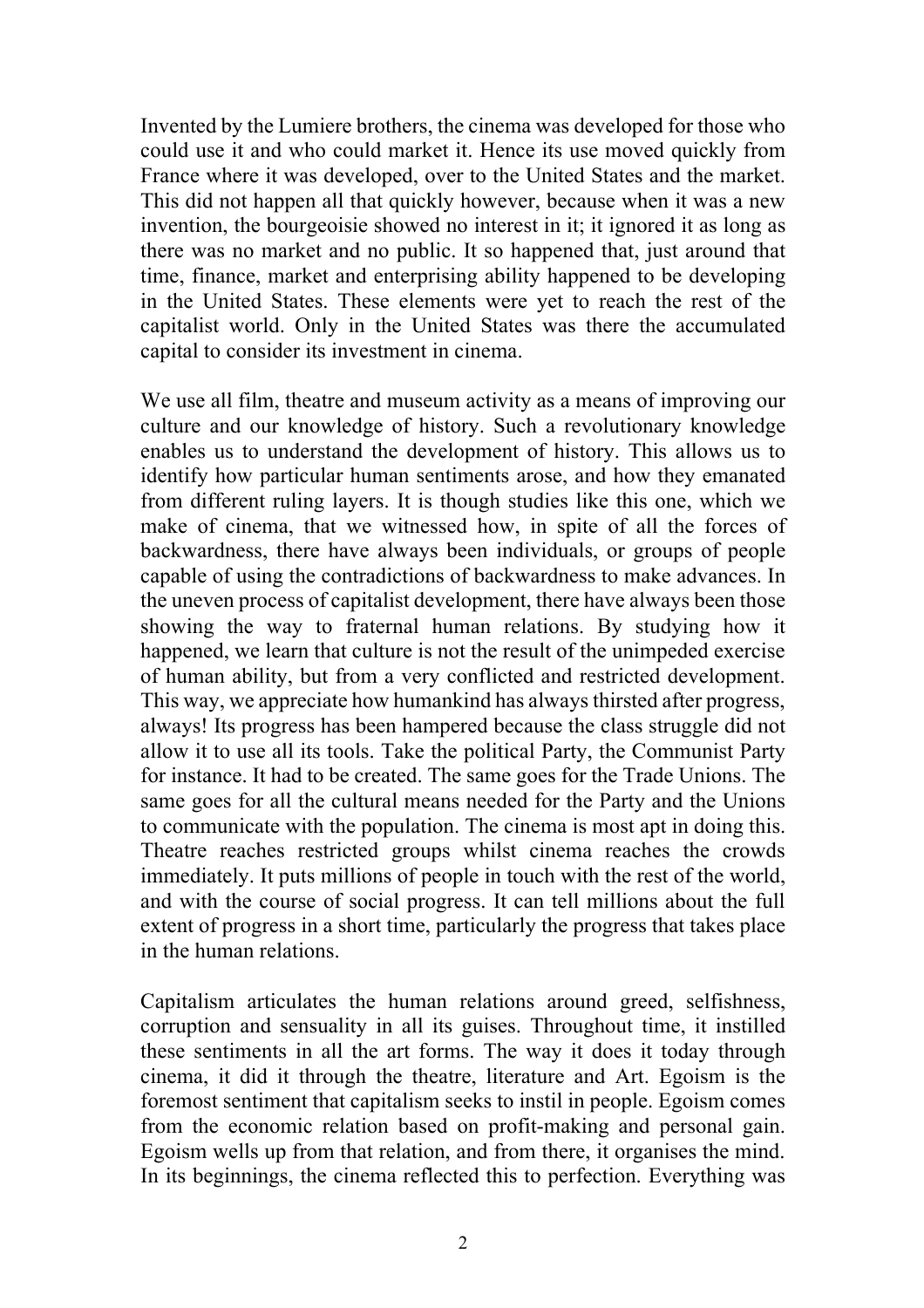Invented by the Lumiere brothers, the cinema was developed for those who could use it and who could market it. Hence its use moved quickly from France where it was developed, over to the United States and the market. This did not happen all that quickly however, because when it was a new invention, the bourgeoisie showed no interest in it; it ignored it as long as there was no market and no public. It so happened that, just around that time, finance, market and enterprising ability happened to be developing in the United States. These elements were yet to reach the rest of the capitalist world. Only in the United States was there the accumulated capital to consider its investment in cinema.

We use all film, theatre and museum activity as a means of improving our culture and our knowledge of history. Such a revolutionary knowledge enables us to understand the development of history. This allows us to identify how particular human sentiments arose, and how they emanated from different ruling layers. It is though studies like this one, which we make of cinema, that we witnessed how, in spite of all the forces of backwardness, there have always been individuals, or groups of people capable of using the contradictions of backwardness to make advances. In the uneven process of capitalist development, there have always been those showing the way to fraternal human relations. By studying how it happened, we learn that culture is not the result of the unimpeded exercise of human ability, but from a very conflicted and restricted development. This way, we appreciate how humankind has always thirsted after progress, always! Its progress has been hampered because the class struggle did not allow it to use all its tools. Take the political Party, the Communist Party for instance. It had to be created. The same goes for the Trade Unions. The same goes for all the cultural means needed for the Party and the Unions to communicate with the population. The cinema is most apt in doing this. Theatre reaches restricted groups whilst cinema reaches the crowds immediately. It puts millions of people in touch with the rest of the world, and with the course of social progress. It can tell millions about the full extent of progress in a short time, particularly the progress that takes place in the human relations.

Capitalism articulates the human relations around greed, selfishness, corruption and sensuality in all its guises. Throughout time, it instilled these sentiments in all the art forms. The way it does it today through cinema, it did it through the theatre, literature and Art. Egoism is the foremost sentiment that capitalism seeks to instil in people. Egoism comes from the economic relation based on profit-making and personal gain. Egoism wells up from that relation, and from there, it organises the mind. In its beginnings, the cinema reflected this to perfection. Everything was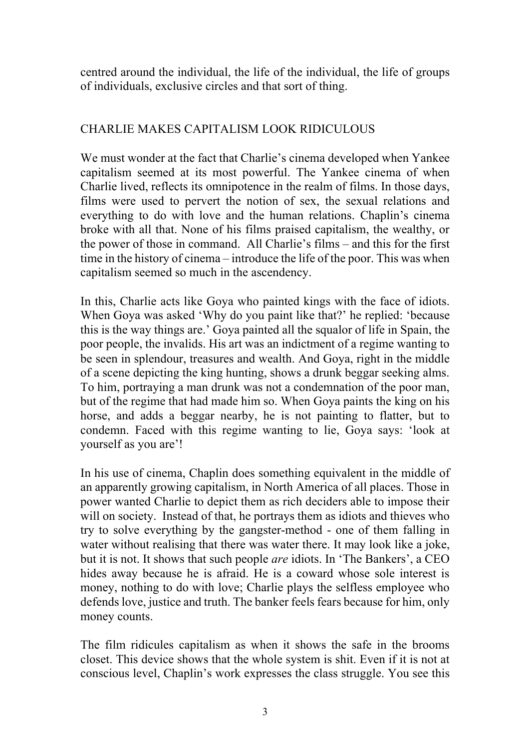centred around the individual, the life of the individual, the life of groups of individuals, exclusive circles and that sort of thing.

## CHARLIE MAKES CAPITALISM LOOK RIDICULOUS

We must wonder at the fact that Charlie's cinema developed when Yankee capitalism seemed at its most powerful. The Yankee cinema of when Charlie lived, reflects its omnipotence in the realm of films. In those days, films were used to pervert the notion of sex, the sexual relations and everything to do with love and the human relations. Chaplin's cinema broke with all that. None of his films praised capitalism, the wealthy, or the power of those in command. All Charlie's films – and this for the first time in the history of cinema – introduce the life of the poor. This was when capitalism seemed so much in the ascendency.

In this, Charlie acts like Goya who painted kings with the face of idiots. When Goya was asked 'Why do you paint like that?' he replied: 'because this is the way things are.' Goya painted all the squalor of life in Spain, the poor people, the invalids. His art was an indictment of a regime wanting to be seen in splendour, treasures and wealth. And Goya, right in the middle of a scene depicting the king hunting, shows a drunk beggar seeking alms. To him, portraying a man drunk was not a condemnation of the poor man, but of the regime that had made him so. When Goya paints the king on his horse, and adds a beggar nearby, he is not painting to flatter, but to condemn. Faced with this regime wanting to lie, Goya says: 'look at yourself as you are'!

In his use of cinema, Chaplin does something equivalent in the middle of an apparently growing capitalism, in North America of all places. Those in power wanted Charlie to depict them as rich deciders able to impose their will on society. Instead of that, he portrays them as idiots and thieves who try to solve everything by the gangster-method - one of them falling in water without realising that there was water there. It may look like a joke, but it is not. It shows that such people *are* idiots. In 'The Bankers', a CEO hides away because he is afraid. He is a coward whose sole interest is money, nothing to do with love; Charlie plays the selfless employee who defends love, justice and truth. The banker feels fears because for him, only money counts.

The film ridicules capitalism as when it shows the safe in the brooms closet. This device shows that the whole system is shit. Even if it is not at conscious level, Chaplin's work expresses the class struggle. You see this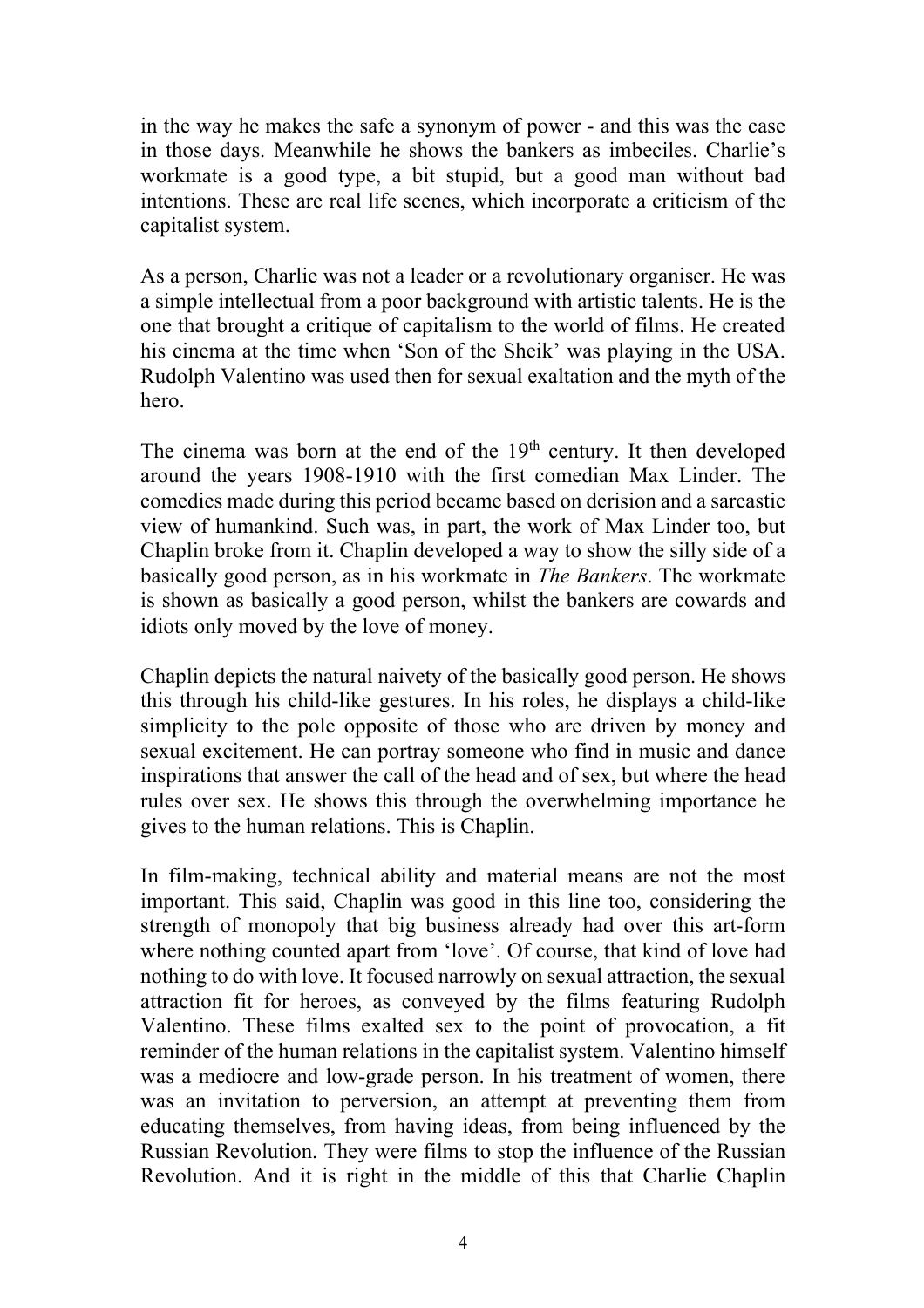in the way he makes the safe a synonym of power - and this was the case in those days. Meanwhile he shows the bankers as imbeciles. Charlie's workmate is a good type, a bit stupid, but a good man without bad intentions. These are real life scenes, which incorporate a criticism of the capitalist system.

As a person, Charlie was not a leader or a revolutionary organiser. He was a simple intellectual from a poor background with artistic talents. He is the one that brought a critique of capitalism to the world of films. He created his cinema at the time when 'Son of the Sheik' was playing in the USA. Rudolph Valentino was used then for sexual exaltation and the myth of the hero.

The cinema was born at the end of the 19th century. It then developed around the years 1908-1910 with the first comedian Max Linder. The comedies made during this period became based on derision and a sarcastic view of humankind. Such was, in part, the work of Max Linder too, but Chaplin broke from it. Chaplin developed a way to show the silly side of a basically good person, as in his workmate in *The Bankers*. The workmate is shown as basically a good person, whilst the bankers are cowards and idiots only moved by the love of money.

Chaplin depicts the natural naivety of the basically good person. He shows this through his child-like gestures. In his roles, he displays a child-like simplicity to the pole opposite of those who are driven by money and sexual excitement. He can portray someone who find in music and dance inspirations that answer the call of the head and of sex, but where the head rules over sex. He shows this through the overwhelming importance he gives to the human relations. This is Chaplin.

In film-making, technical ability and material means are not the most important. This said, Chaplin was good in this line too, considering the strength of monopoly that big business already had over this art-form where nothing counted apart from 'love'. Of course, that kind of love had nothing to do with love. It focused narrowly on sexual attraction, the sexual attraction fit for heroes, as conveyed by the films featuring Rudolph Valentino. These films exalted sex to the point of provocation, a fit reminder of the human relations in the capitalist system. Valentino himself was a mediocre and low-grade person. In his treatment of women, there was an invitation to perversion, an attempt at preventing them from educating themselves, from having ideas, from being influenced by the Russian Revolution. They were films to stop the influence of the Russian Revolution. And it is right in the middle of this that Charlie Chaplin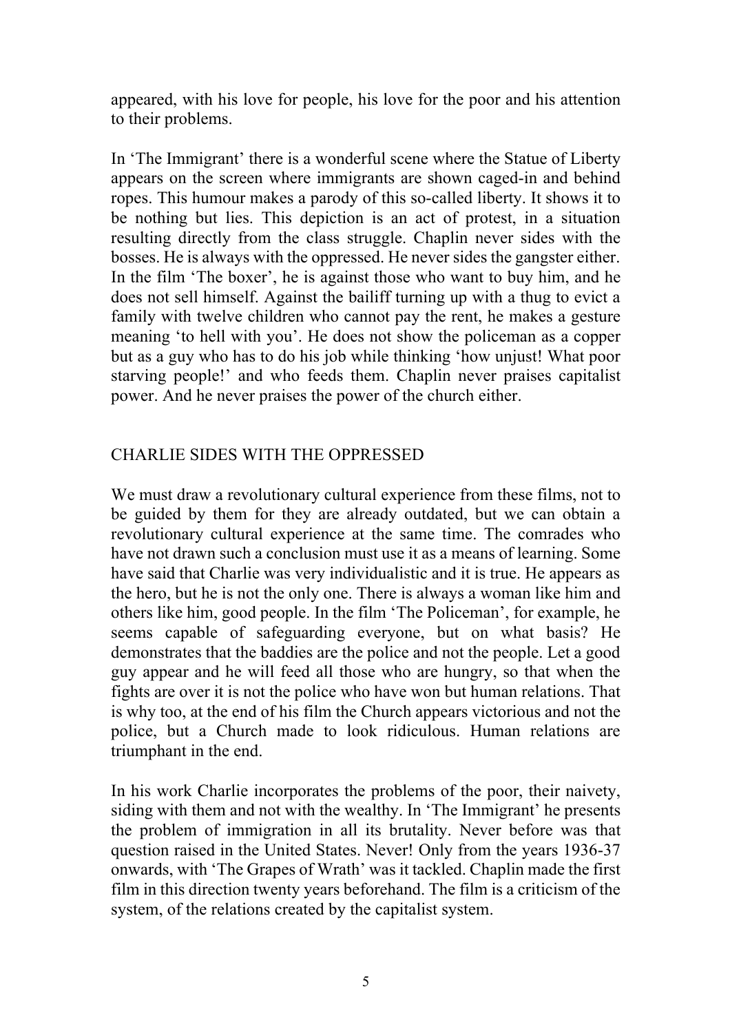appeared, with his love for people, his love for the poor and his attention to their problems.

In 'The Immigrant' there is a wonderful scene where the Statue of Liberty appears on the screen where immigrants are shown caged-in and behind ropes. This humour makes a parody of this so-called liberty. It shows it to be nothing but lies. This depiction is an act of protest, in a situation resulting directly from the class struggle. Chaplin never sides with the bosses. He is always with the oppressed. He never sides the gangster either. In the film 'The boxer', he is against those who want to buy him, and he does not sell himself. Against the bailiff turning up with a thug to evict a family with twelve children who cannot pay the rent, he makes a gesture meaning 'to hell with you'. He does not show the policeman as a copper but as a guy who has to do his job while thinking 'how unjust! What poor starving people!' and who feeds them. Chaplin never praises capitalist power. And he never praises the power of the church either.

## CHARLIE SIDES WITH THE OPPRESSED

We must draw a revolutionary cultural experience from these films, not to be guided by them for they are already outdated, but we can obtain a revolutionary cultural experience at the same time. The comrades who have not drawn such a conclusion must use it as a means of learning. Some have said that Charlie was very individualistic and it is true. He appears as the hero, but he is not the only one. There is always a woman like him and others like him, good people. In the film 'The Policeman', for example, he seems capable of safeguarding everyone, but on what basis? He demonstrates that the baddies are the police and not the people. Let a good guy appear and he will feed all those who are hungry, so that when the fights are over it is not the police who have won but human relations. That is why too, at the end of his film the Church appears victorious and not the police, but a Church made to look ridiculous. Human relations are triumphant in the end.

In his work Charlie incorporates the problems of the poor, their naivety, siding with them and not with the wealthy. In 'The Immigrant' he presents the problem of immigration in all its brutality. Never before was that question raised in the United States. Never! Only from the years 1936-37 onwards, with 'The Grapes of Wrath' was it tackled. Chaplin made the first film in this direction twenty years beforehand. The film is a criticism of the system, of the relations created by the capitalist system.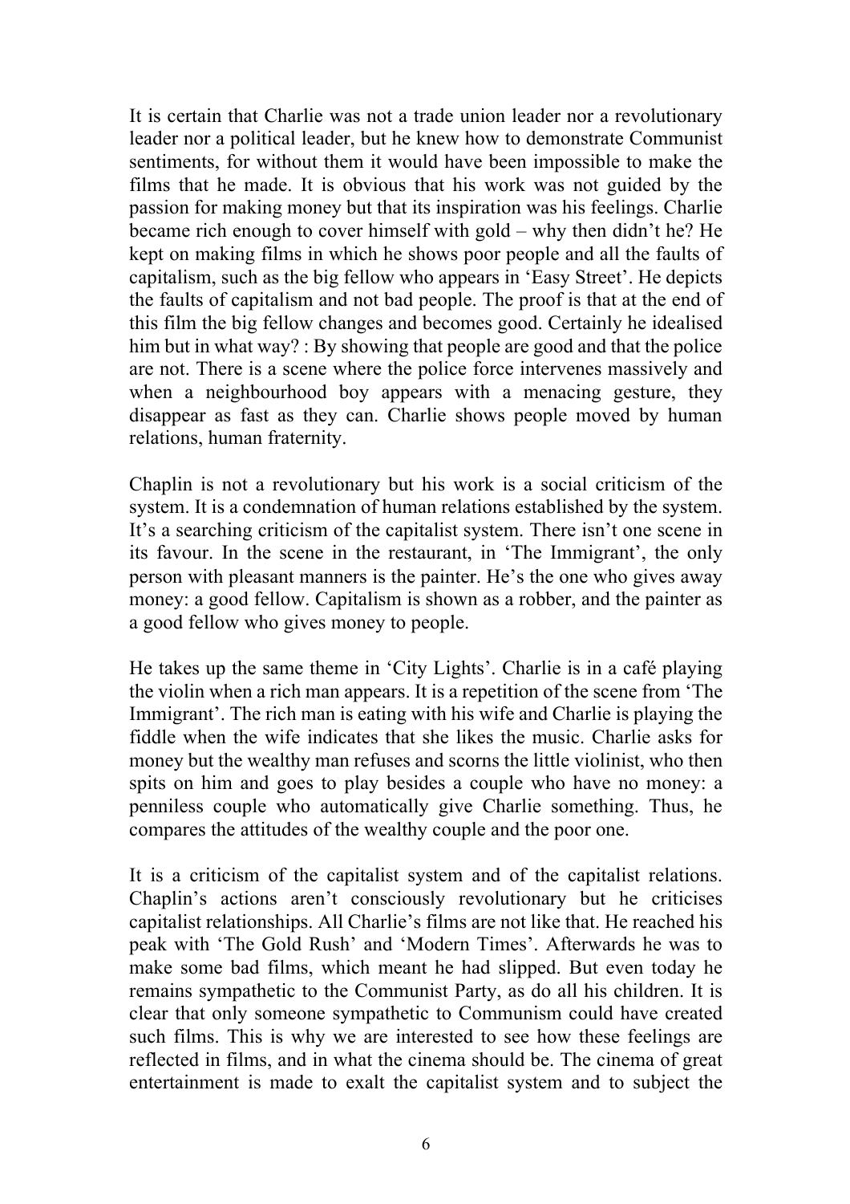It is certain that Charlie was not a trade union leader nor a revolutionary leader nor a political leader, but he knew how to demonstrate Communist sentiments, for without them it would have been impossible to make the films that he made. It is obvious that his work was not guided by the passion for making money but that its inspiration was his feelings. Charlie became rich enough to cover himself with gold – why then didn't he? He kept on making films in which he shows poor people and all the faults of capitalism, such as the big fellow who appears in 'Easy Street'. He depicts the faults of capitalism and not bad people. The proof is that at the end of this film the big fellow changes and becomes good. Certainly he idealised him but in what way? : By showing that people are good and that the police are not. There is a scene where the police force intervenes massively and when a neighbourhood boy appears with a menacing gesture, they disappear as fast as they can. Charlie shows people moved by human relations, human fraternity.

Chaplin is not a revolutionary but his work is a social criticism of the system. It is a condemnation of human relations established by the system. It's a searching criticism of the capitalist system. There isn't one scene in its favour. In the scene in the restaurant, in 'The Immigrant', the only person with pleasant manners is the painter. He's the one who gives away money: a good fellow. Capitalism is shown as a robber, and the painter as a good fellow who gives money to people.

He takes up the same theme in 'City Lights'. Charlie is in a café playing the violin when a rich man appears. It is a repetition of the scene from 'The Immigrant'. The rich man is eating with his wife and Charlie is playing the fiddle when the wife indicates that she likes the music. Charlie asks for money but the wealthy man refuses and scorns the little violinist, who then spits on him and goes to play besides a couple who have no money: a penniless couple who automatically give Charlie something. Thus, he compares the attitudes of the wealthy couple and the poor one.

It is a criticism of the capitalist system and of the capitalist relations. Chaplin's actions aren't consciously revolutionary but he criticises capitalist relationships. All Charlie's films are not like that. He reached his peak with 'The Gold Rush' and 'Modern Times'. Afterwards he was to make some bad films, which meant he had slipped. But even today he remains sympathetic to the Communist Party, as do all his children. It is clear that only someone sympathetic to Communism could have created such films. This is why we are interested to see how these feelings are reflected in films, and in what the cinema should be. The cinema of great entertainment is made to exalt the capitalist system and to subject the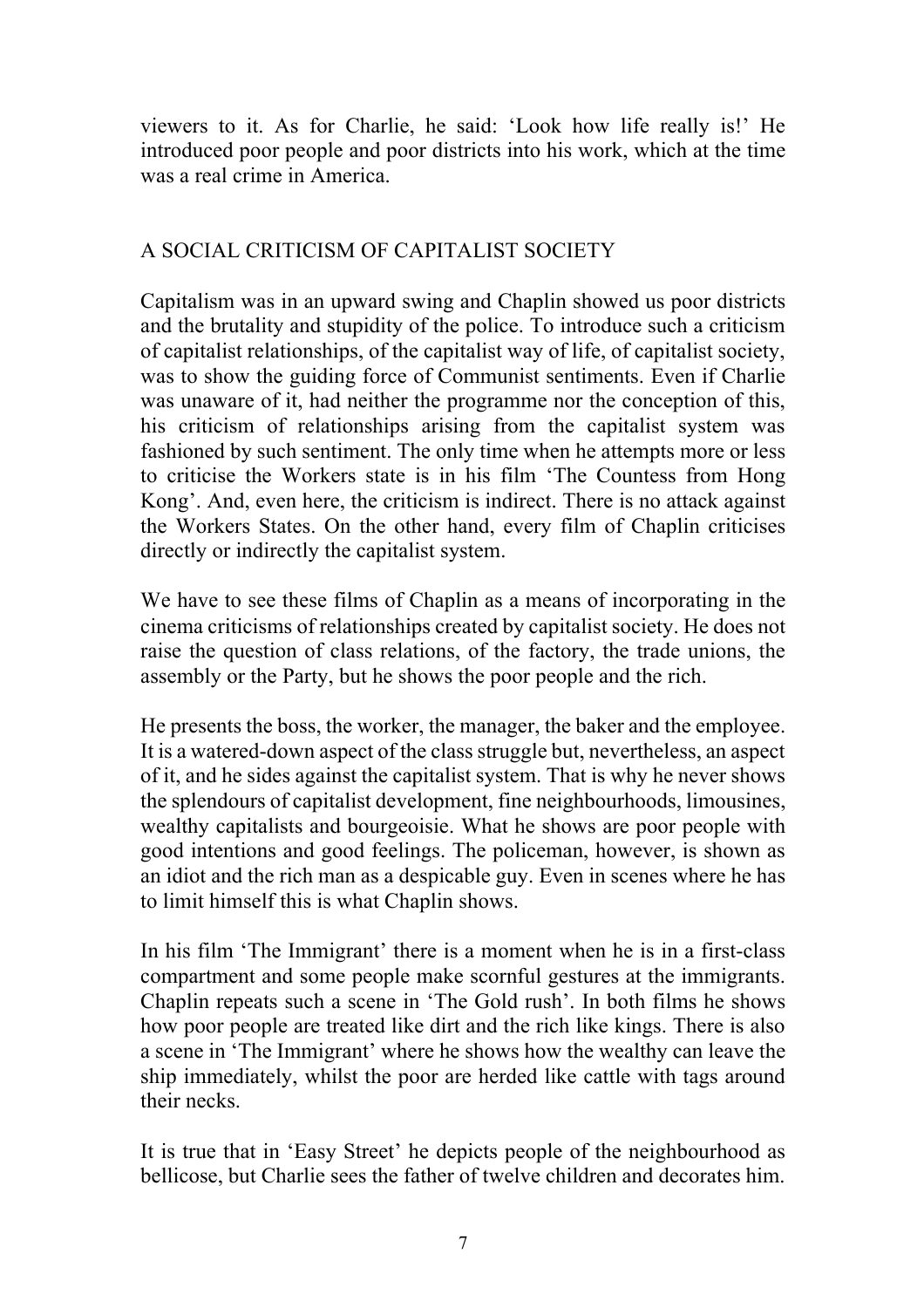viewers to it. As for Charlie, he said: 'Look how life really is!' He introduced poor people and poor districts into his work, which at the time was a real crime in America.

## A SOCIAL CRITICISM OF CAPITALIST SOCIETY

Capitalism was in an upward swing and Chaplin showed us poor districts and the brutality and stupidity of the police. To introduce such a criticism of capitalist relationships, of the capitalist way of life, of capitalist society, was to show the guiding force of Communist sentiments. Even if Charlie was unaware of it, had neither the programme nor the conception of this, his criticism of relationships arising from the capitalist system was fashioned by such sentiment. The only time when he attempts more or less to criticise the Workers state is in his film 'The Countess from Hong Kong'. And, even here, the criticism is indirect. There is no attack against the Workers States. On the other hand, every film of Chaplin criticises directly or indirectly the capitalist system.

We have to see these films of Chaplin as a means of incorporating in the cinema criticisms of relationships created by capitalist society. He does not raise the question of class relations, of the factory, the trade unions, the assembly or the Party, but he shows the poor people and the rich.

He presents the boss, the worker, the manager, the baker and the employee. It is a watered-down aspect of the class struggle but, nevertheless, an aspect of it, and he sides against the capitalist system. That is why he never shows the splendours of capitalist development, fine neighbourhoods, limousines, wealthy capitalists and bourgeoisie. What he shows are poor people with good intentions and good feelings. The policeman, however, is shown as an idiot and the rich man as a despicable guy. Even in scenes where he has to limit himself this is what Chaplin shows.

In his film 'The Immigrant' there is a moment when he is in a first-class compartment and some people make scornful gestures at the immigrants. Chaplin repeats such a scene in 'The Gold rush'. In both films he shows how poor people are treated like dirt and the rich like kings. There is also a scene in 'The Immigrant' where he shows how the wealthy can leave the ship immediately, whilst the poor are herded like cattle with tags around their necks.

It is true that in 'Easy Street' he depicts people of the neighbourhood as bellicose, but Charlie sees the father of twelve children and decorates him.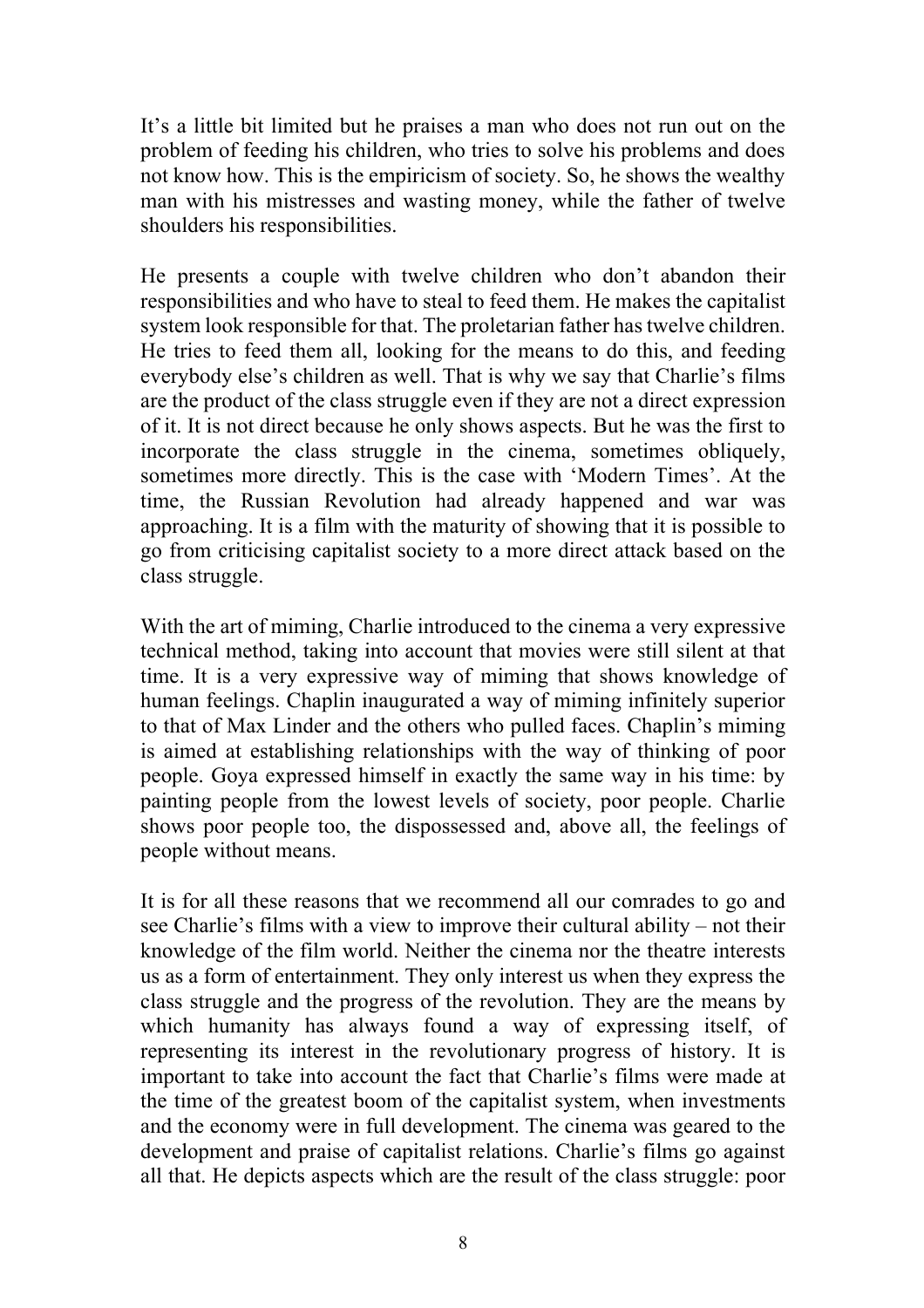It's a little bit limited but he praises a man who does not run out on the problem of feeding his children, who tries to solve his problems and does not know how. This is the empiricism of society. So, he shows the wealthy man with his mistresses and wasting money, while the father of twelve shoulders his responsibilities.

He presents a couple with twelve children who don't abandon their responsibilities and who have to steal to feed them. He makes the capitalist system look responsible for that. The proletarian father has twelve children. He tries to feed them all, looking for the means to do this, and feeding everybody else's children as well. That is why we say that Charlie's films are the product of the class struggle even if they are not a direct expression of it. It is not direct because he only shows aspects. But he was the first to incorporate the class struggle in the cinema, sometimes obliquely, sometimes more directly. This is the case with 'Modern Times'. At the time, the Russian Revolution had already happened and war was approaching. It is a film with the maturity of showing that it is possible to go from criticising capitalist society to a more direct attack based on the class struggle.

With the art of miming, Charlie introduced to the cinema a very expressive technical method, taking into account that movies were still silent at that time. It is a very expressive way of miming that shows knowledge of human feelings. Chaplin inaugurated a way of miming infinitely superior to that of Max Linder and the others who pulled faces. Chaplin's miming is aimed at establishing relationships with the way of thinking of poor people. Goya expressed himself in exactly the same way in his time: by painting people from the lowest levels of society, poor people. Charlie shows poor people too, the dispossessed and, above all, the feelings of people without means.

It is for all these reasons that we recommend all our comrades to go and see Charlie's films with a view to improve their cultural ability – not their knowledge of the film world. Neither the cinema nor the theatre interests us as a form of entertainment. They only interest us when they express the class struggle and the progress of the revolution. They are the means by which humanity has always found a way of expressing itself, of representing its interest in the revolutionary progress of history. It is important to take into account the fact that Charlie's films were made at the time of the greatest boom of the capitalist system, when investments and the economy were in full development. The cinema was geared to the development and praise of capitalist relations. Charlie's films go against all that. He depicts aspects which are the result of the class struggle: poor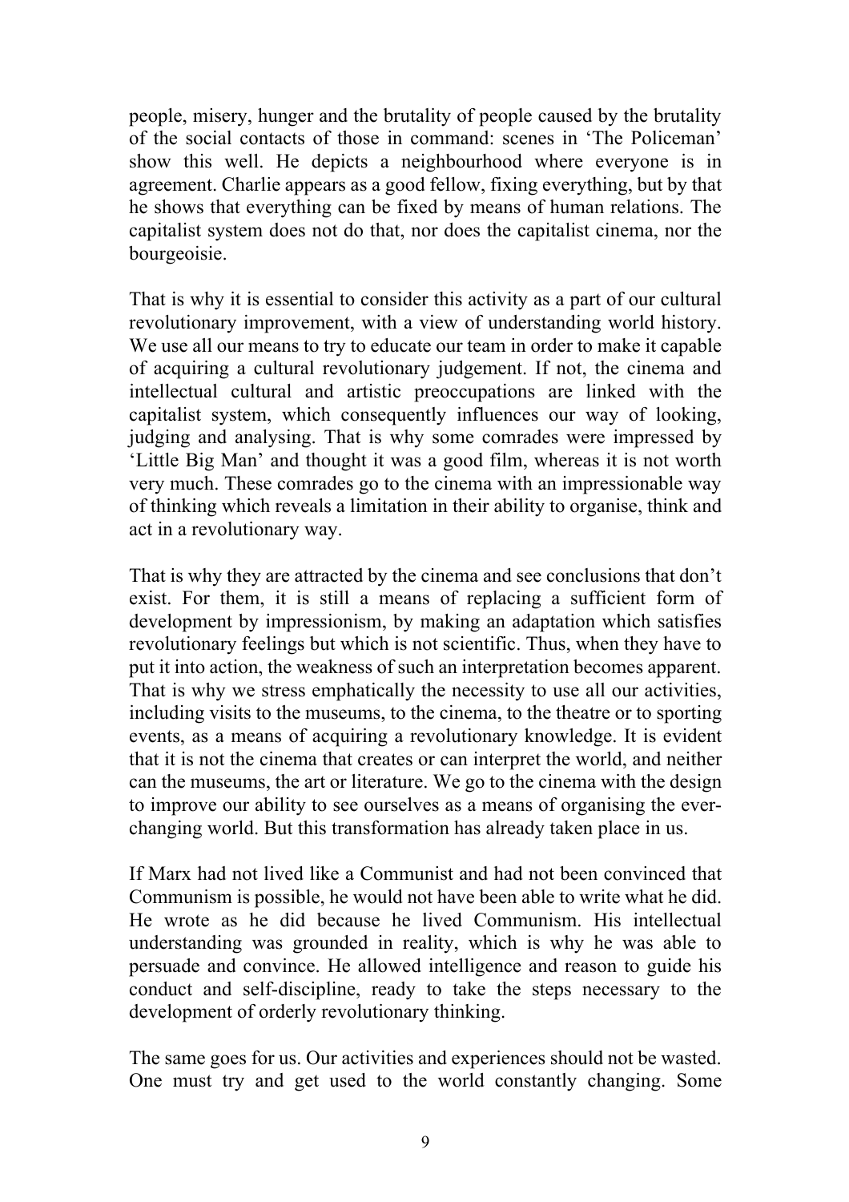people, misery, hunger and the brutality of people caused by the brutality of the social contacts of those in command: scenes in 'The Policeman' show this well. He depicts a neighbourhood where everyone is in agreement. Charlie appears as a good fellow, fixing everything, but by that he shows that everything can be fixed by means of human relations. The capitalist system does not do that, nor does the capitalist cinema, nor the bourgeoisie.

That is why it is essential to consider this activity as a part of our cultural revolutionary improvement, with a view of understanding world history. We use all our means to try to educate our team in order to make it capable of acquiring a cultural revolutionary judgement. If not, the cinema and intellectual cultural and artistic preoccupations are linked with the capitalist system, which consequently influences our way of looking, judging and analysing. That is why some comrades were impressed by 'Little Big Man' and thought it was a good film, whereas it is not worth very much. These comrades go to the cinema with an impressionable way of thinking which reveals a limitation in their ability to organise, think and act in a revolutionary way.

That is why they are attracted by the cinema and see conclusions that don't exist. For them, it is still a means of replacing a sufficient form of development by impressionism, by making an adaptation which satisfies revolutionary feelings but which is not scientific. Thus, when they have to put it into action, the weakness of such an interpretation becomes apparent. That is why we stress emphatically the necessity to use all our activities, including visits to the museums, to the cinema, to the theatre or to sporting events, as a means of acquiring a revolutionary knowledge. It is evident that it is not the cinema that creates or can interpret the world, and neither can the museums, the art or literature. We go to the cinema with the design to improve our ability to see ourselves as a means of organising the ever-changing world. But this transformation has already taken place in us.

If Marx had not lived like a Communist and had not been convinced that Communism is possible, he would not have been able to write what he did. He wrote as he did because he lived Communism. His intellectual understanding was grounded in reality, which is why he was able to persuade and convince. He allowed intelligence and reason to guide his conduct and self-discipline, ready to take the steps necessary to the development of orderly revolutionary thinking.

The same goes for us. Our activities and experiences should not be wasted. One must try and get used to the world constantly changing. Some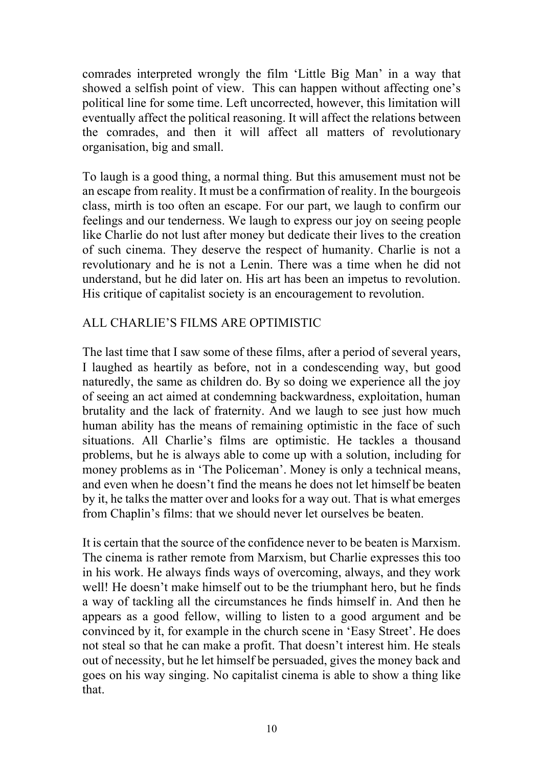comrades interpreted wrongly the film 'Little Big Man' in a way that showed a selfish point of view. This can happen without affecting one's political line for some time. Left uncorrected, however, this limitation will eventually affect the political reasoning. It will affect the relations between the comrades, and then it will affect all matters of revolutionary organisation, big and small.

To laugh is a good thing, a normal thing. But this amusement must not be an escape from reality. It must be a confirmation of reality. In the bourgeois class, mirth is too often an escape. For our part, we laugh to confirm our feelings and our tenderness. We laugh to express our joy on seeing people like Charlie do not lust after money but dedicate their lives to the creation of such cinema. They deserve the respect of humanity. Charlie is not a revolutionary and he is not a Lenin. There was a time when he did not understand, but he did later on. His art has been an impetus to revolution. His critique of capitalist society is an encouragement to revolution.

## ALL CHARLIE'S FILMS ARE OPTIMISTIC

The last time that I saw some of these films, after a period of several years, I laughed as heartily as before, not in a condescending way, but good naturedly, the same as children do. By so doing we experience all the joy of seeing an act aimed at condemning backwardness, exploitation, human brutality and the lack of fraternity. And we laugh to see just how much human ability has the means of remaining optimistic in the face of such situations. All Charlie's films are optimistic. He tackles a thousand problems, but he is always able to come up with a solution, including for money problems as in 'The Policeman'. Money is only a technical means, and even when he doesn't find the means he does not let himself be beaten by it, he talks the matter over and looks for a way out. That is what emerges from Chaplin's films: that we should never let ourselves be beaten.

It is certain that the source of the confidence never to be beaten is Marxism. The cinema is rather remote from Marxism, but Charlie expresses this too in his work. He always finds ways of overcoming, always, and they work well! He doesn't make himself out to be the triumphant hero, but he finds a way of tackling all the circumstances he finds himself in. And then he appears as a good fellow, willing to listen to a good argument and be convinced by it, for example in the church scene in 'Easy Street'. He does not steal so that he can make a profit. That doesn't interest him. He steals out of necessity, but he let himself be persuaded, gives the money back and goes on his way singing. No capitalist cinema is able to show a thing like that.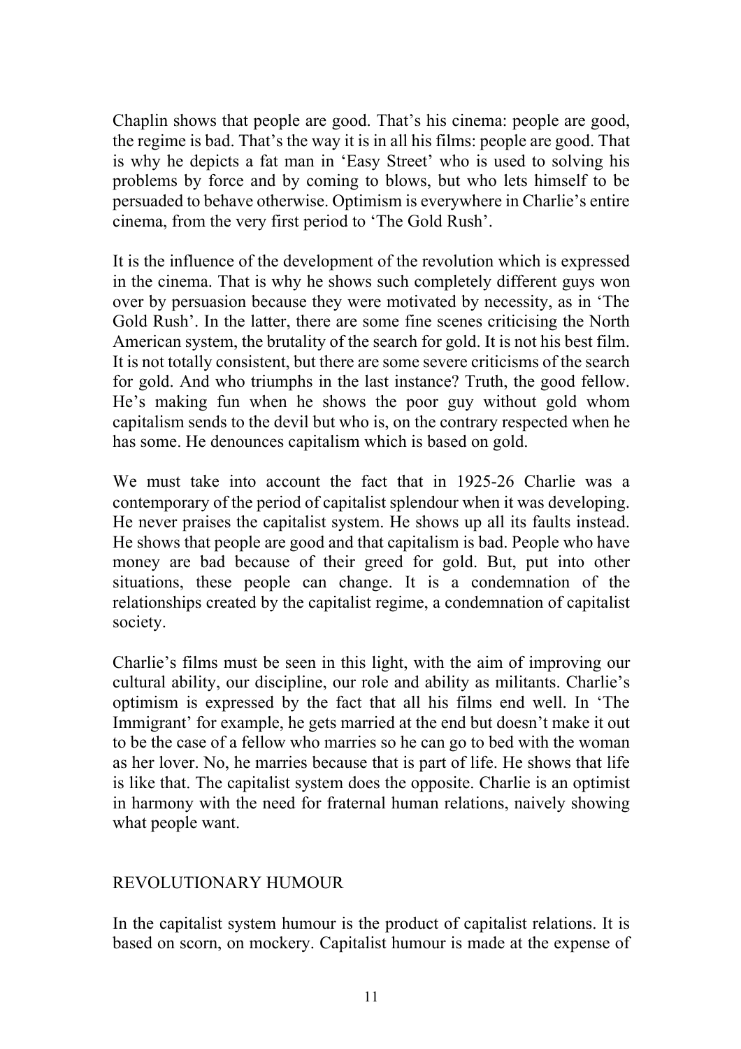Chaplin shows that people are good. That's his cinema: people are good, the regime is bad. That's the way it is in all his films: people are good. That is why he depicts a fat man in 'Easy Street' who is used to solving his problems by force and by coming to blows, but who lets himself to be persuaded to behave otherwise. Optimism is everywhere in Charlie's entire cinema, from the very first period to 'The Gold Rush'.

It is the influence of the development of the revolution which is expressed in the cinema. That is why he shows such completely different guys won over by persuasion because they were motivated by necessity, as in 'The Gold Rush'. In the latter, there are some fine scenes criticising the North American system, the brutality of the search for gold. It is not his best film. It is not totally consistent, but there are some severe criticisms of the search for gold. And who triumphs in the last instance? Truth, the good fellow. He's making fun when he shows the poor guy without gold whom capitalism sends to the devil but who is, on the contrary respected when he has some. He denounces capitalism which is based on gold.

We must take into account the fact that in 1925-26 Charlie was a contemporary of the period of capitalist splendour when it was developing. He never praises the capitalist system. He shows up all its faults instead. He shows that people are good and that capitalism is bad. People who have money are bad because of their greed for gold. But, put into other situations, these people can change. It is a condemnation of the relationships created by the capitalist regime, a condemnation of capitalist society.

Charlie's films must be seen in this light, with the aim of improving our cultural ability, our discipline, our role and ability as militants. Charlie's optimism is expressed by the fact that all his films end well. In 'The Immigrant' for example, he gets married at the end but doesn't make it out to be the case of a fellow who marries so he can go to bed with the woman as her lover. No, he marries because that is part of life. He shows that life is like that. The capitalist system does the opposite. Charlie is an optimist in harmony with the need for fraternal human relations, naively showing what people want.

## REVOLUTIONARY HUMOUR

In the capitalist system humour is the product of capitalist relations. It is based on scorn, on mockery. Capitalist humour is made at the expense of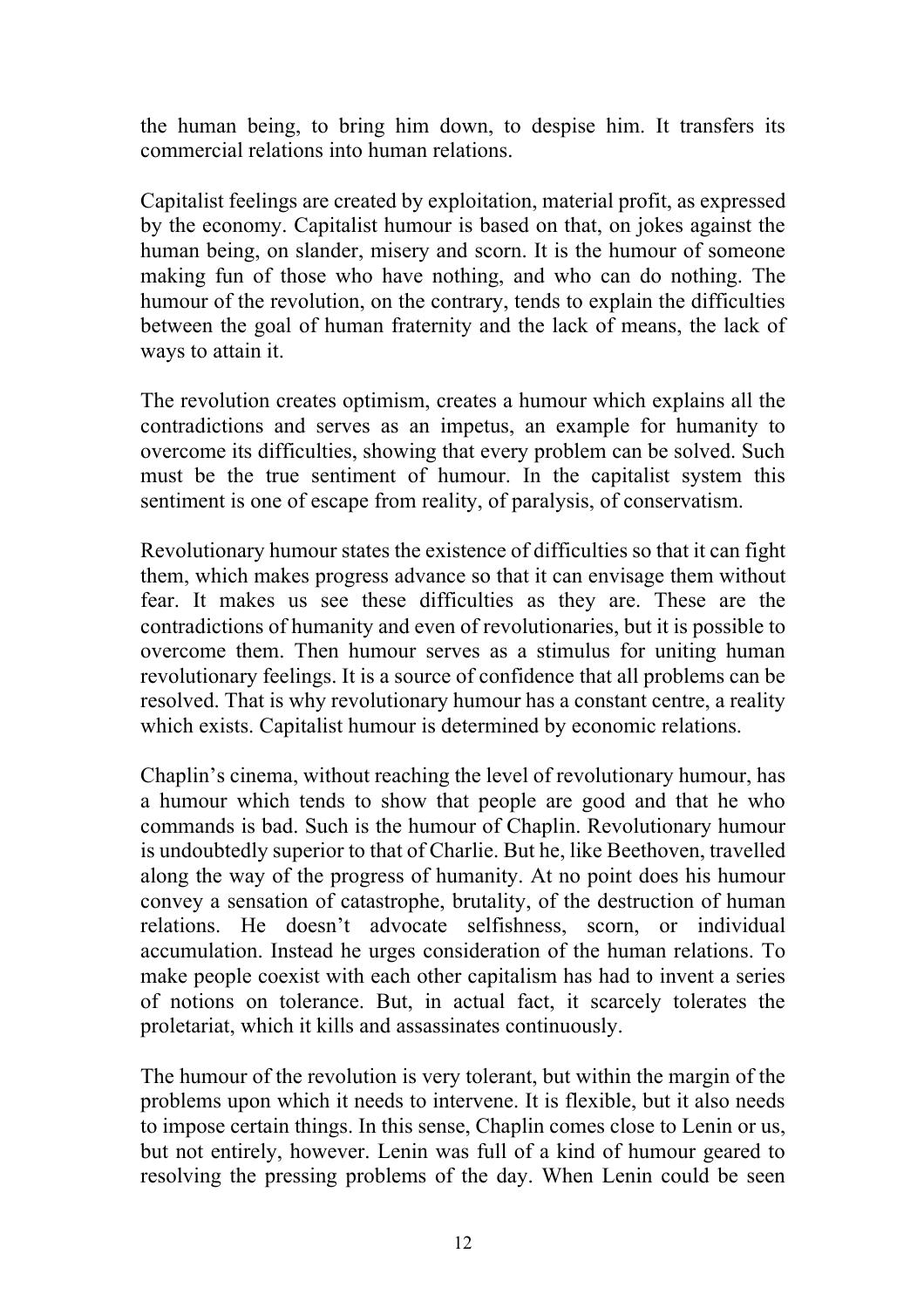the human being, to bring him down, to despise him. It transfers its commercial relations into human relations.

Capitalist feelings are created by exploitation, material profit, as expressed by the economy. Capitalist humour is based on that, on jokes against the human being, on slander, misery and scorn. It is the humour of someone making fun of those who have nothing, and who can do nothing. The humour of the revolution, on the contrary, tends to explain the difficulties between the goal of human fraternity and the lack of means, the lack of ways to attain it.

The revolution creates optimism, creates a humour which explains all the contradictions and serves as an impetus, an example for humanity to overcome its difficulties, showing that every problem can be solved. Such must be the true sentiment of humour. In the capitalist system this sentiment is one of escape from reality, of paralysis, of conservatism.

Revolutionary humour states the existence of difficulties so that it can fight them, which makes progress advance so that it can envisage them without fear. It makes us see these difficulties as they are. These are the contradictions of humanity and even of revolutionaries, but it is possible to overcome them. Then humour serves as a stimulus for uniting human revolutionary feelings. It is a source of confidence that all problems can be resolved. That is why revolutionary humour has a constant centre, a reality which exists. Capitalist humour is determined by economic relations.

Chaplin's cinema, without reaching the level of revolutionary humour, has a humour which tends to show that people are good and that he who commands is bad. Such is the humour of Chaplin. Revolutionary humour is undoubtedly superior to that of Charlie. But he, like Beethoven, travelled along the way of the progress of humanity. At no point does his humour convey a sensation of catastrophe, brutality, of the destruction of human relations. He doesn't advocate selfishness, scorn, or individual accumulation. Instead he urges consideration of the human relations. To make people coexist with each other capitalism has had to invent a series of notions on tolerance. But, in actual fact, it scarcely tolerates the proletariat, which it kills and assassinates continuously.

The humour of the revolution is very tolerant, but within the margin of the problems upon which it needs to intervene. It is flexible, but it also needs to impose certain things. In this sense, Chaplin comes close to Lenin or us, but not entirely, however. Lenin was full of a kind of humour geared to resolving the pressing problems of the day. When Lenin could be seen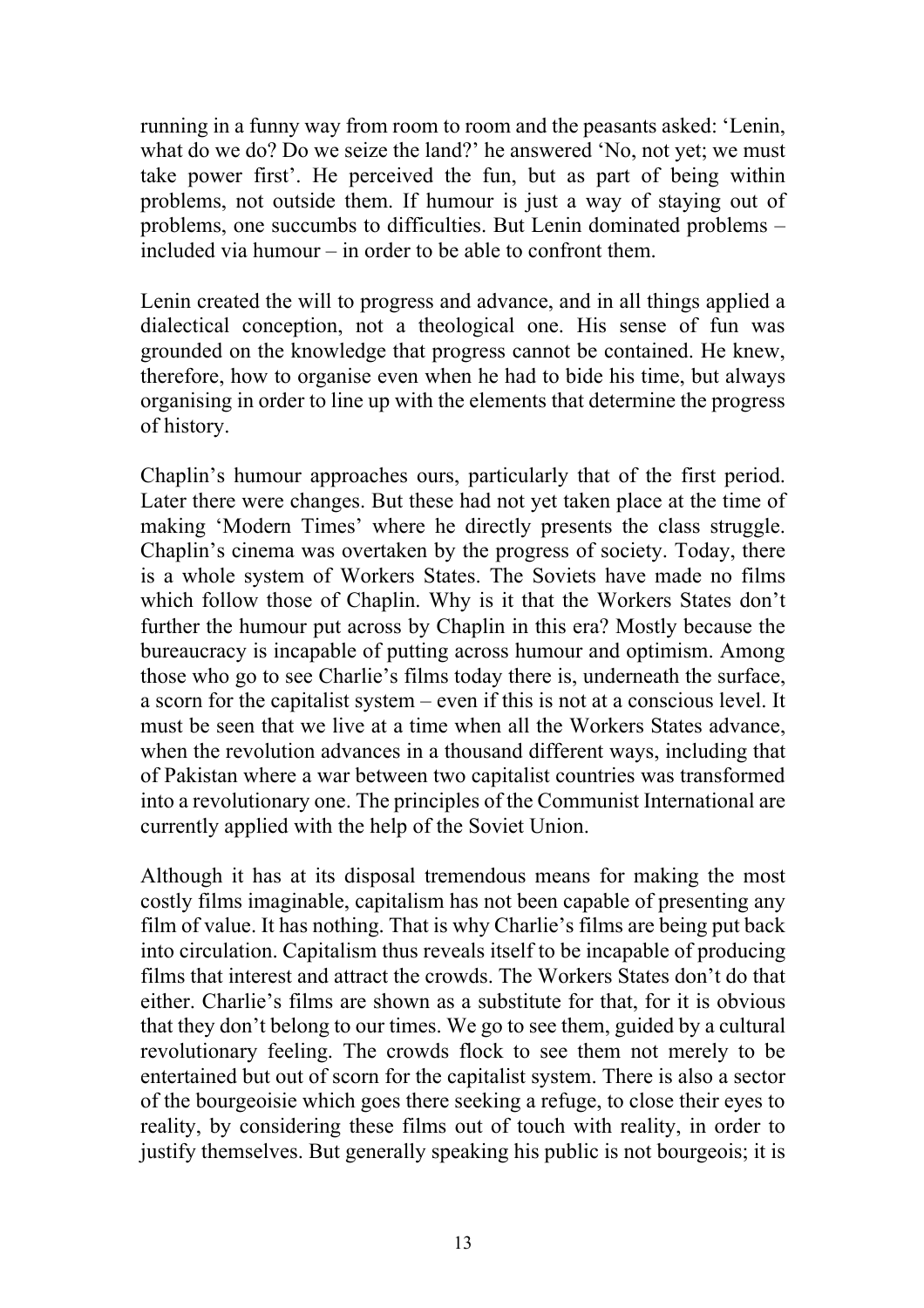running in a funny way from room to room and the peasants asked: 'Lenin, what do we do? Do we seize the land?' he answered 'No, not yet; we must take power first'. He perceived the fun, but as part of being within problems, not outside them. If humour is just a way of staying out of problems, one succumbs to difficulties. But Lenin dominated problems – included via humour – in order to be able to confront them.

Lenin created the will to progress and advance, and in all things applied a dialectical conception, not a theological one. His sense of fun was grounded on the knowledge that progress cannot be contained. He knew, therefore, how to organise even when he had to bide his time, but always organising in order to line up with the elements that determine the progress of history.

Chaplin's humour approaches ours, particularly that of the first period. Later there were changes. But these had not yet taken place at the time of making 'Modern Times' where he directly presents the class struggle. Chaplin's cinema was overtaken by the progress of society. Today, there is a whole system of Workers States. The Soviets have made no films which follow those of Chaplin. Why is it that the Workers States don't further the humour put across by Chaplin in this era? Mostly because the bureaucracy is incapable of putting across humour and optimism. Among those who go to see Charlie's films today there is, underneath the surface, a scorn for the capitalist system – even if this is not at a conscious level. It must be seen that we live at a time when all the Workers States advance, when the revolution advances in a thousand different ways, including that of Pakistan where a war between two capitalist countries was transformed into a revolutionary one. The principles of the Communist International are currently applied with the help of the Soviet Union.

Although it has at its disposal tremendous means for making the most costly films imaginable, capitalism has not been capable of presenting any film of value. It has nothing. That is why Charlie's films are being put back into circulation. Capitalism thus reveals itself to be incapable of producing films that interest and attract the crowds. The Workers States don't do that either. Charlie's films are shown as a substitute for that, for it is obvious that they don't belong to our times. We go to see them, guided by a cultural revolutionary feeling. The crowds flock to see them not merely to be entertained but out of scorn for the capitalist system. There is also a sector of the bourgeoisie which goes there seeking a refuge, to close their eyes to reality, by considering these films out of touch with reality, in order to justify themselves. But generally speaking his public is not bourgeois; it is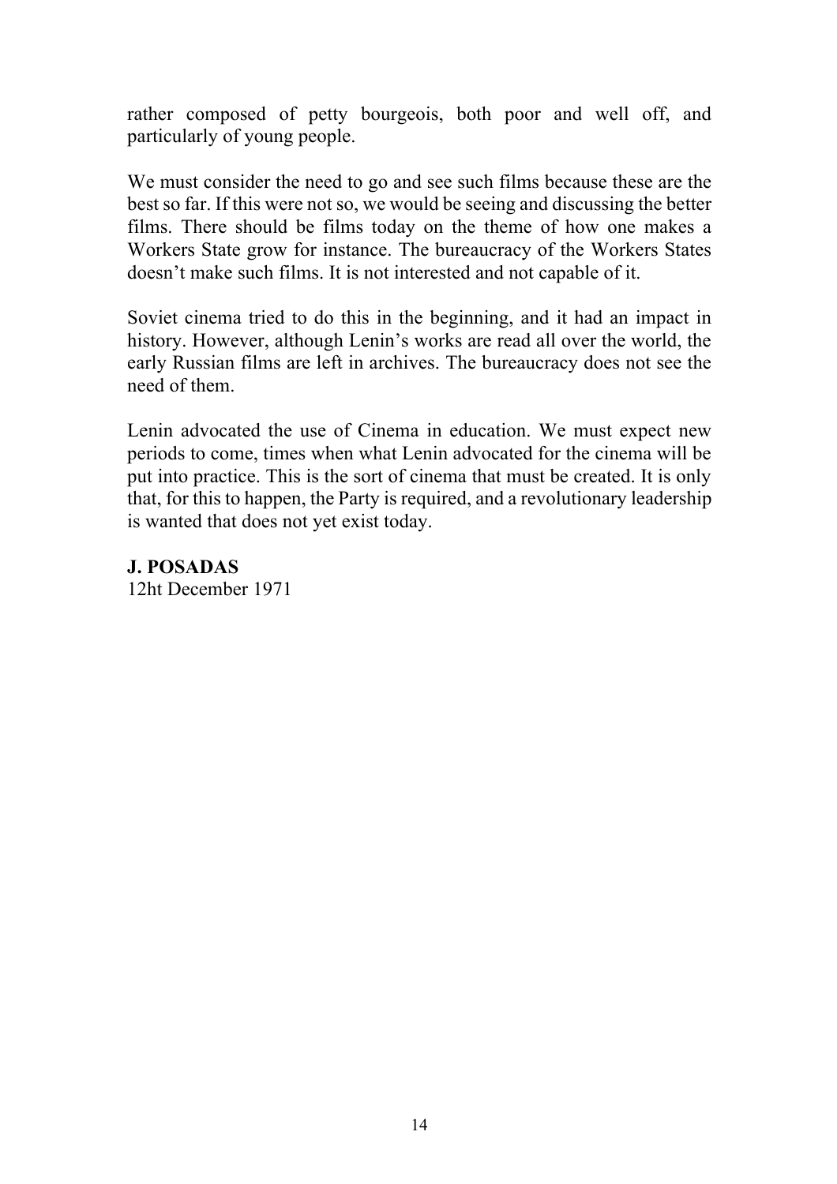rather composed of petty bourgeois, both poor and well off, and particularly of young people.

We must consider the need to go and see such films because these are the best so far. If this were not so, we would be seeing and discussing the better films. There should be films today on the theme of how one makes a Workers State grow for instance. The bureaucracy of the Workers States doesn't make such films. It is not interested and not capable of it.

Soviet cinema tried to do this in the beginning, and it had an impact in history. However, although Lenin's works are read all over the world, the early Russian films are left in archives. The bureaucracy does not see the need of them.

Lenin advocated the use of Cinema in education. We must expect new periods to come, times when what Lenin advocated for the cinema will be put into practice. This is the sort of cinema that must be created. It is only that, for this to happen, the Party is required, and a revolutionary leadership is wanted that does not yet exist today.

**J. POSADAS**
12ht December 1971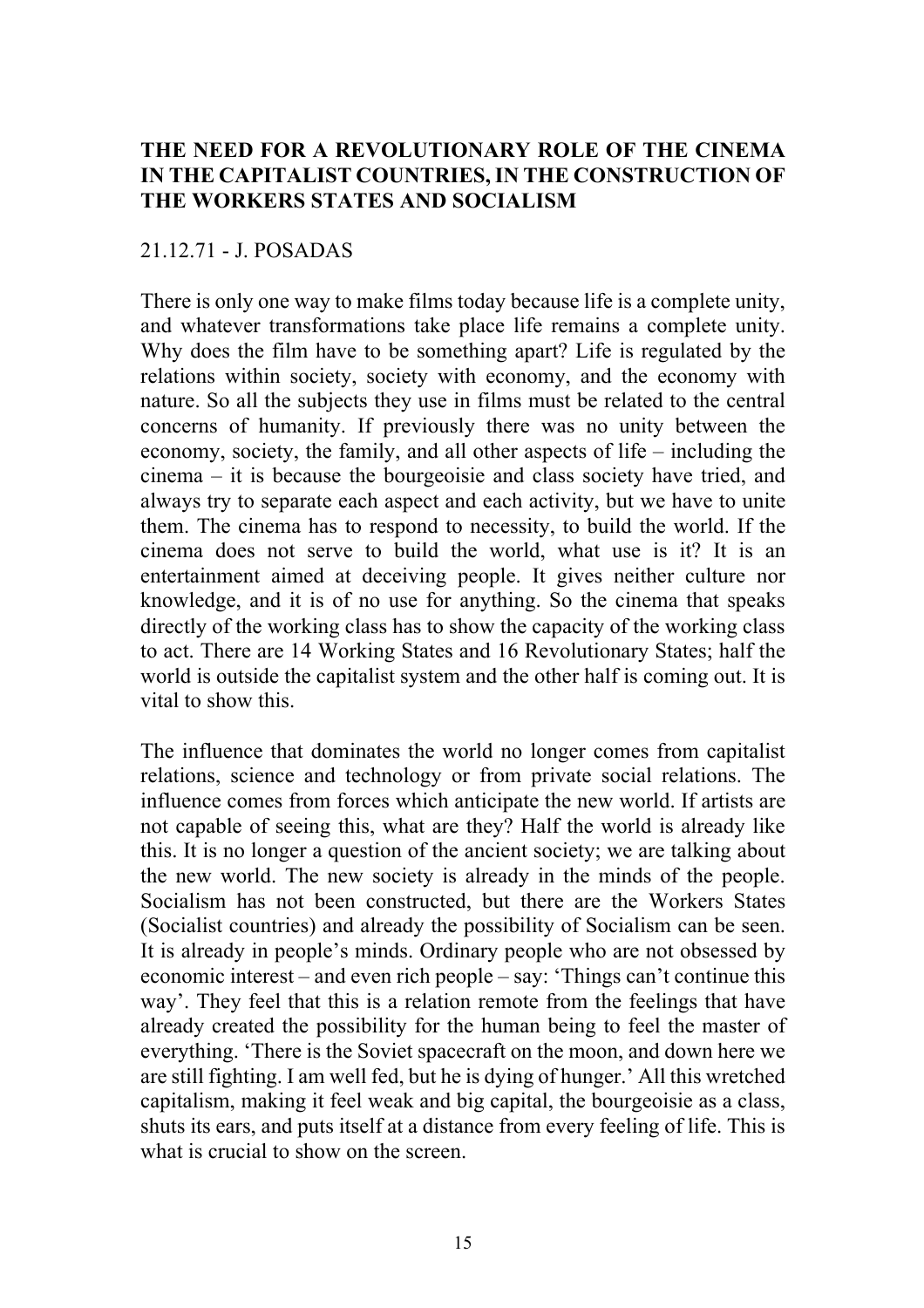## THE NEED FOR A REVOLUTIONARY ROLE OF THE CINEMA IN THE CAPITALIST COUNTRIES, IN THE CONSTRUCTION OF THE WORKERS STATES AND SOCIALISM

21.12.71 - J. POSADAS

There is only one way to make films today because life is a complete unity, and whatever transformations take place life remains a complete unity. Why does the film have to be something apart? Life is regulated by the relations within society, society with economy, and the economy with nature. So all the subjects they use in films must be related to the central concerns of humanity. If previously there was no unity between the economy, society, the family, and all other aspects of life – including the cinema – it is because the bourgeoisie and class society have tried, and always try to separate each aspect and each activity, but we have to unite them. The cinema has to respond to necessity, to build the world. If the cinema does not serve to build the world, what use is it? It is an entertainment aimed at deceiving people. It gives neither culture nor knowledge, and it is of no use for anything. So the cinema that speaks directly of the working class has to show the capacity of the working class to act. There are 14 Working States and 16 Revolutionary States; half the world is outside the capitalist system and the other half is coming out. It is vital to show this.

The influence that dominates the world no longer comes from capitalist relations, science and technology or from private social relations. The influence comes from forces which anticipate the new world. If artists are not capable of seeing this, what are they? Half the world is already like this. It is no longer a question of the ancient society; we are talking about the new world. The new society is already in the minds of the people. Socialism has not been constructed, but there are the Workers States (Socialist countries) and already the possibility of Socialism can be seen. It is already in people's minds. Ordinary people who are not obsessed by economic interest – and even rich people – say: 'Things can't continue this way'. They feel that this is a relation remote from the feelings that have already created the possibility for the human being to feel the master of everything. 'There is the Soviet spacecraft on the moon, and down here we are still fighting. I am well fed, but he is dying of hunger.' All this wretched capitalism, making it feel weak and big capital, the bourgeoisie as a class, shuts its ears, and puts itself at a distance from every feeling of life. This is what is crucial to show on the screen.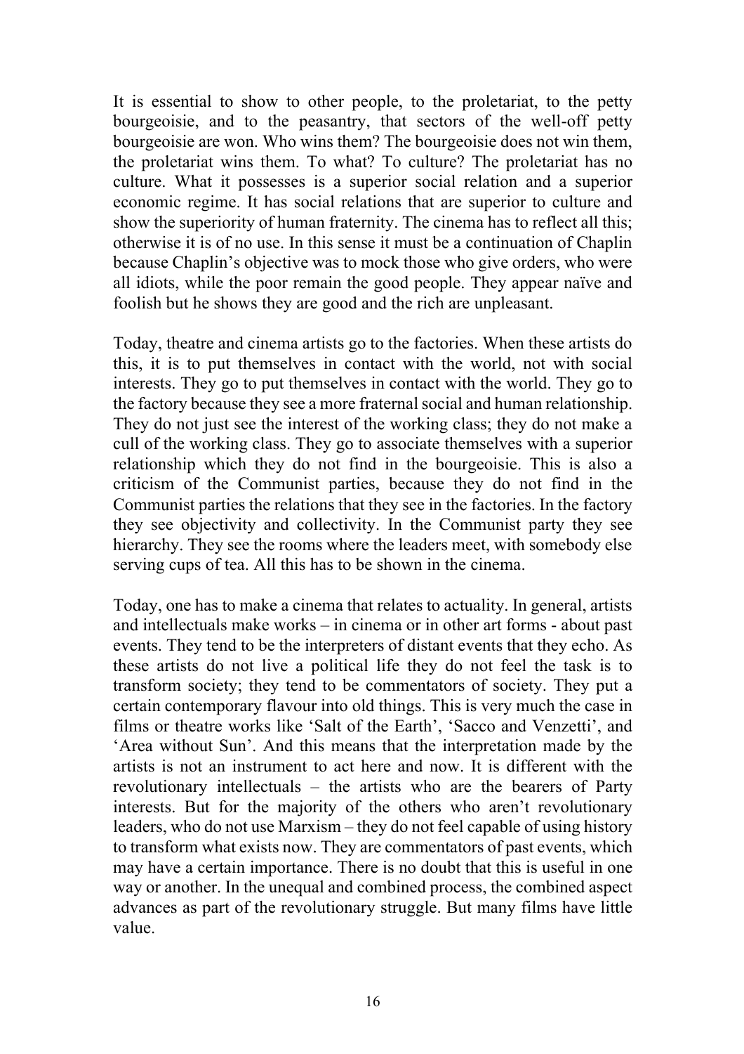It is essential to show to other people, to the proletariat, to the petty bourgeoisie, and to the peasantry, that sectors of the well-off petty bourgeoisie are won. Who wins them? The bourgeoisie does not win them, the proletariat wins them. To what? To culture? The proletariat has no culture. What it possesses is a superior social relation and a superior economic regime. It has social relations that are superior to culture and show the superiority of human fraternity. The cinema has to reflect all this; otherwise it is of no use. In this sense it must be a continuation of Chaplin because Chaplin's objective was to mock those who give orders, who were all idiots, while the poor remain the good people. They appear naïve and foolish but he shows they are good and the rich are unpleasant.

Today, theatre and cinema artists go to the factories. When these artists do this, it is to put themselves in contact with the world, not with social interests. They go to put themselves in contact with the world. They go to the factory because they see a more fraternal social and human relationship. They do not just see the interest of the working class; they do not make a cull of the working class. They go to associate themselves with a superior relationship which they do not find in the bourgeoisie. This is also a criticism of the Communist parties, because they do not find in the Communist parties the relations that they see in the factories. In the factory they see objectivity and collectivity. In the Communist party they see hierarchy. They see the rooms where the leaders meet, with somebody else serving cups of tea. All this has to be shown in the cinema.

Today, one has to make a cinema that relates to actuality. In general, artists and intellectuals make works – in cinema or in other art forms - about past events. They tend to be the interpreters of distant events that they echo. As these artists do not live a political life they do not feel the task is to transform society; they tend to be commentators of society. They put a certain contemporary flavour into old things. This is very much the case in films or theatre works like 'Salt of the Earth', 'Sacco and Venzetti', and 'Area without Sun'. And this means that the interpretation made by the artists is not an instrument to act here and now. It is different with the revolutionary intellectuals – the artists who are the bearers of Party interests. But for the majority of the others who aren't revolutionary leaders, who do not use Marxism – they do not feel capable of using history to transform what exists now. They are commentators of past events, which may have a certain importance. There is no doubt that this is useful in one way or another. In the unequal and combined process, the combined aspect advances as part of the revolutionary struggle. But many films have little value.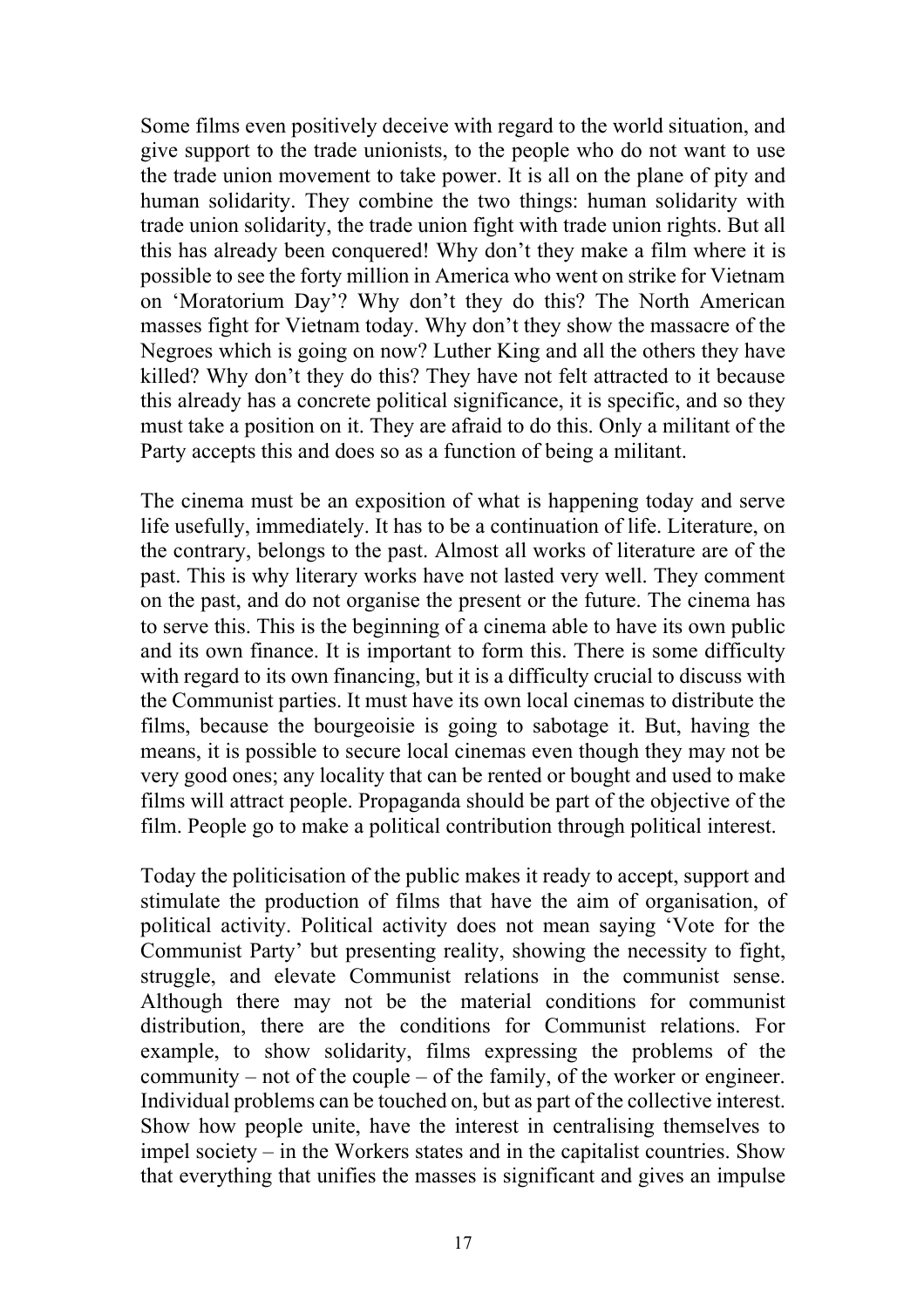Some films even positively deceive with regard to the world situation, and give support to the trade unionists, to the people who do not want to use the trade union movement to take power. It is all on the plane of pity and human solidarity. They combine the two things: human solidarity with trade union solidarity, the trade union fight with trade union rights. But all this has already been conquered! Why don't they make a film where it is possible to see the forty million in America who went on strike for Vietnam on 'Moratorium Day'? Why don't they do this? The North American masses fight for Vietnam today. Why don't they show the massacre of the Negroes which is going on now? Luther King and all the others they have killed? Why don't they do this? They have not felt attracted to it because this already has a concrete political significance, it is specific, and so they must take a position on it. They are afraid to do this. Only a militant of the Party accepts this and does so as a function of being a militant.

The cinema must be an exposition of what is happening today and serve life usefully, immediately. It has to be a continuation of life. Literature, on the contrary, belongs to the past. Almost all works of literature are of the past. This is why literary works have not lasted very well. They comment on the past, and do not organise the present or the future. The cinema has to serve this. This is the beginning of a cinema able to have its own public and its own finance. It is important to form this. There is some difficulty with regard to its own financing, but it is a difficulty crucial to discuss with the Communist parties. It must have its own local cinemas to distribute the films, because the bourgeoisie is going to sabotage it. But, having the means, it is possible to secure local cinemas even though they may not be very good ones; any locality that can be rented or bought and used to make films will attract people. Propaganda should be part of the objective of the film. People go to make a political contribution through political interest.

Today the politicisation of the public makes it ready to accept, support and stimulate the production of films that have the aim of organisation, of political activity. Political activity does not mean saying 'Vote for the Communist Party' but presenting reality, showing the necessity to fight, struggle, and elevate Communist relations in the communist sense. Although there may not be the material conditions for communist distribution, there are the conditions for Communist relations. For example, to show solidarity, films expressing the problems of the community – not of the couple – of the family, of the worker or engineer. Individual problems can be touched on, but as part of the collective interest. Show how people unite, have the interest in centralising themselves to impel society – in the Workers states and in the capitalist countries. Show that everything that unifies the masses is significant and gives an impulse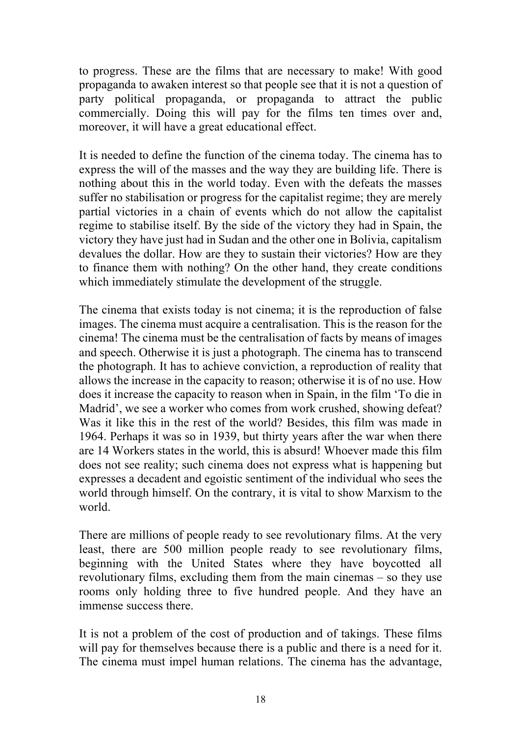to progress. These are the films that are necessary to make! With good propaganda to awaken interest so that people see that it is not a question of party political propaganda, or propaganda to attract the public commercially. Doing this will pay for the films ten times over and, moreover, it will have a great educational effect.

It is needed to define the function of the cinema today. The cinema has to express the will of the masses and the way they are building life. There is nothing about this in the world today. Even with the defeats the masses suffer no stabilisation or progress for the capitalist regime; they are merely partial victories in a chain of events which do not allow the capitalist regime to stabilise itself. By the side of the victory they had in Spain, the victory they have just had in Sudan and the other one in Bolivia, capitalism devalues the dollar. How are they to sustain their victories? How are they to finance them with nothing? On the other hand, they create conditions which immediately stimulate the development of the struggle.

The cinema that exists today is not cinema; it is the reproduction of false images. The cinema must acquire a centralisation. This is the reason for the cinema! The cinema must be the centralisation of facts by means of images and speech. Otherwise it is just a photograph. The cinema has to transcend the photograph. It has to achieve conviction, a reproduction of reality that allows the increase in the capacity to reason; otherwise it is of no use. How does it increase the capacity to reason when in Spain, in the film 'To die in Madrid', we see a worker who comes from work crushed, showing defeat? Was it like this in the rest of the world? Besides, this film was made in 1964. Perhaps it was so in 1939, but thirty years after the war when there are 14 Workers states in the world, this is absurd! Whoever made this film does not see reality; such cinema does not express what is happening but expresses a decadent and egoistic sentiment of the individual who sees the world through himself. On the contrary, it is vital to show Marxism to the world.

There are millions of people ready to see revolutionary films. At the very least, there are 500 million people ready to see revolutionary films, beginning with the United States where they have boycotted all revolutionary films, excluding them from the main cinemas – so they use rooms only holding three to five hundred people. And they have an immense success there.

It is not a problem of the cost of production and of takings. These films will pay for themselves because there is a public and there is a need for it. The cinema must impel human relations. The cinema has the advantage,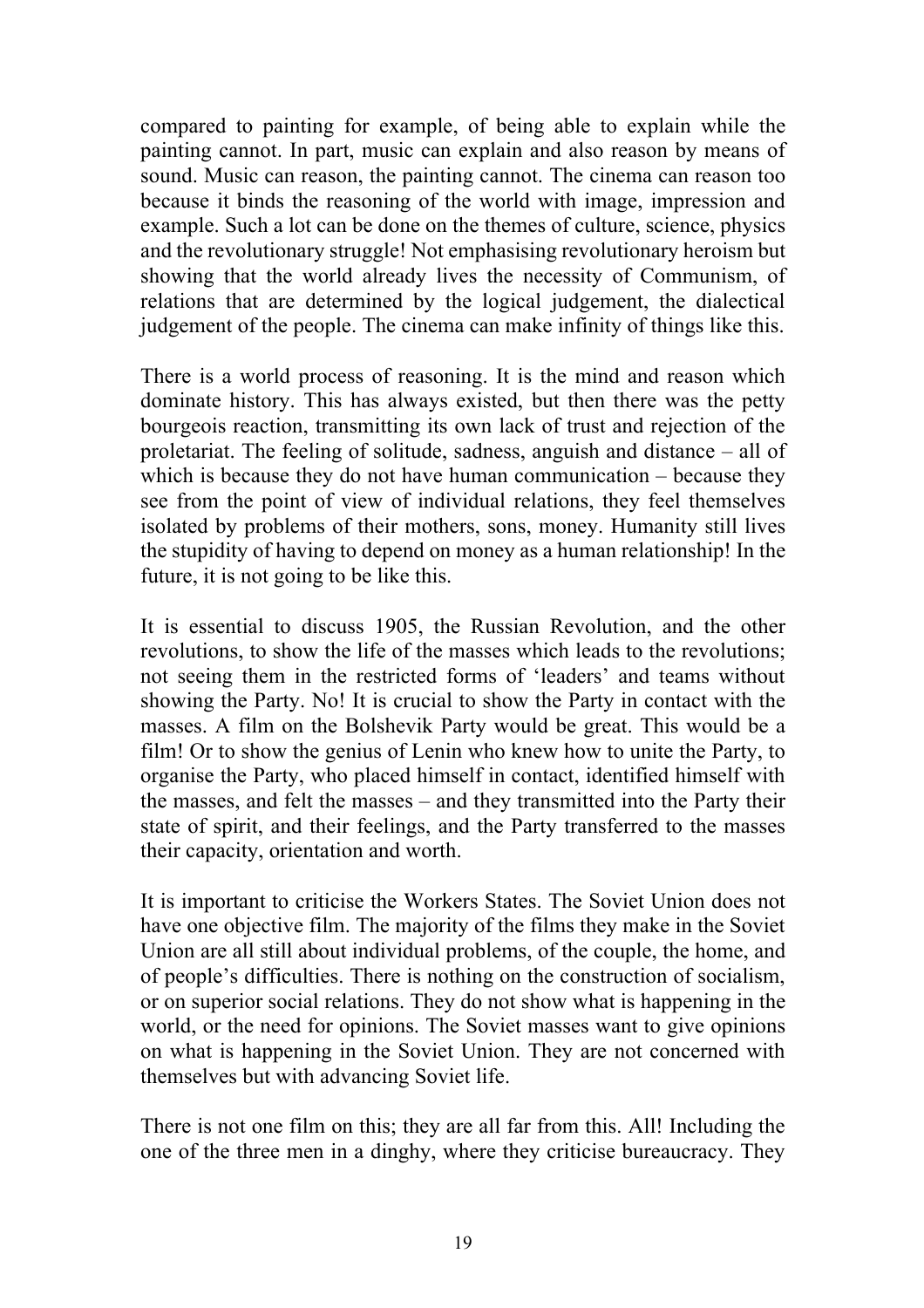compared to painting for example, of being able to explain while the painting cannot. In part, music can explain and also reason by means of sound. Music can reason, the painting cannot. The cinema can reason too because it binds the reasoning of the world with image, impression and example. Such a lot can be done on the themes of culture, science, physics and the revolutionary struggle! Not emphasising revolutionary heroism but showing that the world already lives the necessity of Communism, of relations that are determined by the logical judgement, the dialectical judgement of the people. The cinema can make infinity of things like this.

There is a world process of reasoning. It is the mind and reason which dominate history. This has always existed, but then there was the petty bourgeois reaction, transmitting its own lack of trust and rejection of the proletariat. The feeling of solitude, sadness, anguish and distance – all of which is because they do not have human communication – because they see from the point of view of individual relations, they feel themselves isolated by problems of their mothers, sons, money. Humanity still lives the stupidity of having to depend on money as a human relationship! In the future, it is not going to be like this.

It is essential to discuss 1905, the Russian Revolution, and the other revolutions, to show the life of the masses which leads to the revolutions; not seeing them in the restricted forms of 'leaders' and teams without showing the Party. No! It is crucial to show the Party in contact with the masses. A film on the Bolshevik Party would be great. This would be a film! Or to show the genius of Lenin who knew how to unite the Party, to organise the Party, who placed himself in contact, identified himself with the masses, and felt the masses – and they transmitted into the Party their state of spirit, and their feelings, and the Party transferred to the masses their capacity, orientation and worth.

It is important to criticise the Workers States. The Soviet Union does not have one objective film. The majority of the films they make in the Soviet Union are all still about individual problems, of the couple, the home, and of people's difficulties. There is nothing on the construction of socialism, or on superior social relations. They do not show what is happening in the world, or the need for opinions. The Soviet masses want to give opinions on what is happening in the Soviet Union. They are not concerned with themselves but with advancing Soviet life.

There is not one film on this; they are all far from this. All! Including the one of the three men in a dinghy, where they criticise bureaucracy. They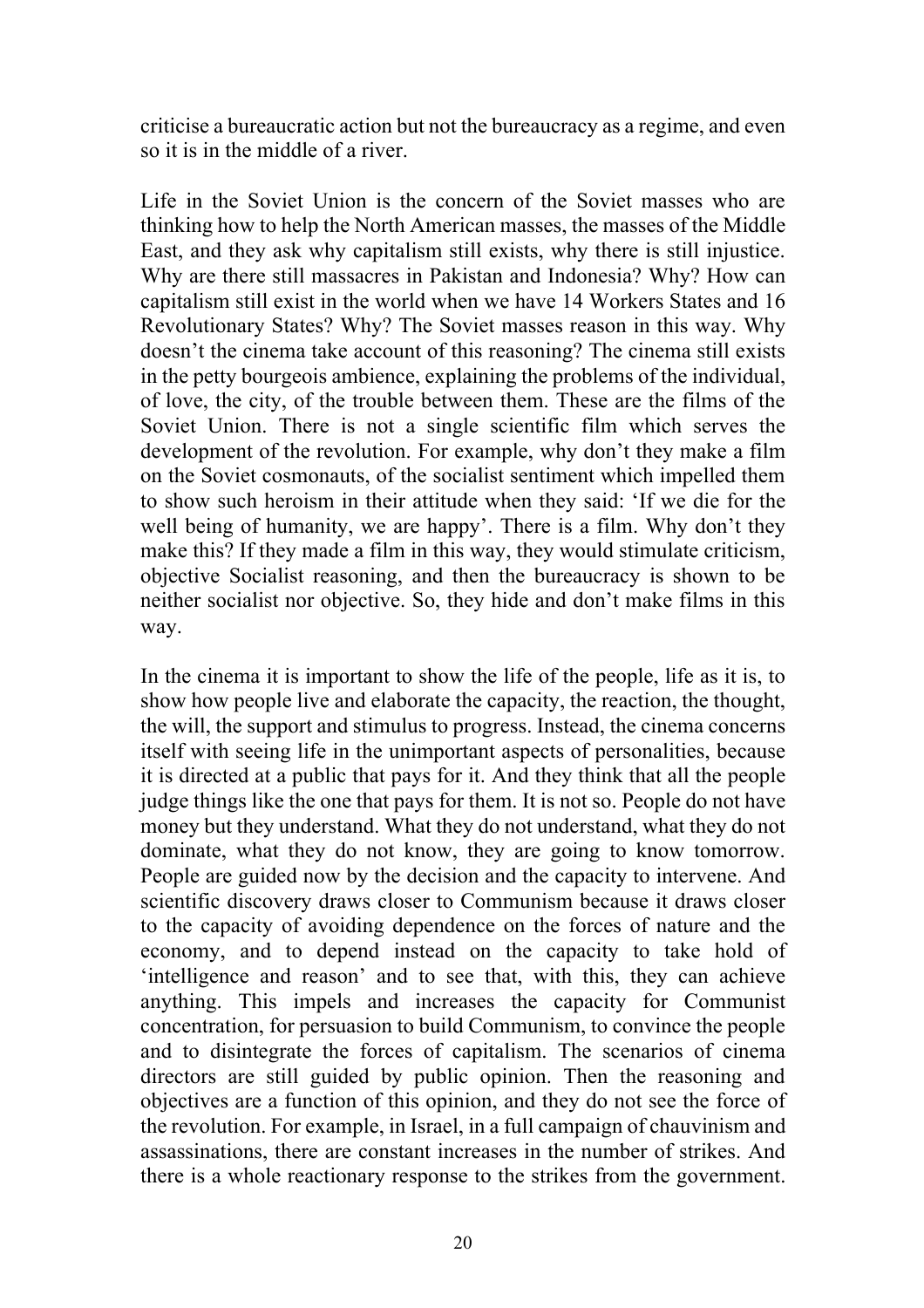criticise a bureaucratic action but not the bureaucracy as a regime, and even so it is in the middle of a river.

Life in the Soviet Union is the concern of the Soviet masses who are thinking how to help the North American masses, the masses of the Middle East, and they ask why capitalism still exists, why there is still injustice. Why are there still massacres in Pakistan and Indonesia? Why? How can capitalism still exist in the world when we have 14 Workers States and 16 Revolutionary States? Why? The Soviet masses reason in this way. Why doesn't the cinema take account of this reasoning? The cinema still exists in the petty bourgeois ambience, explaining the problems of the individual, of love, the city, of the trouble between them. These are the films of the Soviet Union. There is not a single scientific film which serves the development of the revolution. For example, why don't they make a film on the Soviet cosmonauts, of the socialist sentiment which impelled them to show such heroism in their attitude when they said: 'If we die for the well being of humanity, we are happy'. There is a film. Why don't they make this? If they made a film in this way, they would stimulate criticism, objective Socialist reasoning, and then the bureaucracy is shown to be neither socialist nor objective. So, they hide and don't make films in this way.

In the cinema it is important to show the life of the people, life as it is, to show how people live and elaborate the capacity, the reaction, the thought, the will, the support and stimulus to progress. Instead, the cinema concerns itself with seeing life in the unimportant aspects of personalities, because it is directed at a public that pays for it. And they think that all the people judge things like the one that pays for them. It is not so. People do not have money but they understand. What they do not understand, what they do not dominate, what they do not know, they are going to know tomorrow. People are guided now by the decision and the capacity to intervene. And scientific discovery draws closer to Communism because it draws closer to the capacity of avoiding dependence on the forces of nature and the economy, and to depend instead on the capacity to take hold of 'intelligence and reason' and to see that, with this, they can achieve anything. This impels and increases the capacity for Communist concentration, for persuasion to build Communism, to convince the people and to disintegrate the forces of capitalism. The scenarios of cinema directors are still guided by public opinion. Then the reasoning and objectives are a function of this opinion, and they do not see the force of the revolution. For example, in Israel, in a full campaign of chauvinism and assassinations, there are constant increases in the number of strikes. And there is a whole reactionary response to the strikes from the government.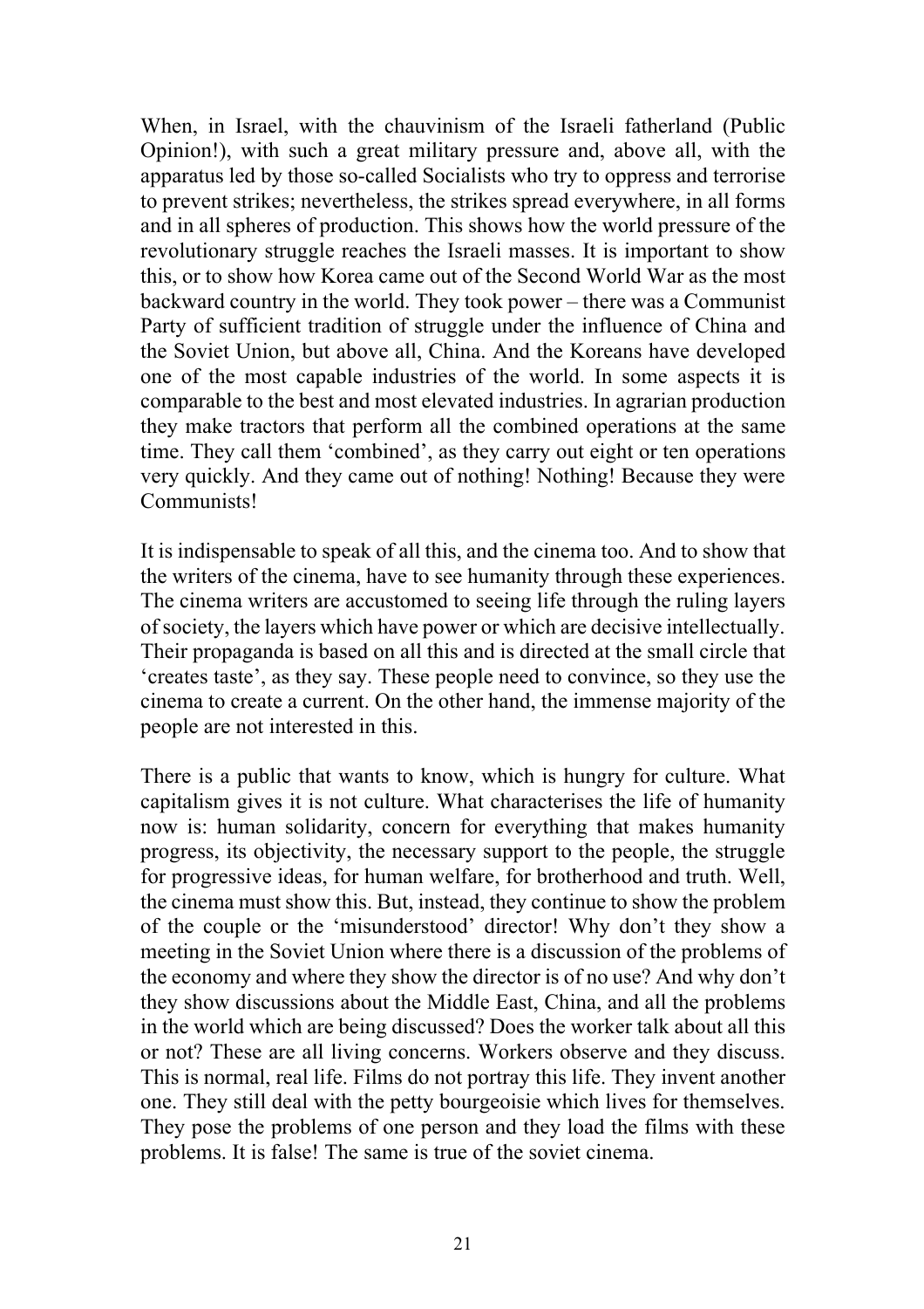When, in Israel, with the chauvinism of the Israeli fatherland (Public Opinion!), with such a great military pressure and, above all, with the apparatus led by those so-called Socialists who try to oppress and terrorise to prevent strikes; nevertheless, the strikes spread everywhere, in all forms and in all spheres of production. This shows how the world pressure of the revolutionary struggle reaches the Israeli masses. It is important to show this, or to show how Korea came out of the Second World War as the most backward country in the world. They took power – there was a Communist Party of sufficient tradition of struggle under the influence of China and the Soviet Union, but above all, China. And the Koreans have developed one of the most capable industries of the world. In some aspects it is comparable to the best and most elevated industries. In agrarian production they make tractors that perform all the combined operations at the same time. They call them 'combined', as they carry out eight or ten operations very quickly. And they came out of nothing! Nothing! Because they were Communists!

It is indispensable to speak of all this, and the cinema too. And to show that the writers of the cinema, have to see humanity through these experiences. The cinema writers are accustomed to seeing life through the ruling layers of society, the layers which have power or which are decisive intellectually. Their propaganda is based on all this and is directed at the small circle that 'creates taste', as they say. These people need to convince, so they use the cinema to create a current. On the other hand, the immense majority of the people are not interested in this.

There is a public that wants to know, which is hungry for culture. What capitalism gives it is not culture. What characterises the life of humanity now is: human solidarity, concern for everything that makes humanity progress, its objectivity, the necessary support to the people, the struggle for progressive ideas, for human welfare, for brotherhood and truth. Well, the cinema must show this. But, instead, they continue to show the problem of the couple or the 'misunderstood' director! Why don't they show a meeting in the Soviet Union where there is a discussion of the problems of the economy and where they show the director is of no use? And why don't they show discussions about the Middle East, China, and all the problems in the world which are being discussed? Does the worker talk about all this or not? These are all living concerns. Workers observe and they discuss. This is normal, real life. Films do not portray this life. They invent another one. They still deal with the petty bourgeoisie which lives for themselves. They pose the problems of one person and they load the films with these problems. It is false! The same is true of the soviet cinema.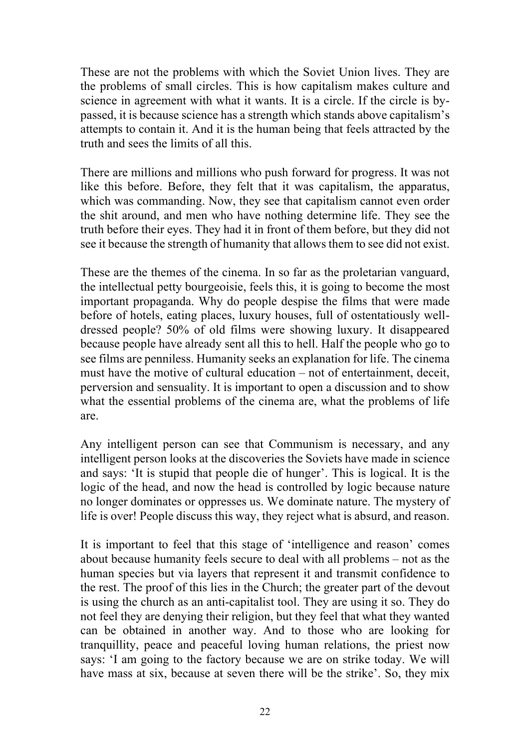These are not the problems with which the Soviet Union lives. They are the problems of small circles. This is how capitalism makes culture and science in agreement with what it wants. It is a circle. If the circle is by-passed, it is because science has a strength which stands above capitalism's attempts to contain it. And it is the human being that feels attracted by the truth and sees the limits of all this.

There are millions and millions who push forward for progress. It was not like this before. Before, they felt that it was capitalism, the apparatus, which was commanding. Now, they see that capitalism cannot even order the shit around, and men who have nothing determine life. They see the truth before their eyes. They had it in front of them before, but they did not see it because the strength of humanity that allows them to see did not exist.

These are the themes of the cinema. In so far as the proletarian vanguard, the intellectual petty bourgeoisie, feels this, it is going to become the most important propaganda. Why do people despise the films that were made before of hotels, eating places, luxury houses, full of ostentatiously well-dressed people? 50% of old films were showing luxury. It disappeared because people have already sent all this to hell. Half the people who go to see films are penniless. Humanity seeks an explanation for life. The cinema must have the motive of cultural education – not of entertainment, deceit, perversion and sensuality. It is important to open a discussion and to show what the essential problems of the cinema are, what the problems of life are.

Any intelligent person can see that Communism is necessary, and any intelligent person looks at the discoveries the Soviets have made in science and says: 'It is stupid that people die of hunger'. This is logical. It is the logic of the head, and now the head is controlled by logic because nature no longer dominates or oppresses us. We dominate nature. The mystery of life is over! People discuss this way, they reject what is absurd, and reason.

It is important to feel that this stage of 'intelligence and reason' comes about because humanity feels secure to deal with all problems – not as the human species but via layers that represent it and transmit confidence to the rest. The proof of this lies in the Church; the greater part of the devout is using the church as an anti-capitalist tool. They are using it so. They do not feel they are denying their religion, but they feel that what they wanted can be obtained in another way. And to those who are looking for tranquillity, peace and peaceful loving human relations, the priest now says: 'I am going to the factory because we are on strike today. We will have mass at six, because at seven there will be the strike'. So, they mix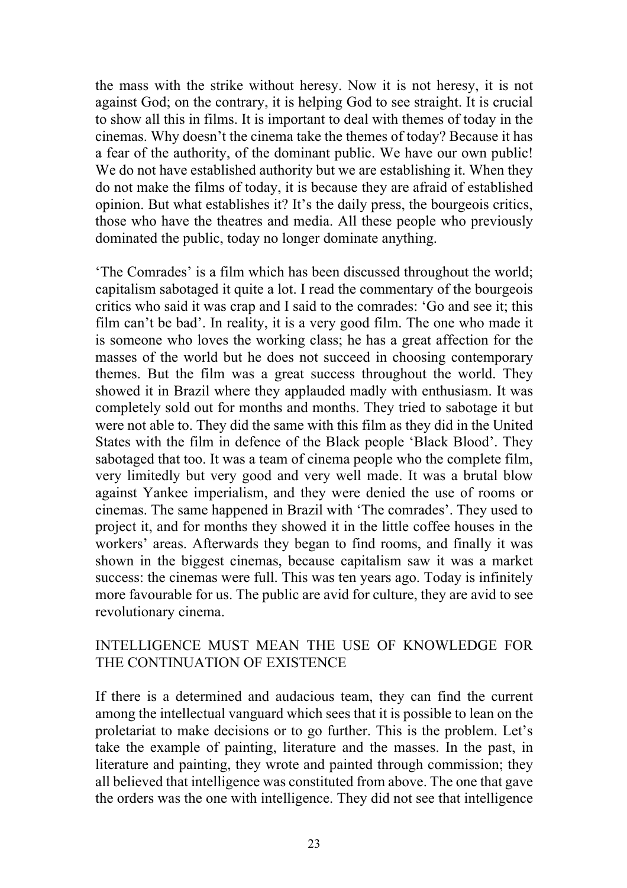the mass with the strike without heresy. Now it is not heresy, it is not against God; on the contrary, it is helping God to see straight. It is crucial to show all this in films. It is important to deal with themes of today in the cinemas. Why doesn't the cinema take the themes of today? Because it has a fear of the authority, of the dominant public. We have our own public! We do not have established authority but we are establishing it. When they do not make the films of today, it is because they are afraid of established opinion. But what establishes it? It's the daily press, the bourgeois critics, those who have the theatres and media. All these people who previously dominated the public, today no longer dominate anything.

'The Comrades' is a film which has been discussed throughout the world; capitalism sabotaged it quite a lot. I read the commentary of the bourgeois critics who said it was crap and I said to the comrades: 'Go and see it; this film can't be bad'. In reality, it is a very good film. The one who made it is someone who loves the working class; he has a great affection for the masses of the world but he does not succeed in choosing contemporary themes. But the film was a great success throughout the world. They showed it in Brazil where they applauded madly with enthusiasm. It was completely sold out for months and months. They tried to sabotage it but were not able to. They did the same with this film as they did in the United States with the film in defence of the Black people 'Black Blood'. They sabotaged that too. It was a team of cinema people who the complete film, very limitedly but very good and very well made. It was a brutal blow against Yankee imperialism, and they were denied the use of rooms or cinemas. The same happened in Brazil with 'The comrades'. They used to project it, and for months they showed it in the little coffee houses in the workers' areas. Afterwards they began to find rooms, and finally it was shown in the biggest cinemas, because capitalism saw it was a market success: the cinemas were full. This was ten years ago. Today is infinitely more favourable for us. The public are avid for culture, they are avid to see revolutionary cinema.

## INTELLIGENCE MUST MEAN THE USE OF KNOWLEDGE FOR THE CONTINUATION OF EXISTENCE

If there is a determined and audacious team, they can find the current among the intellectual vanguard which sees that it is possible to lean on the proletariat to make decisions or to go further. This is the problem. Let's take the example of painting, literature and the masses. In the past, in literature and painting, they wrote and painted through commission; they all believed that intelligence was constituted from above. The one that gave the orders was the one with intelligence. They did not see that intelligence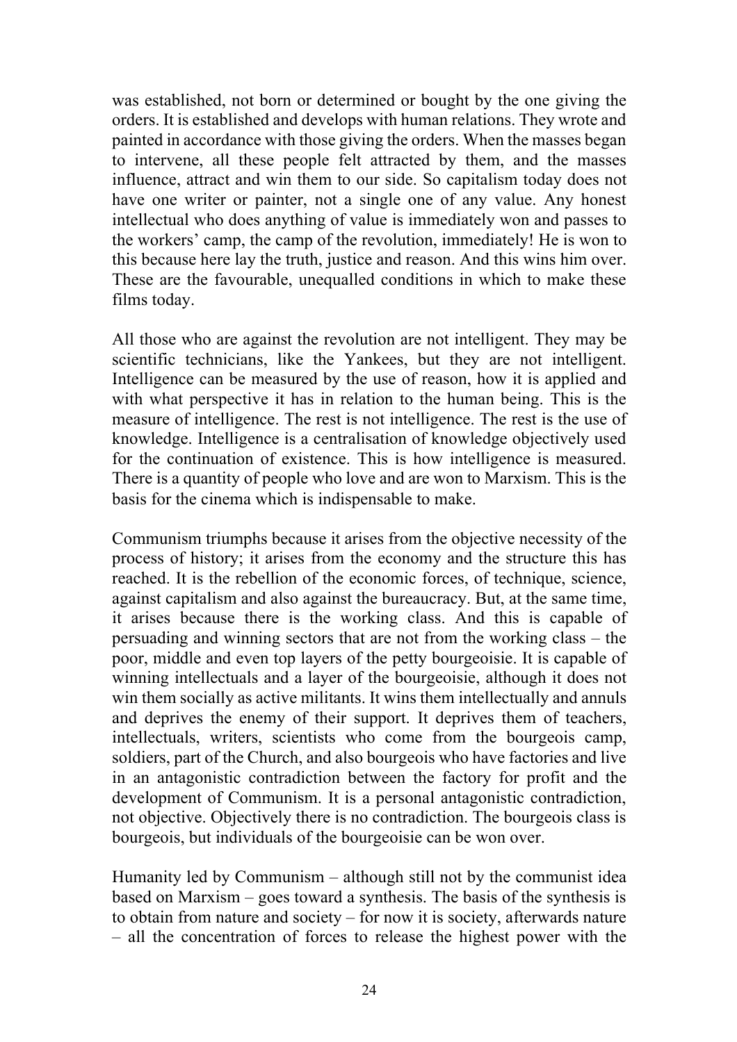was established, not born or determined or bought by the one giving the orders. It is established and develops with human relations. They wrote and painted in accordance with those giving the orders. When the masses began to intervene, all these people felt attracted by them, and the masses influence, attract and win them to our side. So capitalism today does not have one writer or painter, not a single one of any value. Any honest intellectual who does anything of value is immediately won and passes to the workers' camp, the camp of the revolution, immediately! He is won to this because here lay the truth, justice and reason. And this wins him over. These are the favourable, unequalled conditions in which to make these films today.

All those who are against the revolution are not intelligent. They may be scientific technicians, like the Yankees, but they are not intelligent. Intelligence can be measured by the use of reason, how it is applied and with what perspective it has in relation to the human being. This is the measure of intelligence. The rest is not intelligence. The rest is the use of knowledge. Intelligence is a centralisation of knowledge objectively used for the continuation of existence. This is how intelligence is measured. There is a quantity of people who love and are won to Marxism. This is the basis for the cinema which is indispensable to make.

Communism triumphs because it arises from the objective necessity of the process of history; it arises from the economy and the structure this has reached. It is the rebellion of the economic forces, of technique, science, against capitalism and also against the bureaucracy. But, at the same time, it arises because there is the working class. And this is capable of persuading and winning sectors that are not from the working class – the poor, middle and even top layers of the petty bourgeoisie. It is capable of winning intellectuals and a layer of the bourgeoisie, although it does not win them socially as active militants. It wins them intellectually and annuls and deprives the enemy of their support. It deprives them of teachers, intellectuals, writers, scientists who come from the bourgeois camp, soldiers, part of the Church, and also bourgeois who have factories and live in an antagonistic contradiction between the factory for profit and the development of Communism. It is a personal antagonistic contradiction, not objective. Objectively there is no contradiction. The bourgeois class is bourgeois, but individuals of the bourgeoisie can be won over.

Humanity led by Communism – although still not by the communist idea based on Marxism – goes toward a synthesis. The basis of the synthesis is to obtain from nature and society – for now it is society, afterwards nature – all the concentration of forces to release the highest power with the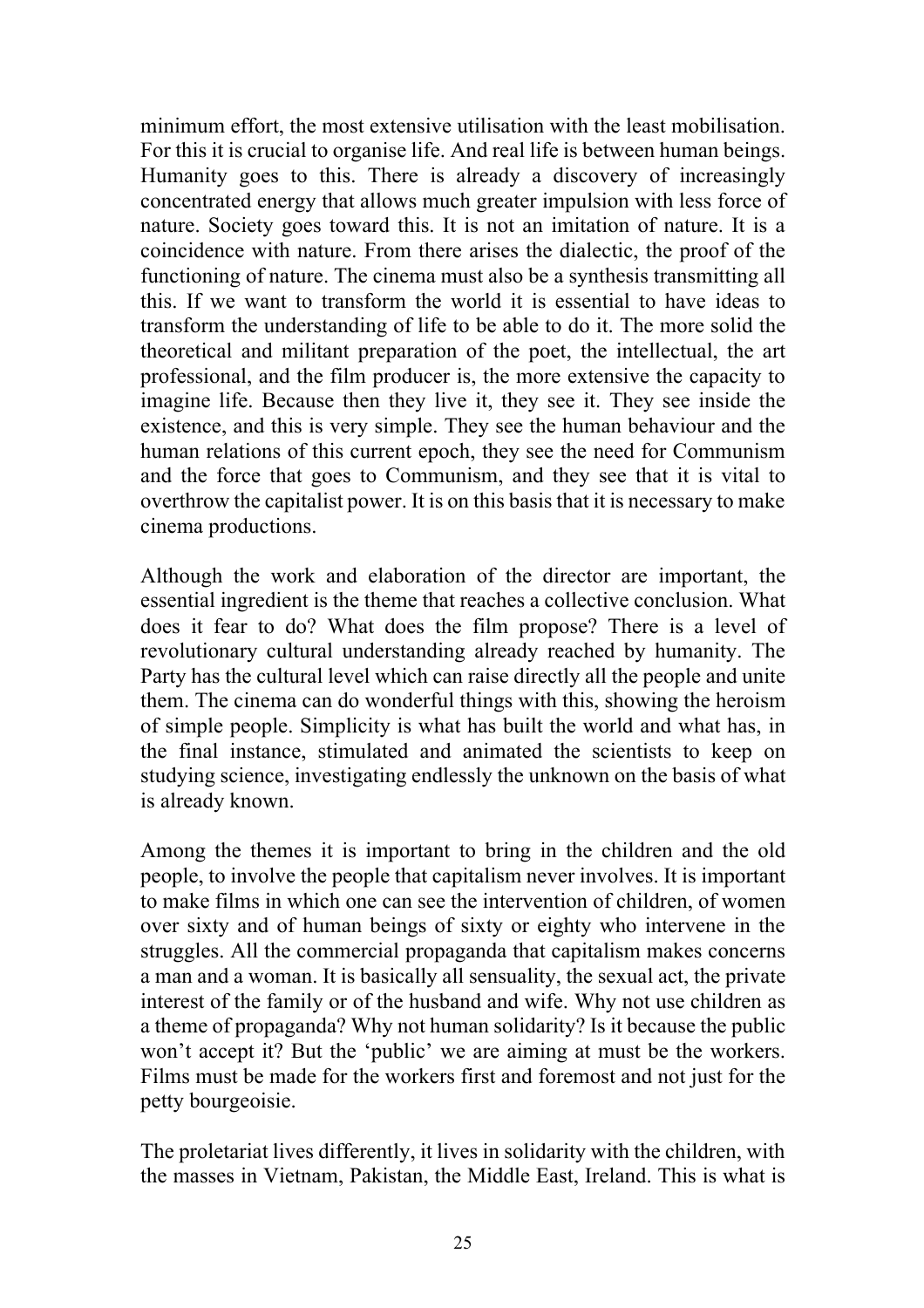minimum effort, the most extensive utilisation with the least mobilisation. For this it is crucial to organise life. And real life is between human beings. Humanity goes to this. There is already a discovery of increasingly concentrated energy that allows much greater impulsion with less force of nature. Society goes toward this. It is not an imitation of nature. It is a coincidence with nature. From there arises the dialectic, the proof of the functioning of nature. The cinema must also be a synthesis transmitting all this. If we want to transform the world it is essential to have ideas to transform the understanding of life to be able to do it. The more solid the theoretical and militant preparation of the poet, the intellectual, the art professional, and the film producer is, the more extensive the capacity to imagine life. Because then they live it, they see it. They see inside the existence, and this is very simple. They see the human behaviour and the human relations of this current epoch, they see the need for Communism and the force that goes to Communism, and they see that it is vital to overthrow the capitalist power. It is on this basis that it is necessary to make cinema productions.

Although the work and elaboration of the director are important, the essential ingredient is the theme that reaches a collective conclusion. What does it fear to do? What does the film propose? There is a level of revolutionary cultural understanding already reached by humanity. The Party has the cultural level which can raise directly all the people and unite them. The cinema can do wonderful things with this, showing the heroism of simple people. Simplicity is what has built the world and what has, in the final instance, stimulated and animated the scientists to keep on studying science, investigating endlessly the unknown on the basis of what is already known.

Among the themes it is important to bring in the children and the old people, to involve the people that capitalism never involves. It is important to make films in which one can see the intervention of children, of women over sixty and of human beings of sixty or eighty who intervene in the struggles. All the commercial propaganda that capitalism makes concerns a man and a woman. It is basically all sensuality, the sexual act, the private interest of the family or of the husband and wife. Why not use children as a theme of propaganda? Why not human solidarity? Is it because the public won't accept it? But the 'public' we are aiming at must be the workers. Films must be made for the workers first and foremost and not just for the petty bourgeoisie.

The proletariat lives differently, it lives in solidarity with the children, with the masses in Vietnam, Pakistan, the Middle East, Ireland. This is what is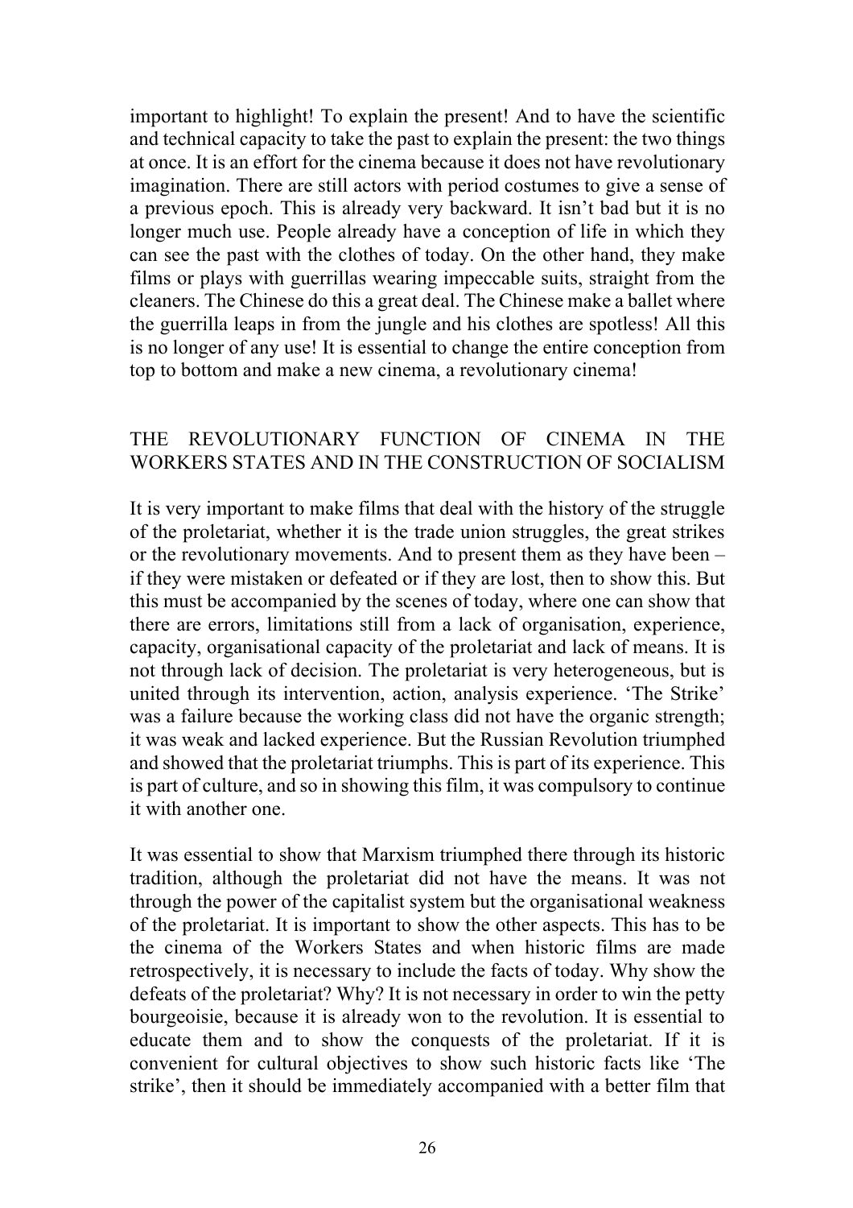important to highlight! To explain the present! And to have the scientific and technical capacity to take the past to explain the present: the two things at once. It is an effort for the cinema because it does not have revolutionary imagination. There are still actors with period costumes to give a sense of a previous epoch. This is already very backward. It isn't bad but it is no longer much use. People already have a conception of life in which they can see the past with the clothes of today. On the other hand, they make films or plays with guerrillas wearing impeccable suits, straight from the cleaners. The Chinese do this a great deal. The Chinese make a ballet where the guerrilla leaps in from the jungle and his clothes are spotless! All this is no longer of any use! It is essential to change the entire conception from top to bottom and make a new cinema, a revolutionary cinema!

## THE REVOLUTIONARY FUNCTION OF CINEMA IN THE WORKERS STATES AND IN THE CONSTRUCTION OF SOCIALISM

It is very important to make films that deal with the history of the struggle of the proletariat, whether it is the trade union struggles, the great strikes or the revolutionary movements. And to present them as they have been – if they were mistaken or defeated or if they are lost, then to show this. But this must be accompanied by the scenes of today, where one can show that there are errors, limitations still from a lack of organisation, experience, capacity, organisational capacity of the proletariat and lack of means. It is not through lack of decision. The proletariat is very heterogeneous, but is united through its intervention, action, analysis experience. 'The Strike' was a failure because the working class did not have the organic strength; it was weak and lacked experience. But the Russian Revolution triumphed and showed that the proletariat triumphs. This is part of its experience. This is part of culture, and so in showing this film, it was compulsory to continue it with another one.

It was essential to show that Marxism triumphed there through its historic tradition, although the proletariat did not have the means. It was not through the power of the capitalist system but the organisational weakness of the proletariat. It is important to show the other aspects. This has to be the cinema of the Workers States and when historic films are made retrospectively, it is necessary to include the facts of today. Why show the defeats of the proletariat? Why? It is not necessary in order to win the petty bourgeoisie, because it is already won to the revolution. It is essential to educate them and to show the conquests of the proletariat. If it is convenient for cultural objectives to show such historic facts like 'The strike', then it should be immediately accompanied with a better film that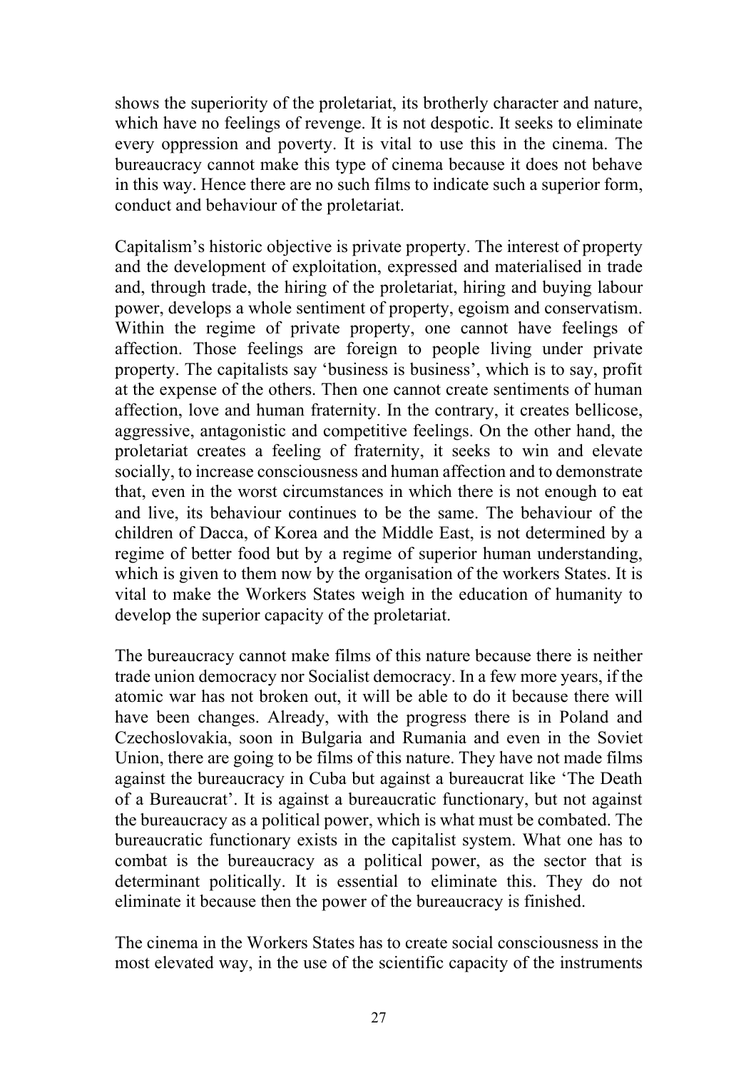shows the superiority of the proletariat, its brotherly character and nature, which have no feelings of revenge. It is not despotic. It seeks to eliminate every oppression and poverty. It is vital to use this in the cinema. The bureaucracy cannot make this type of cinema because it does not behave in this way. Hence there are no such films to indicate such a superior form, conduct and behaviour of the proletariat.

Capitalism's historic objective is private property. The interest of property and the development of exploitation, expressed and materialised in trade and, through trade, the hiring of the proletariat, hiring and buying labour power, develops a whole sentiment of property, egoism and conservatism. Within the regime of private property, one cannot have feelings of affection. Those feelings are foreign to people living under private property. The capitalists say 'business is business', which is to say, profit at the expense of the others. Then one cannot create sentiments of human affection, love and human fraternity. In the contrary, it creates bellicose, aggressive, antagonistic and competitive feelings. On the other hand, the proletariat creates a feeling of fraternity, it seeks to win and elevate socially, to increase consciousness and human affection and to demonstrate that, even in the worst circumstances in which there is not enough to eat and live, its behaviour continues to be the same. The behaviour of the children of Dacca, of Korea and the Middle East, is not determined by a regime of better food but by a regime of superior human understanding, which is given to them now by the organisation of the workers States. It is vital to make the Workers States weigh in the education of humanity to develop the superior capacity of the proletariat.

The bureaucracy cannot make films of this nature because there is neither trade union democracy nor Socialist democracy. In a few more years, if the atomic war has not broken out, it will be able to do it because there will have been changes. Already, with the progress there is in Poland and Czechoslovakia, soon in Bulgaria and Rumania and even in the Soviet Union, there are going to be films of this nature. They have not made films against the bureaucracy in Cuba but against a bureaucrat like 'The Death of a Bureaucrat'. It is against a bureaucratic functionary, but not against the bureaucracy as a political power, which is what must be combated. The bureaucratic functionary exists in the capitalist system. What one has to combat is the bureaucracy as a political power, as the sector that is determinant politically. It is essential to eliminate this. They do not eliminate it because then the power of the bureaucracy is finished.

The cinema in the Workers States has to create social consciousness in the most elevated way, in the use of the scientific capacity of the instruments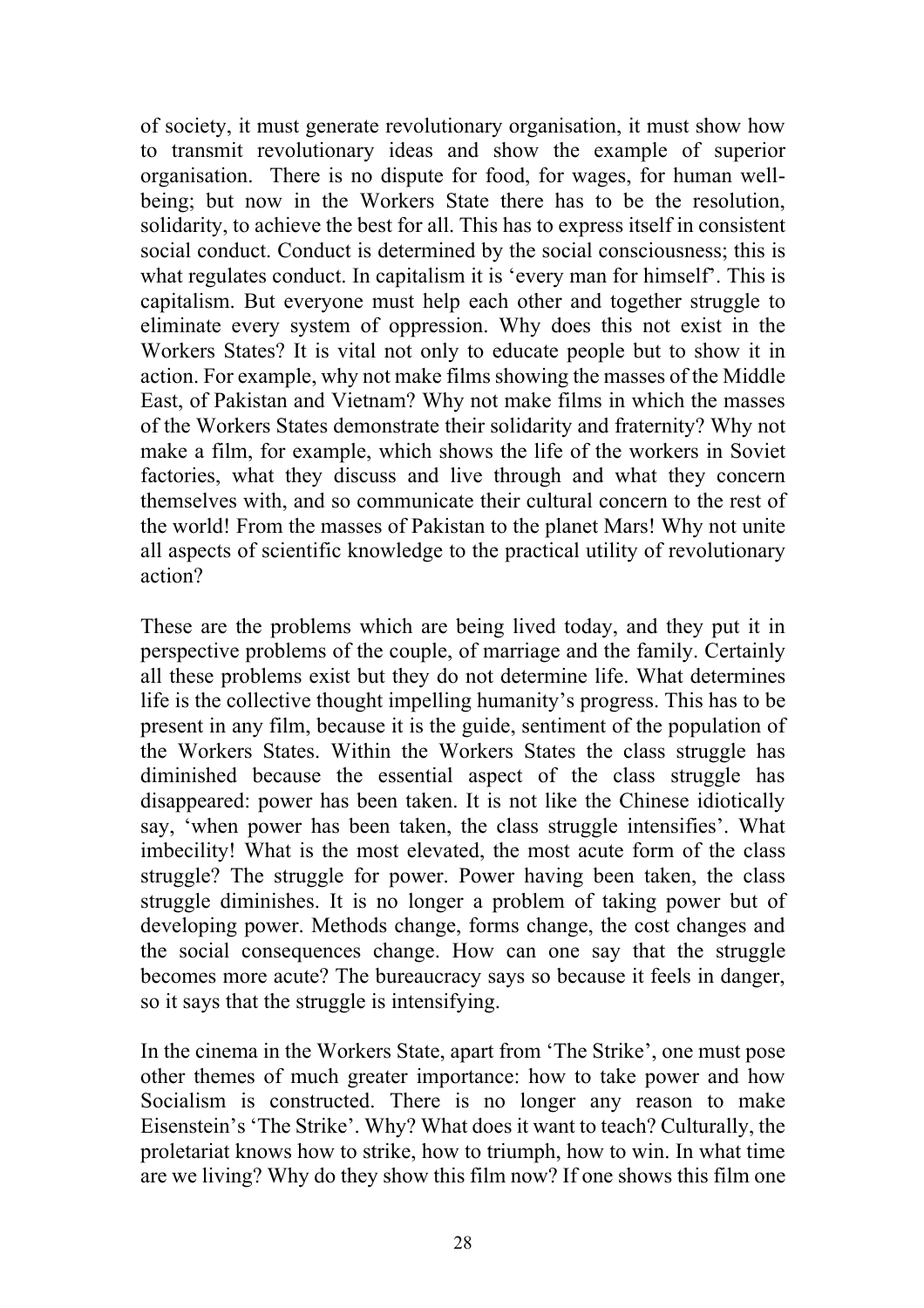of society, it must generate revolutionary organisation, it must show how to transmit revolutionary ideas and show the example of superior organisation. There is no dispute for food, for wages, for human well-being; but now in the Workers State there has to be the resolution, solidarity, to achieve the best for all. This has to express itself in consistent social conduct. Conduct is determined by the social consciousness; this is what regulates conduct. In capitalism it is 'every man for himself'. This is capitalism. But everyone must help each other and together struggle to eliminate every system of oppression. Why does this not exist in the Workers States? It is vital not only to educate people but to show it in action. For example, why not make films showing the masses of the Middle East, of Pakistan and Vietnam? Why not make films in which the masses of the Workers States demonstrate their solidarity and fraternity? Why not make a film, for example, which shows the life of the workers in Soviet factories, what they discuss and live through and what they concern themselves with, and so communicate their cultural concern to the rest of the world! From the masses of Pakistan to the planet Mars! Why not unite all aspects of scientific knowledge to the practical utility of revolutionary action?

These are the problems which are being lived today, and they put it in perspective problems of the couple, of marriage and the family. Certainly all these problems exist but they do not determine life. What determines life is the collective thought impelling humanity's progress. This has to be present in any film, because it is the guide, sentiment of the population of the Workers States. Within the Workers States the class struggle has diminished because the essential aspect of the class struggle has disappeared: power has been taken. It is not like the Chinese idiotically say, 'when power has been taken, the class struggle intensifies'. What imbecility! What is the most elevated, the most acute form of the class struggle? The struggle for power. Power having been taken, the class struggle diminishes. It is no longer a problem of taking power but of developing power. Methods change, forms change, the cost changes and the social consequences change. How can one say that the struggle becomes more acute? The bureaucracy says so because it feels in danger, so it says that the struggle is intensifying.

In the cinema in the Workers State, apart from 'The Strike', one must pose other themes of much greater importance: how to take power and how Socialism is constructed. There is no longer any reason to make Eisenstein's 'The Strike'. Why? What does it want to teach? Culturally, the proletariat knows how to strike, how to triumph, how to win. In what time are we living? Why do they show this film now? If one shows this film one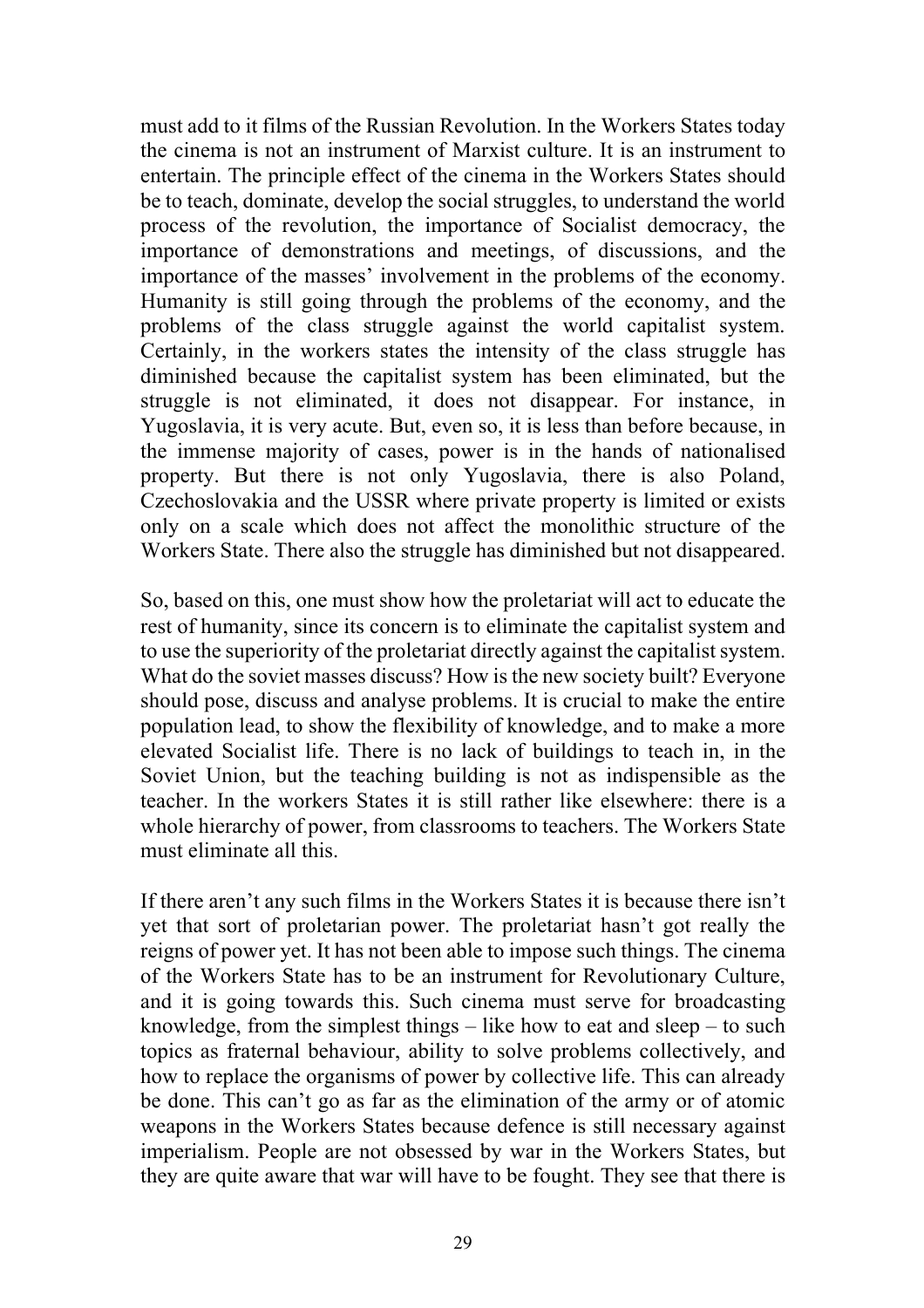must add to it films of the Russian Revolution. In the Workers States today the cinema is not an instrument of Marxist culture. It is an instrument to entertain. The principle effect of the cinema in the Workers States should be to teach, dominate, develop the social struggles, to understand the world process of the revolution, the importance of Socialist democracy, the importance of demonstrations and meetings, of discussions, and the importance of the masses' involvement in the problems of the economy. Humanity is still going through the problems of the economy, and the problems of the class struggle against the world capitalist system. Certainly, in the workers states the intensity of the class struggle has diminished because the capitalist system has been eliminated, but the struggle is not eliminated, it does not disappear. For instance, in Yugoslavia, it is very acute. But, even so, it is less than before because, in the immense majority of cases, power is in the hands of nationalised property. But there is not only Yugoslavia, there is also Poland, Czechoslovakia and the USSR where private property is limited or exists only on a scale which does not affect the monolithic structure of the Workers State. There also the struggle has diminished but not disappeared.

So, based on this, one must show how the proletariat will act to educate the rest of humanity, since its concern is to eliminate the capitalist system and to use the superiority of the proletariat directly against the capitalist system. What do the soviet masses discuss? How is the new society built? Everyone should pose, discuss and analyse problems. It is crucial to make the entire population lead, to show the flexibility of knowledge, and to make a more elevated Socialist life. There is no lack of buildings to teach in, in the Soviet Union, but the teaching building is not as indispensible as the teacher. In the workers States it is still rather like elsewhere: there is a whole hierarchy of power, from classrooms to teachers. The Workers State must eliminate all this.

If there aren't any such films in the Workers States it is because there isn't yet that sort of proletarian power. The proletariat hasn't got really the reigns of power yet. It has not been able to impose such things. The cinema of the Workers State has to be an instrument for Revolutionary Culture, and it is going towards this. Such cinema must serve for broadcasting knowledge, from the simplest things – like how to eat and sleep – to such topics as fraternal behaviour, ability to solve problems collectively, and how to replace the organisms of power by collective life. This can already be done. This can't go as far as the elimination of the army or of atomic weapons in the Workers States because defence is still necessary against imperialism. People are not obsessed by war in the Workers States, but they are quite aware that war will have to be fought. They see that there is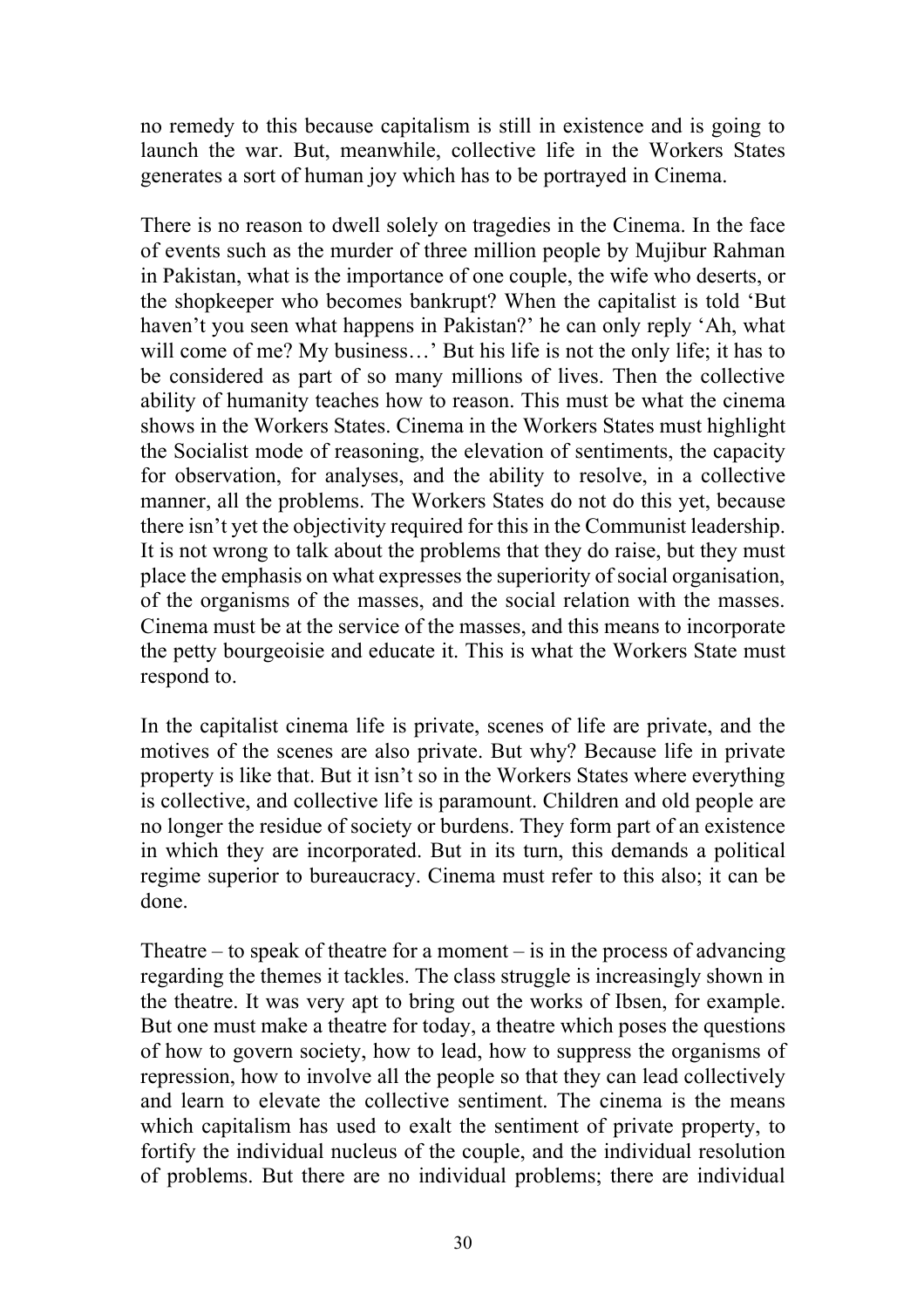no remedy to this because capitalism is still in existence and is going to launch the war. But, meanwhile, collective life in the Workers States generates a sort of human joy which has to be portrayed in Cinema.

There is no reason to dwell solely on tragedies in the Cinema. In the face of events such as the murder of three million people by Mujibur Rahman in Pakistan, what is the importance of one couple, the wife who deserts, or the shopkeeper who becomes bankrupt? When the capitalist is told 'But haven't you seen what happens in Pakistan?' he can only reply 'Ah, what will come of me? My business…' But his life is not the only life; it has to be considered as part of so many millions of lives. Then the collective ability of humanity teaches how to reason. This must be what the cinema shows in the Workers States. Cinema in the Workers States must highlight the Socialist mode of reasoning, the elevation of sentiments, the capacity for observation, for analyses, and the ability to resolve, in a collective manner, all the problems. The Workers States do not do this yet, because there isn't yet the objectivity required for this in the Communist leadership. It is not wrong to talk about the problems that they do raise, but they must place the emphasis on what expresses the superiority of social organisation, of the organisms of the masses, and the social relation with the masses. Cinema must be at the service of the masses, and this means to incorporate the petty bourgeoisie and educate it. This is what the Workers State must respond to.

In the capitalist cinema life is private, scenes of life are private, and the motives of the scenes are also private. But why? Because life in private property is like that. But it isn't so in the Workers States where everything is collective, and collective life is paramount. Children and old people are no longer the residue of society or burdens. They form part of an existence in which they are incorporated. But in its turn, this demands a political regime superior to bureaucracy. Cinema must refer to this also; it can be done.

Theatre – to speak of theatre for a moment – is in the process of advancing regarding the themes it tackles. The class struggle is increasingly shown in the theatre. It was very apt to bring out the works of Ibsen, for example. But one must make a theatre for today, a theatre which poses the questions of how to govern society, how to lead, how to suppress the organisms of repression, how to involve all the people so that they can lead collectively and learn to elevate the collective sentiment. The cinema is the means which capitalism has used to exalt the sentiment of private property, to fortify the individual nucleus of the couple, and the individual resolution of problems. But there are no individual problems; there are individual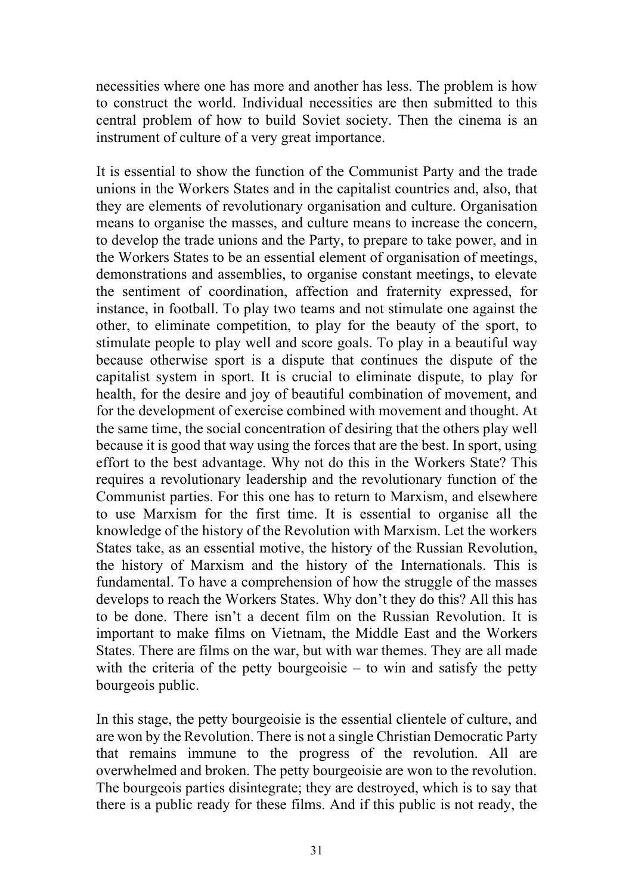necessities where one has more and another has less. The problem is how to construct the world. Individual necessities are then submitted to this central problem of how to build Soviet society. Then the cinema is an instrument of culture of a very great importance.

It is essential to show the function of the Communist Party and the trade unions in the Workers States and in the capitalist countries and, also, that they are elements of revolutionary organisation and culture. Organisation means to organise the masses, and culture means to increase the concern, to develop the trade unions and the Party, to prepare to take power, and in the Workers States to be an essential element of organisation of meetings, demonstrations and assemblies, to organise constant meetings, to elevate the sentiment of coordination, affection and fraternity expressed, for instance, in football. To play two teams and not stimulate one against the other, to eliminate competition, to play for the beauty of the sport, to stimulate people to play well and score goals. To play in a beautiful way because otherwise sport is a dispute that continues the dispute of the capitalist system in sport. It is crucial to eliminate dispute, to play for health, for the desire and joy of beautiful combination of movement, and for the development of exercise combined with movement and thought. At the same time, the social concentration of desiring that the others play well because it is good that way using the forces that are the best. In sport, using effort to the best advantage. Why not do this in the Workers State? This requires a revolutionary leadership and the revolutionary function of the Communist parties. For this one has to return to Marxism, and elsewhere to use Marxism for the first time. It is essential to organise all the knowledge of the history of the Revolution with Marxism. Let the workers States take, as an essential motive, the history of the Russian Revolution, the history of Marxism and the history of the Internationals. This is fundamental. To have a comprehension of how the struggle of the masses develops to reach the Workers States. Why don't they do this? All this has to be done. There isn't a decent film on the Russian Revolution. It is important to make films on Vietnam, the Middle East and the Workers States. There are films on the war, but with war themes. They are all made with the criteria of the petty bourgeoisie – to win and satisfy the petty bourgeois public.

In this stage, the petty bourgeoisie is the essential clientele of culture, and are won by the Revolution. There is not a single Christian Democratic Party that remains immune to the progress of the revolution. All are overwhelmed and broken. The petty bourgeoisie are won to the revolution. The bourgeois parties disintegrate; they are destroyed, which is to say that there is a public ready for these films. And if this public is not ready, the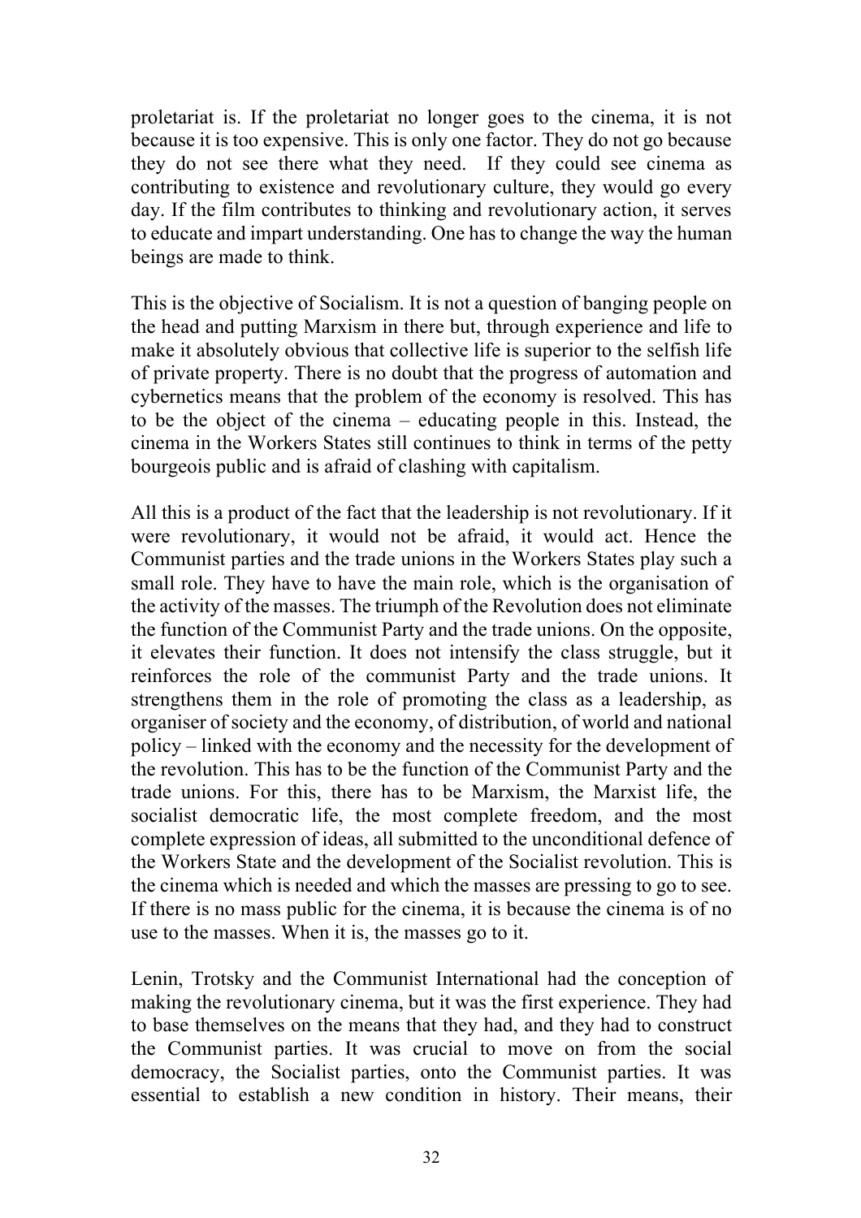proletariat is. If the proletariat no longer goes to the cinema, it is not because it is too expensive. This is only one factor. They do not go because they do not see there what they need. If they could see cinema as contributing to existence and revolutionary culture, they would go every day. If the film contributes to thinking and revolutionary action, it serves to educate and impart understanding. One has to change the way the human beings are made to think.

This is the objective of Socialism. It is not a question of banging people on the head and putting Marxism in there but, through experience and life to make it absolutely obvious that collective life is superior to the selfish life of private property. There is no doubt that the progress of automation and cybernetics means that the problem of the economy is resolved. This has to be the object of the cinema – educating people in this. Instead, the cinema in the Workers States still continues to think in terms of the petty bourgeois public and is afraid of clashing with capitalism.

All this is a product of the fact that the leadership is not revolutionary. If it were revolutionary, it would not be afraid, it would act. Hence the Communist parties and the trade unions in the Workers States play such a small role. They have to have the main role, which is the organisation of the activity of the masses. The triumph of the Revolution does not eliminate the function of the Communist Party and the trade unions. On the opposite, it elevates their function. It does not intensify the class struggle, but it reinforces the role of the communist Party and the trade unions. It strengthens them in the role of promoting the class as a leadership, as organiser of society and the economy, of distribution, of world and national policy – linked with the economy and the necessity for the development of the revolution. This has to be the function of the Communist Party and the trade unions. For this, there has to be Marxism, the Marxist life, the socialist democratic life, the most complete freedom, and the most complete expression of ideas, all submitted to the unconditional defence of the Workers State and the development of the Socialist revolution. This is the cinema which is needed and which the masses are pressing to go to see. If there is no mass public for the cinema, it is because the cinema is of no use to the masses. When it is, the masses go to it.

Lenin, Trotsky and the Communist International had the conception of making the revolutionary cinema, but it was the first experience. They had to base themselves on the means that they had, and they had to construct the Communist parties. It was crucial to move on from the social democracy, the Socialist parties, onto the Communist parties. It was essential to establish a new condition in history. Their means, their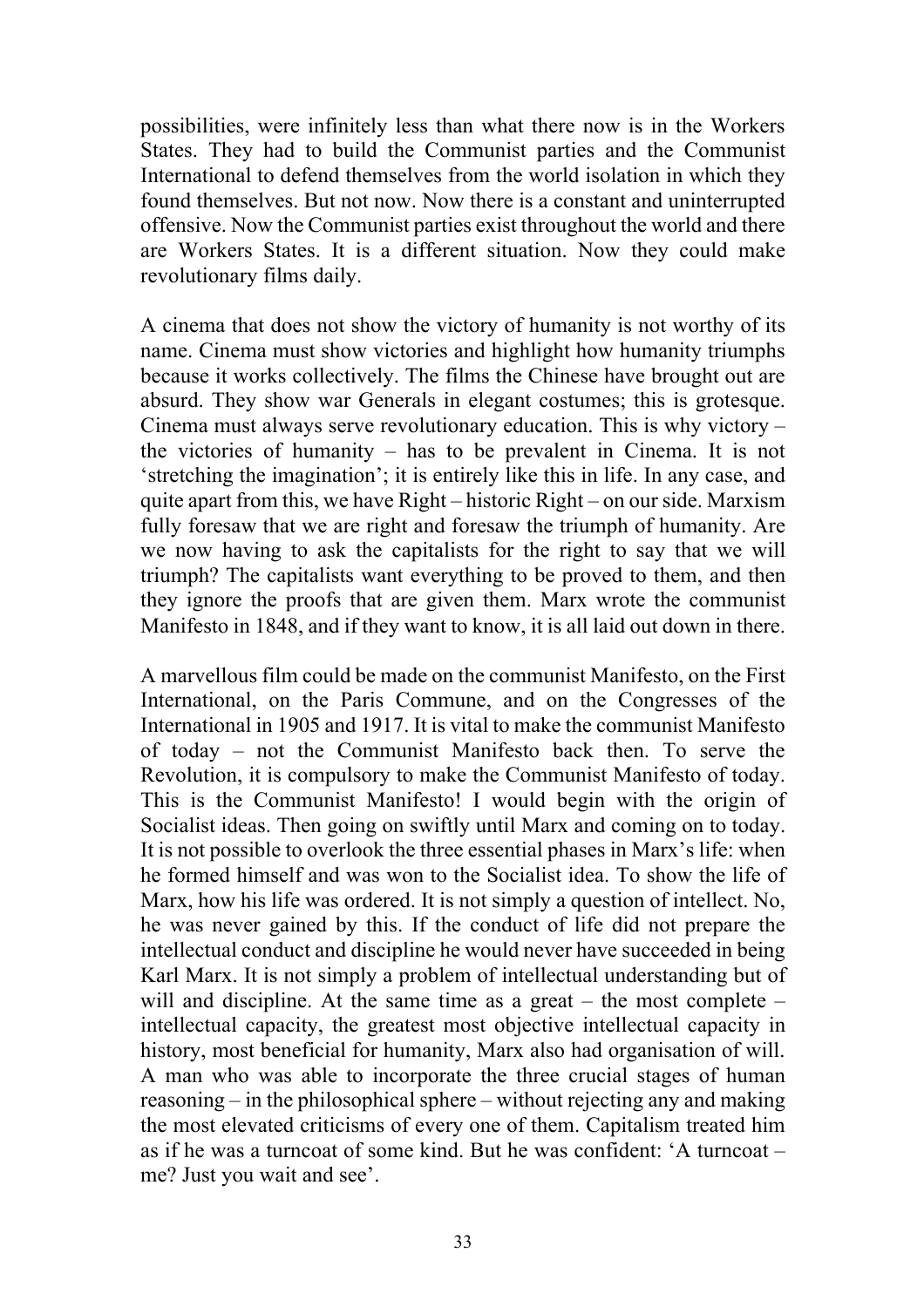possibilities, were infinitely less than what there now is in the Workers States. They had to build the Communist parties and the Communist International to defend themselves from the world isolation in which they found themselves. But not now. Now there is a constant and uninterrupted offensive. Now the Communist parties exist throughout the world and there are Workers States. It is a different situation. Now they could make revolutionary films daily.

A cinema that does not show the victory of humanity is not worthy of its name. Cinema must show victories and highlight how humanity triumphs because it works collectively. The films the Chinese have brought out are absurd. They show war Generals in elegant costumes; this is grotesque. Cinema must always serve revolutionary education. This is why victory – the victories of humanity – has to be prevalent in Cinema. It is not 'stretching the imagination'; it is entirely like this in life. In any case, and quite apart from this, we have Right – historic Right – on our side. Marxism fully foresaw that we are right and foresaw the triumph of humanity. Are we now having to ask the capitalists for the right to say that we will triumph? The capitalists want everything to be proved to them, and then they ignore the proofs that are given them. Marx wrote the communist Manifesto in 1848, and if they want to know, it is all laid out down in there.

A marvellous film could be made on the communist Manifesto, on the First International, on the Paris Commune, and on the Congresses of the International in 1905 and 1917. It is vital to make the communist Manifesto of today – not the Communist Manifesto back then. To serve the Revolution, it is compulsory to make the Communist Manifesto of today. This is the Communist Manifesto! I would begin with the origin of Socialist ideas. Then going on swiftly until Marx and coming on to today. It is not possible to overlook the three essential phases in Marx's life: when he formed himself and was won to the Socialist idea. To show the life of Marx, how his life was ordered. It is not simply a question of intellect. No, he was never gained by this. If the conduct of life did not prepare the intellectual conduct and discipline he would never have succeeded in being Karl Marx. It is not simply a problem of intellectual understanding but of will and discipline. At the same time as a great – the most complete – intellectual capacity, the greatest most objective intellectual capacity in history, most beneficial for humanity, Marx also had organisation of will. A man who was able to incorporate the three crucial stages of human reasoning – in the philosophical sphere – without rejecting any and making the most elevated criticisms of every one of them. Capitalism treated him as if he was a turncoat of some kind. But he was confident: 'A turncoat – me? Just you wait and see'.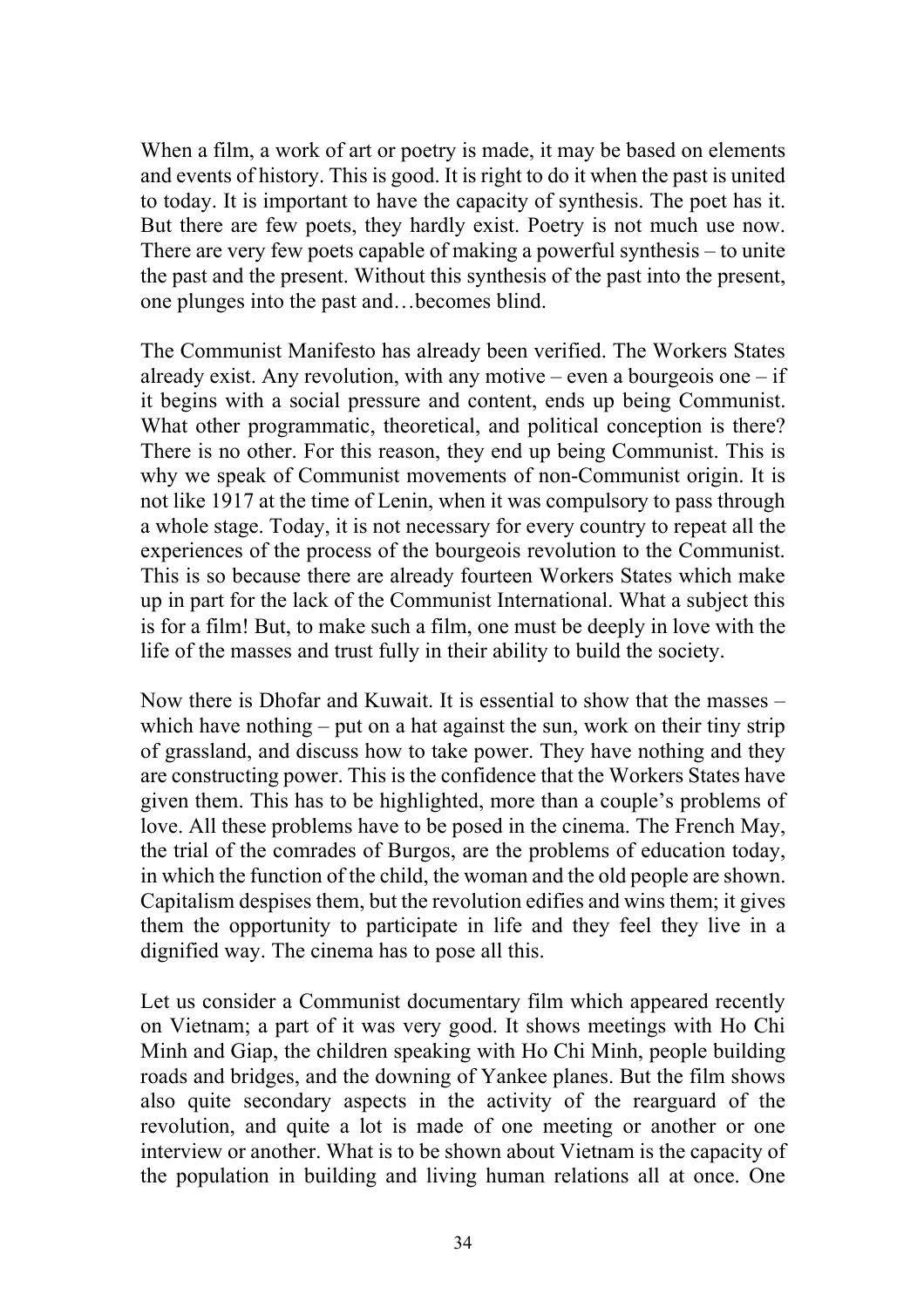When a film, a work of art or poetry is made, it may be based on elements and events of history. This is good. It is right to do it when the past is united to today. It is important to have the capacity of synthesis. The poet has it. But there are few poets, they hardly exist. Poetry is not much use now. There are very few poets capable of making a powerful synthesis – to unite the past and the present. Without this synthesis of the past into the present, one plunges into the past and…becomes blind.

The Communist Manifesto has already been verified. The Workers States already exist. Any revolution, with any motive – even a bourgeois one – if it begins with a social pressure and content, ends up being Communist. What other programmatic, theoretical, and political conception is there? There is no other. For this reason, they end up being Communist. This is why we speak of Communist movements of non-Communist origin. It is not like 1917 at the time of Lenin, when it was compulsory to pass through a whole stage. Today, it is not necessary for every country to repeat all the experiences of the process of the bourgeois revolution to the Communist. This is so because there are already fourteen Workers States which make up in part for the lack of the Communist International. What a subject this is for a film! But, to make such a film, one must be deeply in love with the life of the masses and trust fully in their ability to build the society.

Now there is Dhofar and Kuwait. It is essential to show that the masses – which have nothing – put on a hat against the sun, work on their tiny strip of grassland, and discuss how to take power. They have nothing and they are constructing power. This is the confidence that the Workers States have given them. This has to be highlighted, more than a couple's problems of love. All these problems have to be posed in the cinema. The French May, the trial of the comrades of Burgos, are the problems of education today, in which the function of the child, the woman and the old people are shown. Capitalism despises them, but the revolution edifies and wins them; it gives them the opportunity to participate in life and they feel they live in a dignified way. The cinema has to pose all this.

Let us consider a Communist documentary film which appeared recently on Vietnam; a part of it was very good. It shows meetings with Ho Chi Minh and Giap, the children speaking with Ho Chi Minh, people building roads and bridges, and the downing of Yankee planes. But the film shows also quite secondary aspects in the activity of the rearguard of the revolution, and quite a lot is made of one meeting or another or one interview or another. What is to be shown about Vietnam is the capacity of the population in building and living human relations all at once. One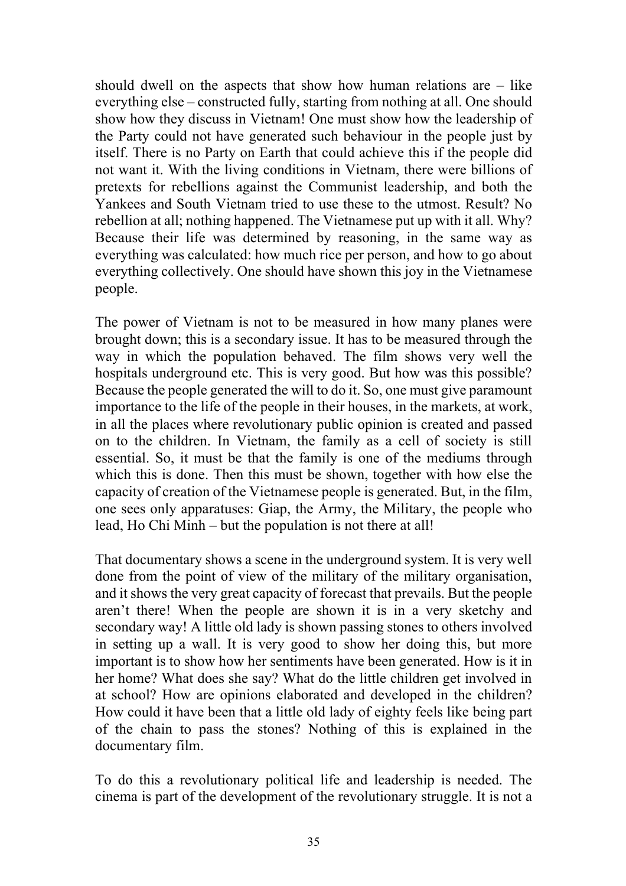should dwell on the aspects that show how human relations are – like everything else – constructed fully, starting from nothing at all. One should show how they discuss in Vietnam! One must show how the leadership of the Party could not have generated such behaviour in the people just by itself. There is no Party on Earth that could achieve this if the people did not want it. With the living conditions in Vietnam, there were billions of pretexts for rebellions against the Communist leadership, and both the Yankees and South Vietnam tried to use these to the utmost. Result? No rebellion at all; nothing happened. The Vietnamese put up with it all. Why? Because their life was determined by reasoning, in the same way as everything was calculated: how much rice per person, and how to go about everything collectively. One should have shown this joy in the Vietnamese people.

The power of Vietnam is not to be measured in how many planes were brought down; this is a secondary issue. It has to be measured through the way in which the population behaved. The film shows very well the hospitals underground etc. This is very good. But how was this possible? Because the people generated the will to do it. So, one must give paramount importance to the life of the people in their houses, in the markets, at work, in all the places where revolutionary public opinion is created and passed on to the children. In Vietnam, the family as a cell of society is still essential. So, it must be that the family is one of the mediums through which this is done. Then this must be shown, together with how else the capacity of creation of the Vietnamese people is generated. But, in the film, one sees only apparatuses: Giap, the Army, the Military, the people who lead, Ho Chi Minh – but the population is not there at all!

That documentary shows a scene in the underground system. It is very well done from the point of view of the military of the military organisation, and it shows the very great capacity of forecast that prevails. But the people aren't there! When the people are shown it is in a very sketchy and secondary way! A little old lady is shown passing stones to others involved in setting up a wall. It is very good to show her doing this, but more important is to show how her sentiments have been generated. How is it in her home? What does she say? What do the little children get involved in at school? How are opinions elaborated and developed in the children? How could it have been that a little old lady of eighty feels like being part of the chain to pass the stones? Nothing of this is explained in the documentary film.

To do this a revolutionary political life and leadership is needed. The cinema is part of the development of the revolutionary struggle. It is not a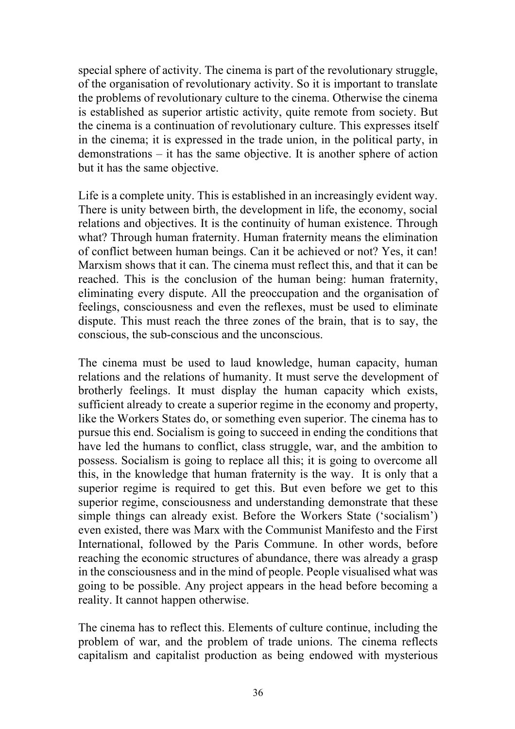special sphere of activity. The cinema is part of the revolutionary struggle, of the organisation of revolutionary activity. So it is important to translate the problems of revolutionary culture to the cinema. Otherwise the cinema is established as superior artistic activity, quite remote from society. But the cinema is a continuation of revolutionary culture. This expresses itself in the cinema; it is expressed in the trade union, in the political party, in demonstrations – it has the same objective. It is another sphere of action but it has the same objective.

Life is a complete unity. This is established in an increasingly evident way. There is unity between birth, the development in life, the economy, social relations and objectives. It is the continuity of human existence. Through what? Through human fraternity. Human fraternity means the elimination of conflict between human beings. Can it be achieved or not? Yes, it can! Marxism shows that it can. The cinema must reflect this, and that it can be reached. This is the conclusion of the human being: human fraternity, eliminating every dispute. All the preoccupation and the organisation of feelings, consciousness and even the reflexes, must be used to eliminate dispute. This must reach the three zones of the brain, that is to say, the conscious, the sub-conscious and the unconscious.

The cinema must be used to laud knowledge, human capacity, human relations and the relations of humanity. It must serve the development of brotherly feelings. It must display the human capacity which exists, sufficient already to create a superior regime in the economy and property, like the Workers States do, or something even superior. The cinema has to pursue this end. Socialism is going to succeed in ending the conditions that have led the humans to conflict, class struggle, war, and the ambition to possess. Socialism is going to replace all this; it is going to overcome all this, in the knowledge that human fraternity is the way. It is only that a superior regime is required to get this. But even before we get to this superior regime, consciousness and understanding demonstrate that these simple things can already exist. Before the Workers State ('socialism') even existed, there was Marx with the Communist Manifesto and the First International, followed by the Paris Commune. In other words, before reaching the economic structures of abundance, there was already a grasp in the consciousness and in the mind of people. People visualised what was going to be possible. Any project appears in the head before becoming a reality. It cannot happen otherwise.

The cinema has to reflect this. Elements of culture continue, including the problem of war, and the problem of trade unions. The cinema reflects capitalism and capitalist production as being endowed with mysterious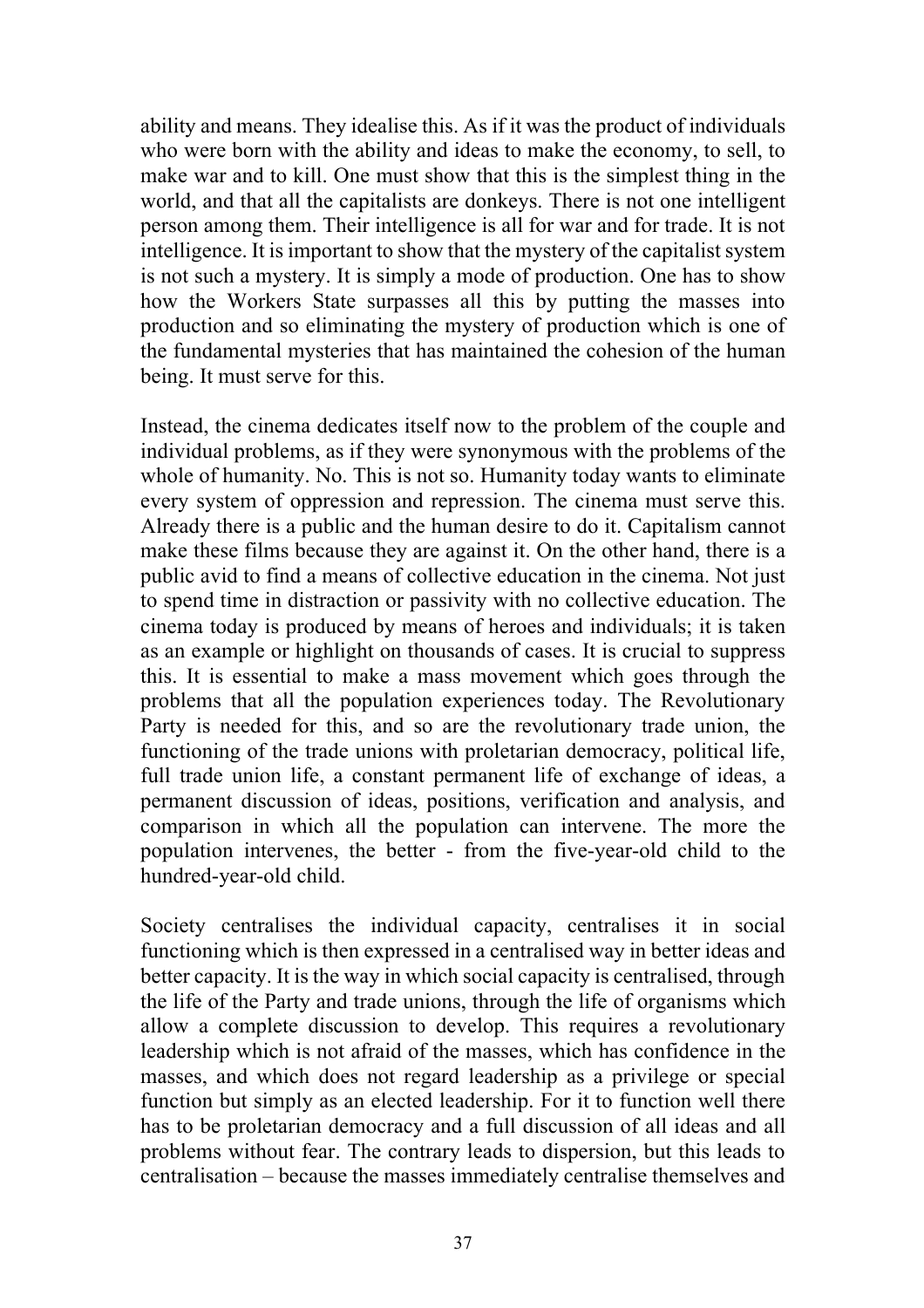ability and means. They idealise this. As if it was the product of individuals who were born with the ability and ideas to make the economy, to sell, to make war and to kill. One must show that this is the simplest thing in the world, and that all the capitalists are donkeys. There is not one intelligent person among them. Their intelligence is all for war and for trade. It is not intelligence. It is important to show that the mystery of the capitalist system is not such a mystery. It is simply a mode of production. One has to show how the Workers State surpasses all this by putting the masses into production and so eliminating the mystery of production which is one of the fundamental mysteries that has maintained the cohesion of the human being. It must serve for this.

Instead, the cinema dedicates itself now to the problem of the couple and individual problems, as if they were synonymous with the problems of the whole of humanity. No. This is not so. Humanity today wants to eliminate every system of oppression and repression. The cinema must serve this. Already there is a public and the human desire to do it. Capitalism cannot make these films because they are against it. On the other hand, there is a public avid to find a means of collective education in the cinema. Not just to spend time in distraction or passivity with no collective education. The cinema today is produced by means of heroes and individuals; it is taken as an example or highlight on thousands of cases. It is crucial to suppress this. It is essential to make a mass movement which goes through the problems that all the population experiences today. The Revolutionary Party is needed for this, and so are the revolutionary trade union, the functioning of the trade unions with proletarian democracy, political life, full trade union life, a constant permanent life of exchange of ideas, a permanent discussion of ideas, positions, verification and analysis, and comparison in which all the population can intervene. The more the population intervenes, the better - from the five-year-old child to the hundred-year-old child.

Society centralises the individual capacity, centralises it in social functioning which is then expressed in a centralised way in better ideas and better capacity. It is the way in which social capacity is centralised, through the life of the Party and trade unions, through the life of organisms which allow a complete discussion to develop. This requires a revolutionary leadership which is not afraid of the masses, which has confidence in the masses, and which does not regard leadership as a privilege or special function but simply as an elected leadership. For it to function well there has to be proletarian democracy and a full discussion of all ideas and all problems without fear. The contrary leads to dispersion, but this leads to centralisation – because the masses immediately centralise themselves and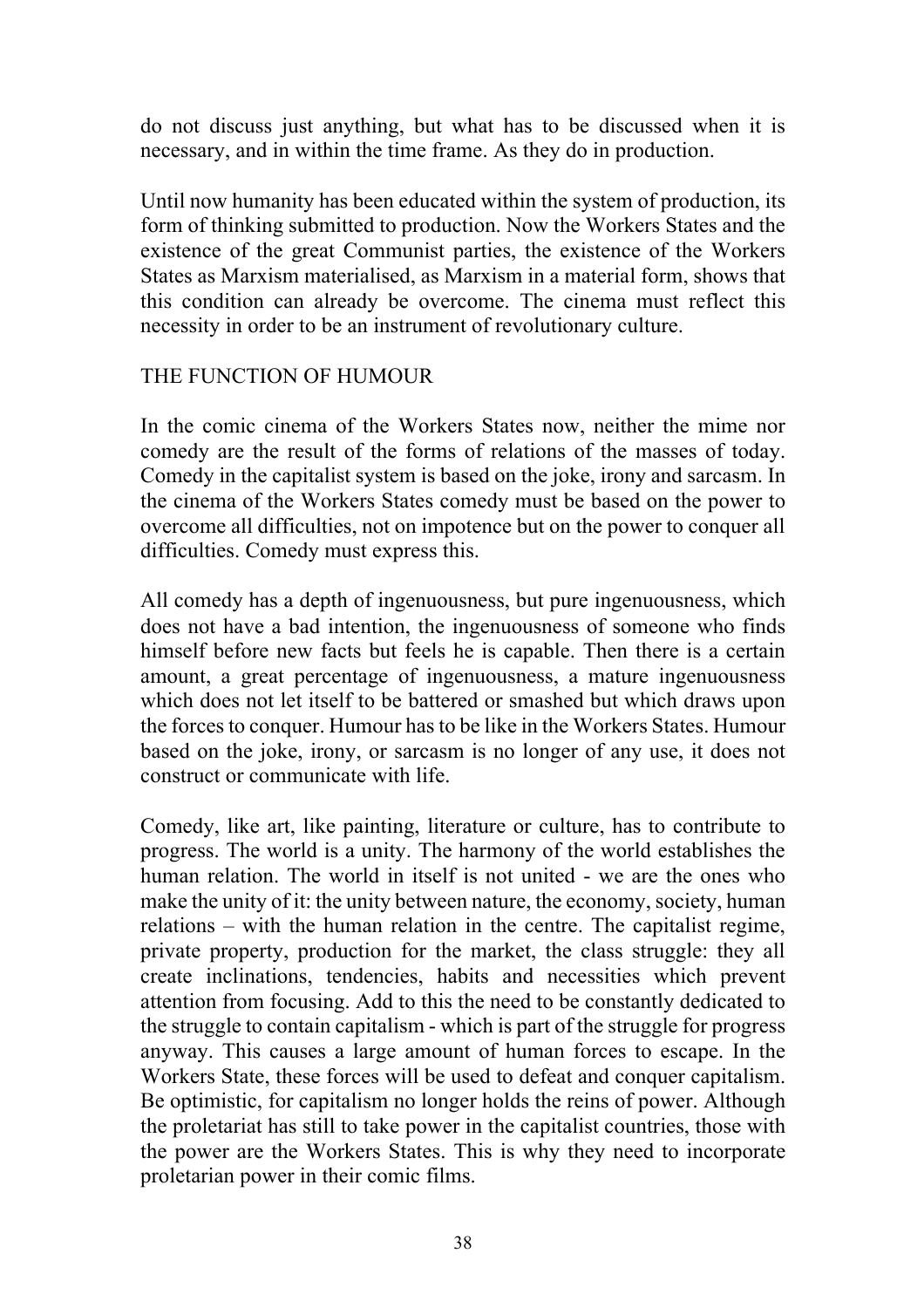do not discuss just anything, but what has to be discussed when it is necessary, and in within the time frame. As they do in production.

Until now humanity has been educated within the system of production, its form of thinking submitted to production. Now the Workers States and the existence of the great Communist parties, the existence of the Workers States as Marxism materialised, as Marxism in a material form, shows that this condition can already be overcome. The cinema must reflect this necessity in order to be an instrument of revolutionary culture.

## THE FUNCTION OF HUMOUR

In the comic cinema of the Workers States now, neither the mime nor comedy are the result of the forms of relations of the masses of today. Comedy in the capitalist system is based on the joke, irony and sarcasm. In the cinema of the Workers States comedy must be based on the power to overcome all difficulties, not on impotence but on the power to conquer all difficulties. Comedy must express this.

All comedy has a depth of ingenuousness, but pure ingenuousness, which does not have a bad intention, the ingenuousness of someone who finds himself before new facts but feels he is capable. Then there is a certain amount, a great percentage of ingenuousness, a mature ingenuousness which does not let itself to be battered or smashed but which draws upon the forces to conquer. Humour has to be like in the Workers States. Humour based on the joke, irony, or sarcasm is no longer of any use, it does not construct or communicate with life.

Comedy, like art, like painting, literature or culture, has to contribute to progress. The world is a unity. The harmony of the world establishes the human relation. The world in itself is not united - we are the ones who make the unity of it: the unity between nature, the economy, society, human relations – with the human relation in the centre. The capitalist regime, private property, production for the market, the class struggle: they all create inclinations, tendencies, habits and necessities which prevent attention from focusing. Add to this the need to be constantly dedicated to the struggle to contain capitalism - which is part of the struggle for progress anyway. This causes a large amount of human forces to escape. In the Workers State, these forces will be used to defeat and conquer capitalism. Be optimistic, for capitalism no longer holds the reins of power. Although the proletariat has still to take power in the capitalist countries, those with the power are the Workers States. This is why they need to incorporate proletarian power in their comic films.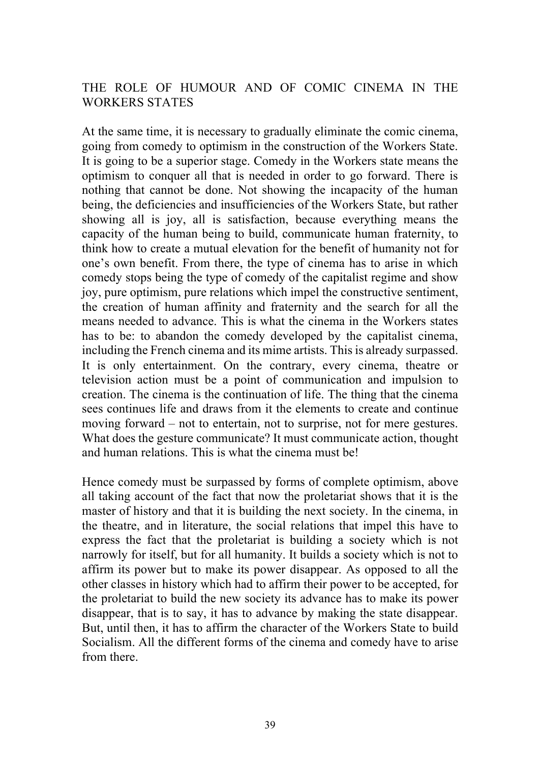## THE ROLE OF HUMOUR AND OF COMIC CINEMA IN THE WORKERS STATES

At the same time, it is necessary to gradually eliminate the comic cinema, going from comedy to optimism in the construction of the Workers State. It is going to be a superior stage. Comedy in the Workers state means the optimism to conquer all that is needed in order to go forward. There is nothing that cannot be done. Not showing the incapacity of the human being, the deficiencies and insufficiencies of the Workers State, but rather showing all is joy, all is satisfaction, because everything means the capacity of the human being to build, communicate human fraternity, to think how to create a mutual elevation for the benefit of humanity not for one's own benefit. From there, the type of cinema has to arise in which comedy stops being the type of comedy of the capitalist regime and show joy, pure optimism, pure relations which impel the constructive sentiment, the creation of human affinity and fraternity and the search for all the means needed to advance. This is what the cinema in the Workers states has to be: to abandon the comedy developed by the capitalist cinema, including the French cinema and its mime artists. This is already surpassed. It is only entertainment. On the contrary, every cinema, theatre or television action must be a point of communication and impulsion to creation. The cinema is the continuation of life. The thing that the cinema sees continues life and draws from it the elements to create and continue moving forward – not to entertain, not to surprise, not for mere gestures. What does the gesture communicate? It must communicate action, thought and human relations. This is what the cinema must be!

Hence comedy must be surpassed by forms of complete optimism, above all taking account of the fact that now the proletariat shows that it is the master of history and that it is building the next society. In the cinema, in the theatre, and in literature, the social relations that impel this have to express the fact that the proletariat is building a society which is not narrowly for itself, but for all humanity. It builds a society which is not to affirm its power but to make its power disappear. As opposed to all the other classes in history which had to affirm their power to be accepted, for the proletariat to build the new society its advance has to make its power disappear, that is to say, it has to advance by making the state disappear. But, until then, it has to affirm the character of the Workers State to build Socialism. All the different forms of the cinema and comedy have to arise from there.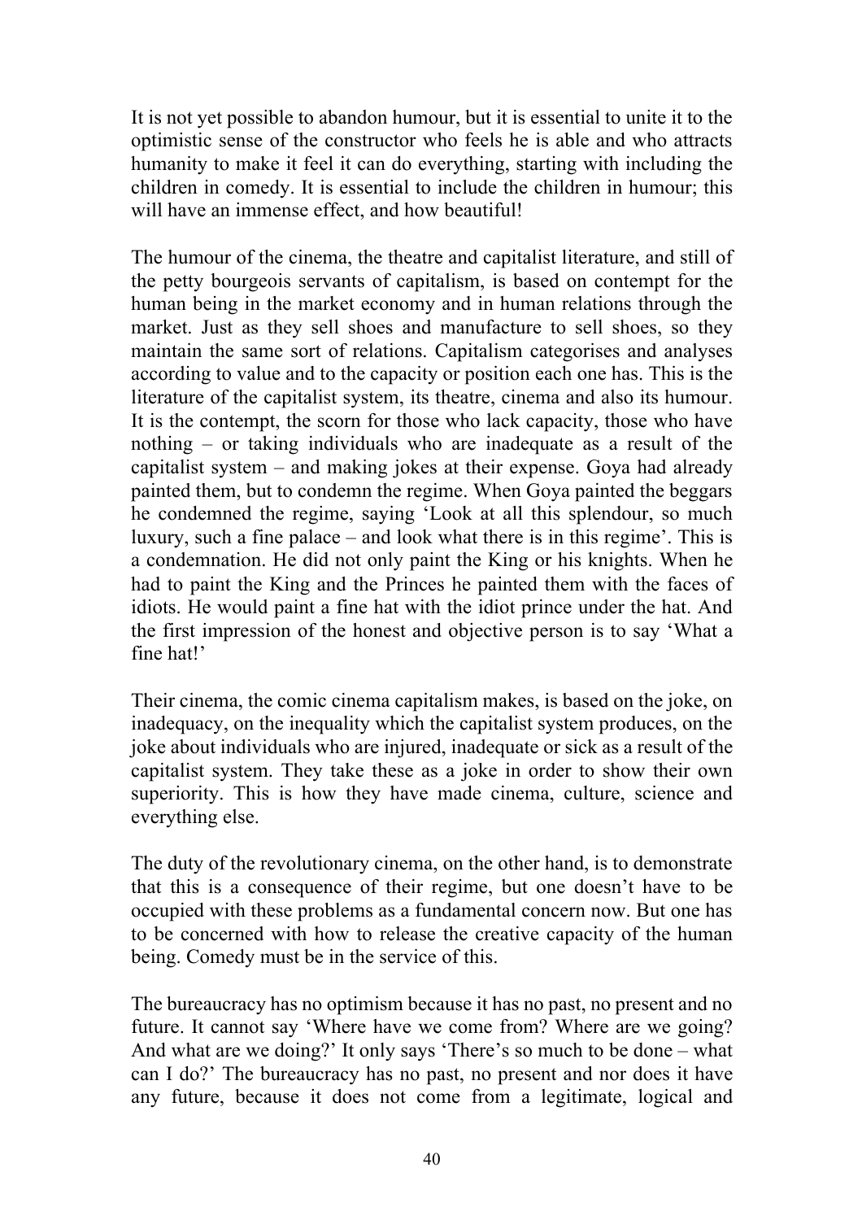It is not yet possible to abandon humour, but it is essential to unite it to the optimistic sense of the constructor who feels he is able and who attracts humanity to make it feel it can do everything, starting with including the children in comedy. It is essential to include the children in humour; this will have an immense effect, and how beautiful!

The humour of the cinema, the theatre and capitalist literature, and still of the petty bourgeois servants of capitalism, is based on contempt for the human being in the market economy and in human relations through the market. Just as they sell shoes and manufacture to sell shoes, so they maintain the same sort of relations. Capitalism categorises and analyses according to value and to the capacity or position each one has. This is the literature of the capitalist system, its theatre, cinema and also its humour. It is the contempt, the scorn for those who lack capacity, those who have nothing – or taking individuals who are inadequate as a result of the capitalist system – and making jokes at their expense. Goya had already painted them, but to condemn the regime. When Goya painted the beggars he condemned the regime, saying 'Look at all this splendour, so much luxury, such a fine palace – and look what there is in this regime'. This is a condemnation. He did not only paint the King or his knights. When he had to paint the King and the Princes he painted them with the faces of idiots. He would paint a fine hat with the idiot prince under the hat. And the first impression of the honest and objective person is to say 'What a fine hat!'

Their cinema, the comic cinema capitalism makes, is based on the joke, on inadequacy, on the inequality which the capitalist system produces, on the joke about individuals who are injured, inadequate or sick as a result of the capitalist system. They take these as a joke in order to show their own superiority. This is how they have made cinema, culture, science and everything else.

The duty of the revolutionary cinema, on the other hand, is to demonstrate that this is a consequence of their regime, but one doesn't have to be occupied with these problems as a fundamental concern now. But one has to be concerned with how to release the creative capacity of the human being. Comedy must be in the service of this.

The bureaucracy has no optimism because it has no past, no present and no future. It cannot say 'Where have we come from? Where are we going? And what are we doing?' It only says 'There's so much to be done – what can I do?' The bureaucracy has no past, no present and nor does it have any future, because it does not come from a legitimate, logical and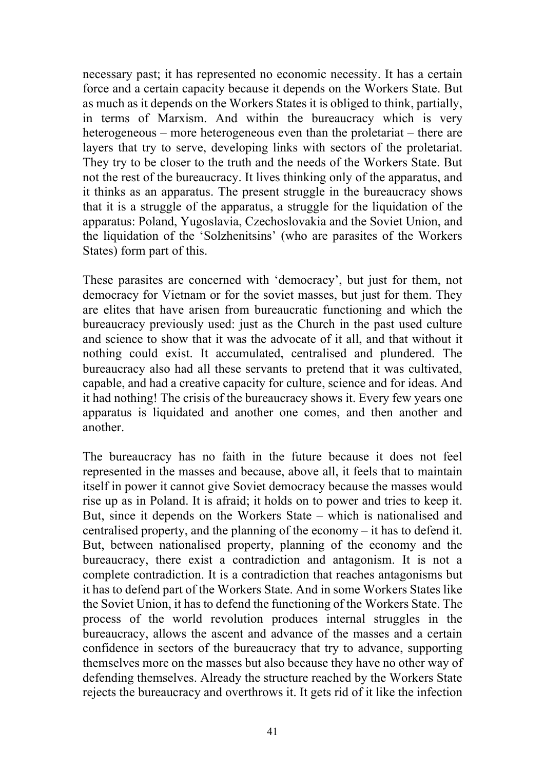necessary past; it has represented no economic necessity. It has a certain force and a certain capacity because it depends on the Workers State. But as much as it depends on the Workers States it is obliged to think, partially, in terms of Marxism. And within the bureaucracy which is very heterogeneous – more heterogeneous even than the proletariat – there are layers that try to serve, developing links with sectors of the proletariat. They try to be closer to the truth and the needs of the Workers State. But not the rest of the bureaucracy. It lives thinking only of the apparatus, and it thinks as an apparatus. The present struggle in the bureaucracy shows that it is a struggle of the apparatus, a struggle for the liquidation of the apparatus: Poland, Yugoslavia, Czechoslovakia and the Soviet Union, and the liquidation of the 'Solzhenitsins' (who are parasites of the Workers States) form part of this.

These parasites are concerned with 'democracy', but just for them, not democracy for Vietnam or for the soviet masses, but just for them. They are elites that have arisen from bureaucratic functioning and which the bureaucracy previously used: just as the Church in the past used culture and science to show that it was the advocate of it all, and that without it nothing could exist. It accumulated, centralised and plundered. The bureaucracy also had all these servants to pretend that it was cultivated, capable, and had a creative capacity for culture, science and for ideas. And it had nothing! The crisis of the bureaucracy shows it. Every few years one apparatus is liquidated and another one comes, and then another and another.

The bureaucracy has no faith in the future because it does not feel represented in the masses and because, above all, it feels that to maintain itself in power it cannot give Soviet democracy because the masses would rise up as in Poland. It is afraid; it holds on to power and tries to keep it. But, since it depends on the Workers State – which is nationalised and centralised property, and the planning of the economy – it has to defend it. But, between nationalised property, planning of the economy and the bureaucracy, there exist a contradiction and antagonism. It is not a complete contradiction. It is a contradiction that reaches antagonisms but it has to defend part of the Workers State. And in some Workers States like the Soviet Union, it has to defend the functioning of the Workers State. The process of the world revolution produces internal struggles in the bureaucracy, allows the ascent and advance of the masses and a certain confidence in sectors of the bureaucracy that try to advance, supporting themselves more on the masses but also because they have no other way of defending themselves. Already the structure reached by the Workers State rejects the bureaucracy and overthrows it. It gets rid of it like the infection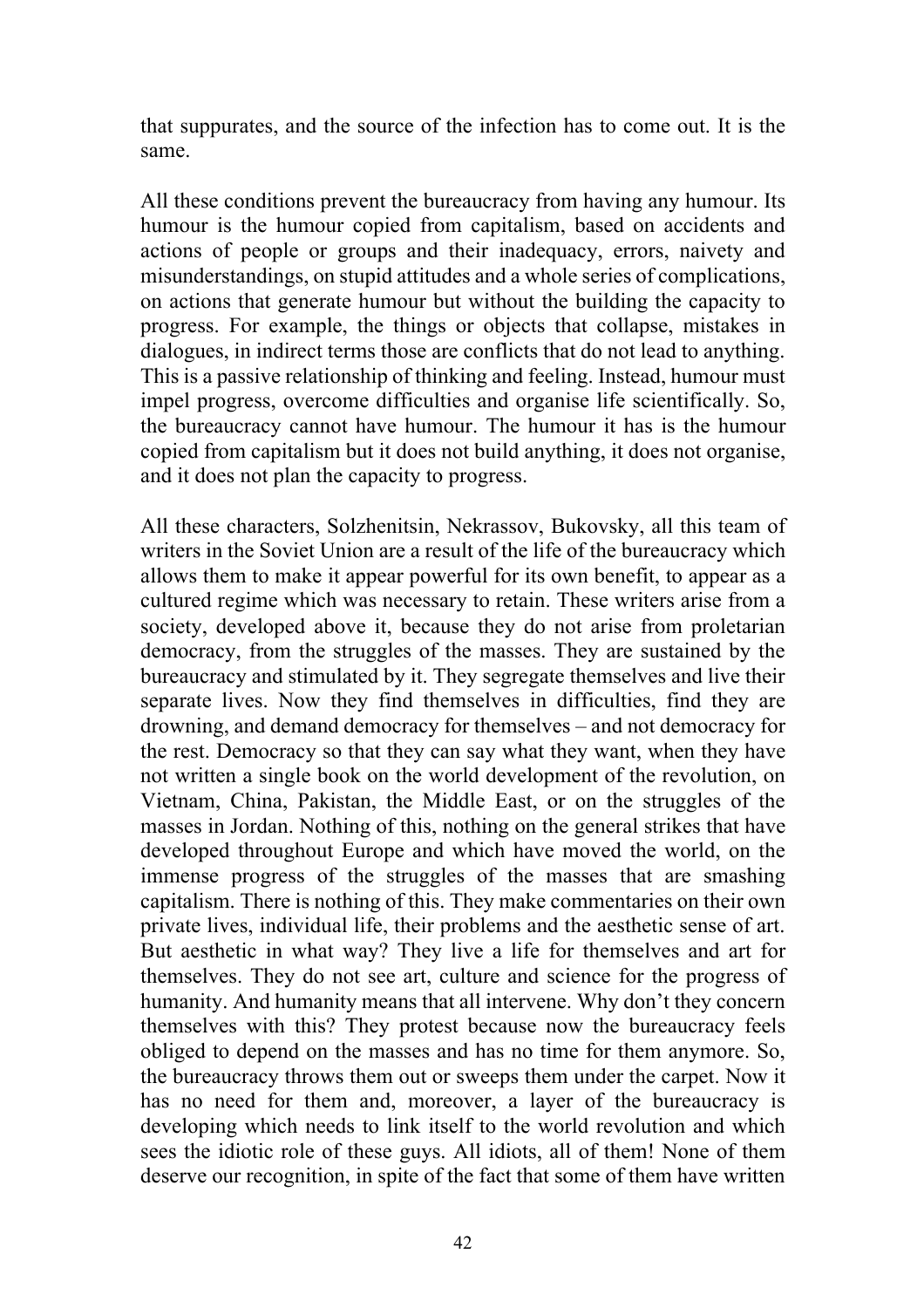that suppurates, and the source of the infection has to come out. It is the same.

All these conditions prevent the bureaucracy from having any humour. Its humour is the humour copied from capitalism, based on accidents and actions of people or groups and their inadequacy, errors, naivety and misunderstandings, on stupid attitudes and a whole series of complications, on actions that generate humour but without the building the capacity to progress. For example, the things or objects that collapse, mistakes in dialogues, in indirect terms those are conflicts that do not lead to anything. This is a passive relationship of thinking and feeling. Instead, humour must impel progress, overcome difficulties and organise life scientifically. So, the bureaucracy cannot have humour. The humour it has is the humour copied from capitalism but it does not build anything, it does not organise, and it does not plan the capacity to progress.

All these characters, Solzhenitsin, Nekrassov, Bukovsky, all this team of writers in the Soviet Union are a result of the life of the bureaucracy which allows them to make it appear powerful for its own benefit, to appear as a cultured regime which was necessary to retain. These writers arise from a society, developed above it, because they do not arise from proletarian democracy, from the struggles of the masses. They are sustained by the bureaucracy and stimulated by it. They segregate themselves and live their separate lives. Now they find themselves in difficulties, find they are drowning, and demand democracy for themselves – and not democracy for the rest. Democracy so that they can say what they want, when they have not written a single book on the world development of the revolution, on Vietnam, China, Pakistan, the Middle East, or on the struggles of the masses in Jordan. Nothing of this, nothing on the general strikes that have developed throughout Europe and which have moved the world, on the immense progress of the struggles of the masses that are smashing capitalism. There is nothing of this. They make commentaries on their own private lives, individual life, their problems and the aesthetic sense of art. But aesthetic in what way? They live a life for themselves and art for themselves. They do not see art, culture and science for the progress of humanity. And humanity means that all intervene. Why don't they concern themselves with this? They protest because now the bureaucracy feels obliged to depend on the masses and has no time for them anymore. So, the bureaucracy throws them out or sweeps them under the carpet. Now it has no need for them and, moreover, a layer of the bureaucracy is developing which needs to link itself to the world revolution and which sees the idiotic role of these guys. All idiots, all of them! None of them deserve our recognition, in spite of the fact that some of them have written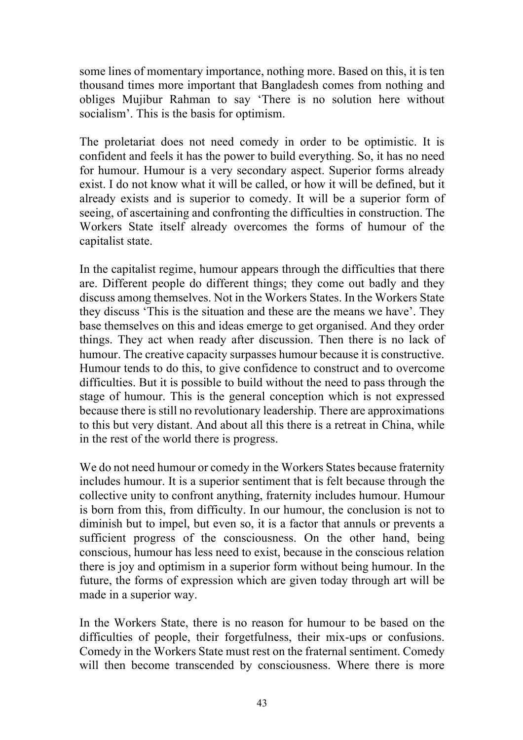some lines of momentary importance, nothing more. Based on this, it is ten thousand times more important that Bangladesh comes from nothing and obliges Mujibur Rahman to say 'There is no solution here without socialism'. This is the basis for optimism.

The proletariat does not need comedy in order to be optimistic. It is confident and feels it has the power to build everything. So, it has no need for humour. Humour is a very secondary aspect. Superior forms already exist. I do not know what it will be called, or how it will be defined, but it already exists and is superior to comedy. It will be a superior form of seeing, of ascertaining and confronting the difficulties in construction. The Workers State itself already overcomes the forms of humour of the capitalist state.

In the capitalist regime, humour appears through the difficulties that there are. Different people do different things; they come out badly and they discuss among themselves. Not in the Workers States. In the Workers State they discuss 'This is the situation and these are the means we have'. They base themselves on this and ideas emerge to get organised. And they order things. They act when ready after discussion. Then there is no lack of humour. The creative capacity surpasses humour because it is constructive. Humour tends to do this, to give confidence to construct and to overcome difficulties. But it is possible to build without the need to pass through the stage of humour. This is the general conception which is not expressed because there is still no revolutionary leadership. There are approximations to this but very distant. And about all this there is a retreat in China, while in the rest of the world there is progress.

We do not need humour or comedy in the Workers States because fraternity includes humour. It is a superior sentiment that is felt because through the collective unity to confront anything, fraternity includes humour. Humour is born from this, from difficulty. In our humour, the conclusion is not to diminish but to impel, but even so, it is a factor that annuls or prevents a sufficient progress of the consciousness. On the other hand, being conscious, humour has less need to exist, because in the conscious relation there is joy and optimism in a superior form without being humour. In the future, the forms of expression which are given today through art will be made in a superior way.

In the Workers State, there is no reason for humour to be based on the difficulties of people, their forgetfulness, their mix-ups or confusions. Comedy in the Workers State must rest on the fraternal sentiment. Comedy will then become transcended by consciousness. Where there is more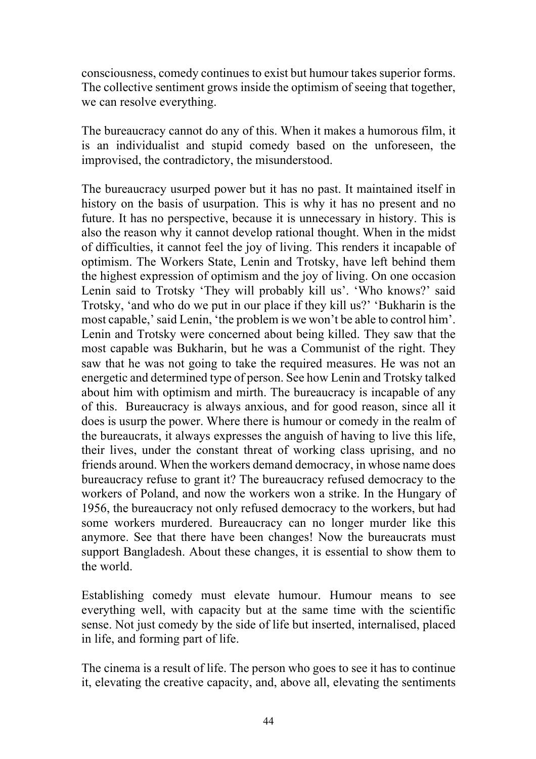consciousness, comedy continues to exist but humour takes superior forms. The collective sentiment grows inside the optimism of seeing that together, we can resolve everything.

The bureaucracy cannot do any of this. When it makes a humorous film, it is an individualist and stupid comedy based on the unforeseen, the improvised, the contradictory, the misunderstood.

The bureaucracy usurped power but it has no past. It maintained itself in history on the basis of usurpation. This is why it has no present and no future. It has no perspective, because it is unnecessary in history. This is also the reason why it cannot develop rational thought. When in the midst of difficulties, it cannot feel the joy of living. This renders it incapable of optimism. The Workers State, Lenin and Trotsky, have left behind them the highest expression of optimism and the joy of living. On one occasion Lenin said to Trotsky 'They will probably kill us'. 'Who knows?' said Trotsky, 'and who do we put in our place if they kill us?' 'Bukharin is the most capable,' said Lenin, 'the problem is we won't be able to control him'. Lenin and Trotsky were concerned about being killed. They saw that the most capable was Bukharin, but he was a Communist of the right. They saw that he was not going to take the required measures. He was not an energetic and determined type of person. See how Lenin and Trotsky talked about him with optimism and mirth. The bureaucracy is incapable of any of this. Bureaucracy is always anxious, and for good reason, since all it does is usurp the power. Where there is humour or comedy in the realm of the bureaucrats, it always expresses the anguish of having to live this life, their lives, under the constant threat of working class uprising, and no friends around. When the workers demand democracy, in whose name does bureaucracy refuse to grant it? The bureaucracy refused democracy to the workers of Poland, and now the workers won a strike. In the Hungary of 1956, the bureaucracy not only refused democracy to the workers, but had some workers murdered. Bureaucracy can no longer murder like this anymore. See that there have been changes! Now the bureaucrats must support Bangladesh. About these changes, it is essential to show them to the world.

Establishing comedy must elevate humour. Humour means to see everything well, with capacity but at the same time with the scientific sense. Not just comedy by the side of life but inserted, internalised, placed in life, and forming part of life.

The cinema is a result of life. The person who goes to see it has to continue it, elevating the creative capacity, and, above all, elevating the sentiments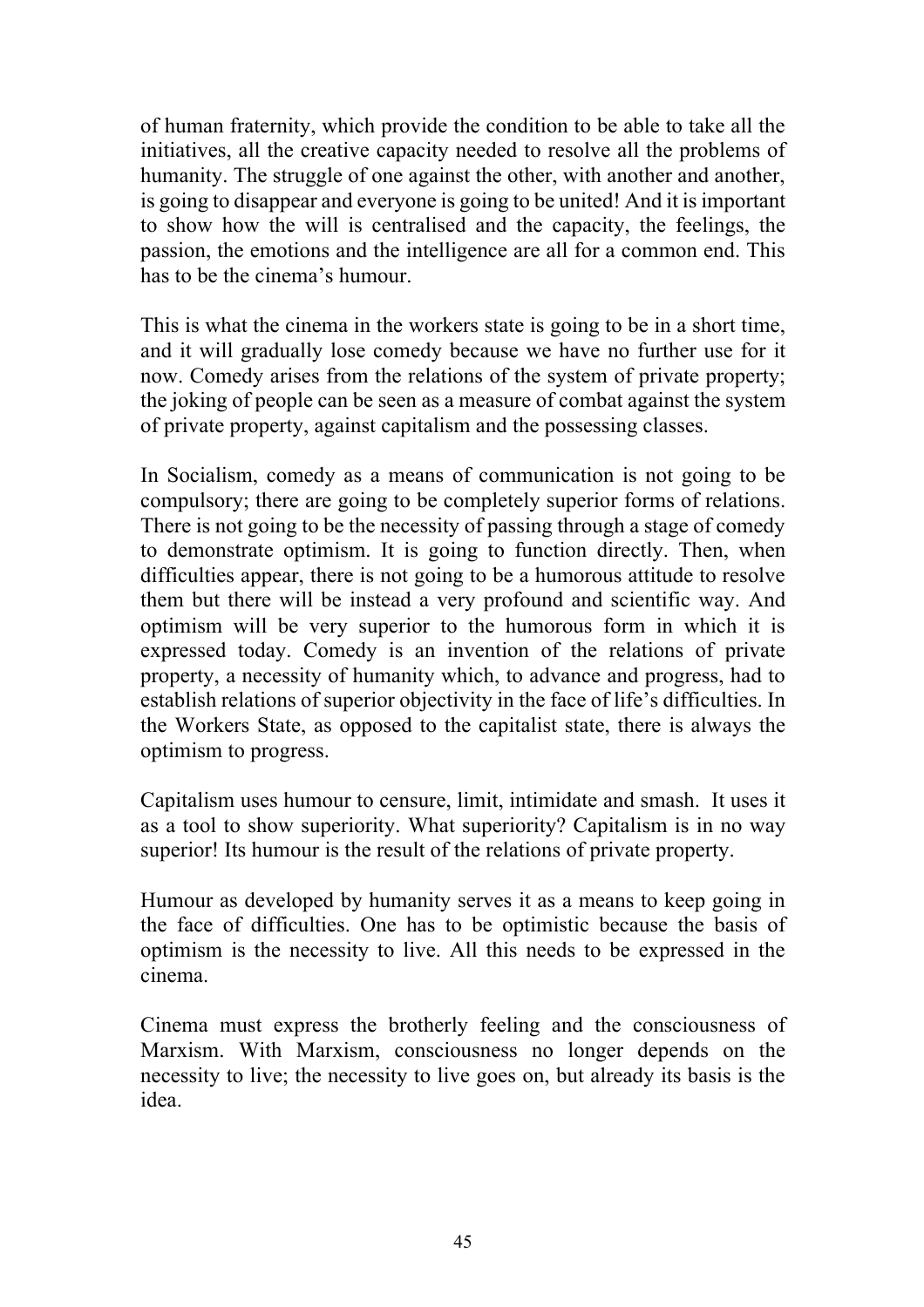of human fraternity, which provide the condition to be able to take all the initiatives, all the creative capacity needed to resolve all the problems of humanity. The struggle of one against the other, with another and another, is going to disappear and everyone is going to be united! And it is important to show how the will is centralised and the capacity, the feelings, the passion, the emotions and the intelligence are all for a common end. This has to be the cinema's humour.

This is what the cinema in the workers state is going to be in a short time, and it will gradually lose comedy because we have no further use for it now. Comedy arises from the relations of the system of private property; the joking of people can be seen as a measure of combat against the system of private property, against capitalism and the possessing classes.

In Socialism, comedy as a means of communication is not going to be compulsory; there are going to be completely superior forms of relations. There is not going to be the necessity of passing through a stage of comedy to demonstrate optimism. It is going to function directly. Then, when difficulties appear, there is not going to be a humorous attitude to resolve them but there will be instead a very profound and scientific way. And optimism will be very superior to the humorous form in which it is expressed today. Comedy is an invention of the relations of private property, a necessity of humanity which, to advance and progress, had to establish relations of superior objectivity in the face of life's difficulties. In the Workers State, as opposed to the capitalist state, there is always the optimism to progress.

Capitalism uses humour to censure, limit, intimidate and smash. It uses it as a tool to show superiority. What superiority? Capitalism is in no way superior! Its humour is the result of the relations of private property.

Humour as developed by humanity serves it as a means to keep going in the face of difficulties. One has to be optimistic because the basis of optimism is the necessity to live. All this needs to be expressed in the cinema.

Cinema must express the brotherly feeling and the consciousness of Marxism. With Marxism, consciousness no longer depends on the necessity to live; the necessity to live goes on, but already its basis is the idea.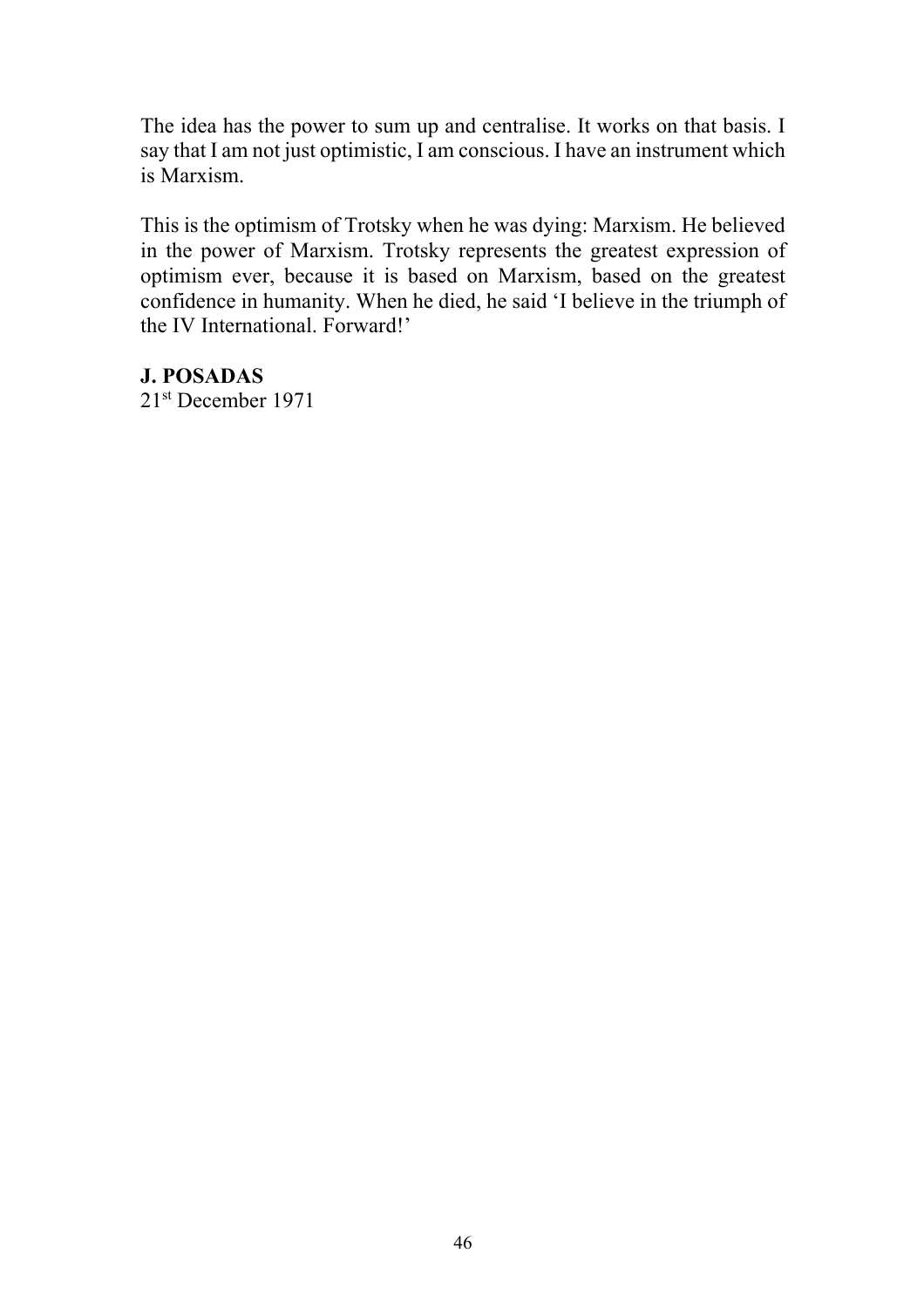The idea has the power to sum up and centralise. It works on that basis. I say that I am not just optimistic, I am conscious. I have an instrument which is Marxism.

This is the optimism of Trotsky when he was dying: Marxism. He believed in the power of Marxism. Trotsky represents the greatest expression of optimism ever, because it is based on Marxism, based on the greatest confidence in humanity. When he died, he said 'I believe in the triumph of the IV International. Forward!'

**J. POSADAS**
21st December 1971